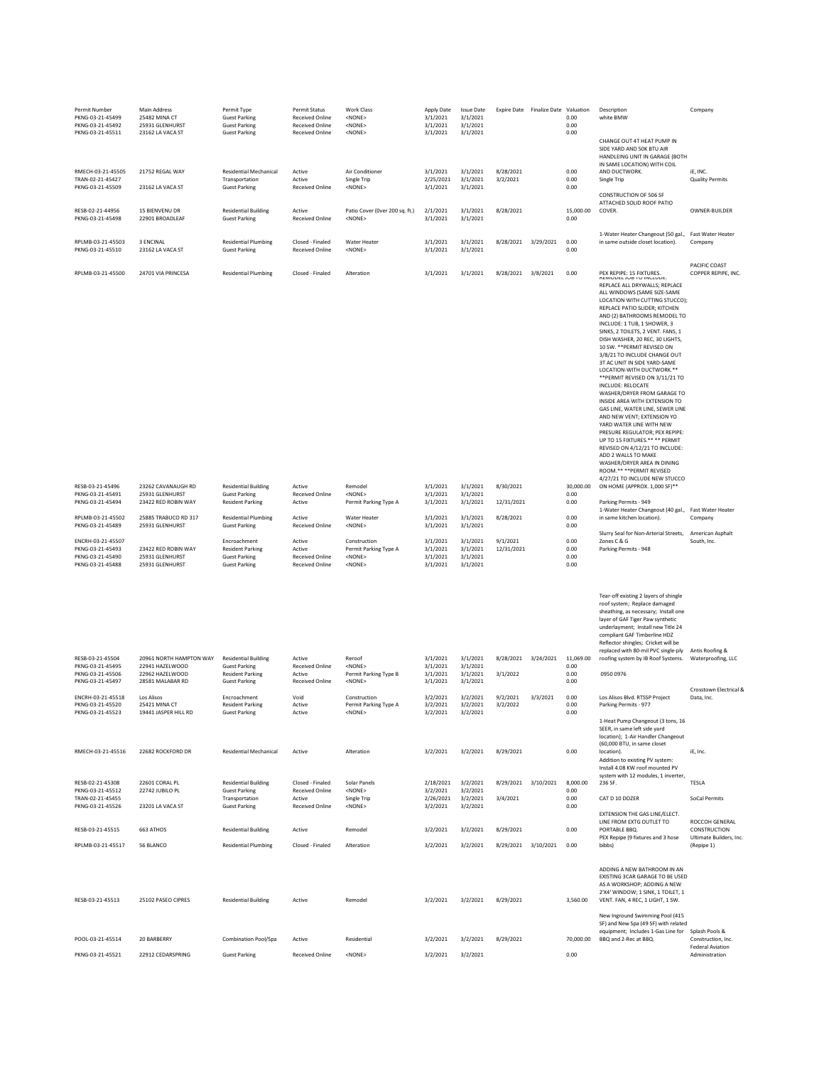| Permit Number | Main Address | Permit Type | Permit Status | Work Class | Apply Date | Issue Date | Expire Date | Finalize Date | Valuation | Description | Company |
|---|---|---|---|---|---|---|---|---|---|---|---|
| PKNG-03-21-45499 | 25482 MINA CT | Guest Parking | Received Online | <NONE> | 3/1/2021 | 3/1/2021 | | | 0.00 | white BMW | |
| PKNG-03-21-45492 | 25931 GLENHURST | Guest Parking | Received Online | <NONE> | 3/1/2021 | 3/1/2021 | | | 0.00 | | |
| PKNG-03-21-45511 | 23162 LA VACA ST | Guest Parking | Received Online | <NONE> | 3/1/2021 | 3/1/2021 | | | 0.00 | | |
| RMECH-03-21-45505 | 21752 REGAL WAY | Residential Mechanical | Active | Air Conditioner | 3/1/2021 | 3/1/2021 | 8/28/2021 | | 0.00 | CHANGE OUT 4T HEAT PUMP IN SIDE YARD AND 50K BTU AIR HANDLEING UNIT IN GARAGE (BOTH IN SAME LOCATION) WITH COIL AND DUCTWORK. | iE, INC. |
| TRAN-02-21-45427 | | Transportation | Active | Single Trip | 2/25/2021 | 3/1/2021 | 3/2/2021 | | 0.00 | Single Trip | Quality Permits |
| PKNG-03-21-45509 | 23162 LA VACA ST | Guest Parking | Received Online | <NONE> | 3/1/2021 | 3/1/2021 | | | 0.00 | | |
| RESB-02-21-44956 | 15 BIENVENU DR | Residential Building | Active | Patio Cover (0ver 200 sq. ft.) | 2/1/2021 | 3/1/2021 | 8/28/2021 | | 15,000.00 | CONSTRUCTION OF 506 SF ATTACHED SOLID ROOF PATIO COVER. | OWNER-BUILDER |
| PKNG-03-21-45498 | 22901 BROADLEAF | Guest Parking | Received Online | <NONE> | 3/1/2021 | 3/1/2021 | | | 0.00 | | |
| RPLMB-03-21-45503 | 3 ENCINAL | Residential Plumbing | Closed - Finaled | Water Heater | 3/1/2021 | 3/1/2021 | 8/28/2021 | 3/29/2021 | 0.00 | 1-Water Heater Changeout (50 gal., in same outside closet location). | Fast Water Heater Company |
| PKNG-03-21-45510 | 23162 LA VACA ST | Guest Parking | Received Online | <NONE> | 3/1/2021 | 3/1/2021 | | | 0.00 | | |
| RPLMB-03-21-45500 | 24701 VIA PRINCESA | Residential Plumbing | Closed - Finaled | Alteration | 3/1/2021 | 3/1/2021 | 8/28/2021 | 3/8/2021 | 0.00 | PEX REPIPE: 15 FIXTURES. | PACIFIC COAST COPPER REPIPE, INC. |
| RESB-03-21-45496 | 23262 CAVANAUGH RD | Residential Building | Active | Remodel | 3/1/2021 | 3/1/2021 | 8/30/2021 | | 30,000.00 | REMODEL JOB TO INCLUDE: REPLACE ALL DRYWALLS; REPLACE ALL WINDOWS (SAME SIZE-SAME LOCATION WITH CUTTING STUCCO); REPLACE PATIO SLIDER; KITCHEN AND (2) BATHROOMS REMODEL TO INCLUDE: 1 TUB, 1 SHOWER, 3 SINKS, 2 TOILETS, 2 VENT. FANS, 1 DISH WASHER, 20 REC, 30 LIGHTS, 10 SW. **PERMIT REVISED ON 3/8/21 TO INCLUDE CHANGE OUT 3T AC UNIT IN SIDE YARD-SAME LOCATION-WITH DUCTWORK.** **PERMIT REVISED ON 3/11/21 TO INCLUDE: RELOCATE WASHER/DRYER FROM GARAGE TO INSIDE AREA WITH EXTENSION TO GAS LINE, WATER LINE, SEWER LINE AND NEW VENT; EXTENSION YO YARD WATER LINE WITH NEW PRESURE REGULATOR; PEX REPIPE: UP TO 15 FIXTURES.** ** PERMIT REVISED ON 4/12/21 TO INCLUDE: ADD 2 WALLS TO MAKE WASHER/DRYER AREA IN DINING ROOM.** **PERMIT REVISED 4/27/21 TO INCLUDE NEW STUCCO ON HOME (APPROX. 1,000 SF)** | |
| PKNG-03-21-45491 | 25931 GLENHURST | Guest Parking | Received Online | <NONE> | 3/1/2021 | 3/1/2021 | | | 0.00 | | |
| PKNG-03-21-45494 | 23422 RED ROBIN WAY | Resident Parking | Active | Permit Parking Type A | 3/1/2021 | 3/1/2021 | 12/31/2021 | | 0.00 | Parking Permits - 949 | |
| RPLMB-03-21-45502 | 25885 TRABUCO RD 317 | Residential Plumbing | Active | Water Heater | 3/1/2021 | 3/1/2021 | 8/28/2021 | | 0.00 | 1-Water Heater Changeout (40 gal., in same kitchen location). | Fast Water Heater Company |
| PKNG-03-21-45489 | 25931 GLENHURST | Guest Parking | Received Online | <NONE> | 3/1/2021 | 3/1/2021 | | | 0.00 | | |
| ENCRH-03-21-45507 | | Encroachment | Active | Construction | 3/1/2021 | 3/1/2021 | 9/1/2021 | | 0.00 | Slurry Seal for Non-Arterial Streets, Zones C & G | American Asphalt South, Inc. |
| PKNG-03-21-45493 | 23422 RED ROBIN WAY | Resident Parking | Active | Permit Parking Type A | 3/1/2021 | 3/1/2021 | 12/31/2021 | | 0.00 | Parking Permits - 948 | |
| PKNG-03-21-45490 | 25931 GLENHURST | Guest Parking | Received Online | <NONE> | 3/1/2021 | 3/1/2021 | | | 0.00 | | |
| PKNG-03-21-45488 | 25931 GLENHURST | Guest Parking | Received Online | <NONE> | 3/1/2021 | 3/1/2021 | | | 0.00 | | |
| RESB-03-21-45504 | 20961 NORTH HAMPTON WAY | Residential Building | Active | Reroof | 3/1/2021 | 3/1/2021 | 8/28/2021 | 3/24/2021 | 11,069.00 | Tear-off existing 2 layers of shingle roof system; Replace damaged sheathing, as necessary; Install one layer of GAF Tiger Paw synthetic underlayment; Install new Title 24 compliant GAF Timberline HDZ Reflector shingles; Cricket will be replaced with 80-mil PVC single-ply roofing system by IB Roof Systems. | Antis Roofing & Waterproofing, LLC |
| PKNG-03-21-45495 | 22941 HAZELWOOD | Guest Parking | Received Online | <NONE> | 3/1/2021 | 3/1/2021 | | | 0.00 | | |
| PKNG-03-21-45506 | 22962 HAZELWOOD | Resident Parking | Active | Permit Parking Type B | 3/1/2021 | 3/1/2021 | 3/1/2022 | | 0.00 | 0950 0976 | |
| PKNG-03-21-45497 | 28581 MALABAR RD | Guest Parking | Received Online | <NONE> | 3/1/2021 | 3/1/2021 | | | 0.00 | | |
| ENCRH-03-21-45518 | Los Alisos | Encroachment | Void | Construction | 3/2/2021 | 3/2/2021 | 9/2/2021 | 3/3/2021 | 0.00 | Los Alisos Blvd. RTSSP Project | Crosstown Electrical & Data, Inc. |
| PKNG-03-21-45520 | 25421 MINA CT | Resident Parking | Active | Permit Parking Type A | 3/2/2021 | 3/2/2021 | 3/2/2022 | | 0.00 | Parking Permits - 977 | |
| PKNG-03-21-45523 | 19441 JASPER HILL RD | Guest Parking | Active | <NONE> | 3/2/2021 | 3/2/2021 | | | 0.00 | | |
| RMECH-03-21-45516 | 22682 ROCKFORD DR | Residential Mechanical | Active | Alteration | 3/2/2021 | 3/2/2021 | 8/29/2021 | | 0.00 | 1-Heat Pump Changeout (3 tons, 16 SEER, in same left side yard location); 1-Air Handler Changeout (60,000 BTU, in same closet location). | iE, Inc. |
| RESB-02-21-45308 | 22601 CORAL PL | Residential Building | Closed - Finaled | Solar Panels | 2/18/2021 | 3/2/2021 | 8/29/2021 | 3/10/2021 | 8,000.00 | Addition to existing PV system: Install 4.08 KW roof mounted PV system with 12 modules, 1 inverter, 236 SF. | TESLA |
| PKNG-03-21-45512 | 22742 JUBILO PL | Guest Parking | Received Online | <NONE> | 3/2/2021 | 3/2/2021 | | | 0.00 | | |
| TRAN-02-21-45455 | | Transportation | Active | Single Trip | 2/26/2021 | 3/2/2021 | 3/4/2021 | | 0.00 | CAT D 10 DOZER | SoCal Permits |
| PKNG-03-21-45526 | 23201 LA VACA ST | Guest Parking | Received Online | <NONE> | 3/2/2021 | 3/2/2021 | | | 0.00 | | |
| RESB-03-21-45515 | 663 ATHOS | Residential Building | Active | Remodel | 3/2/2021 | 3/2/2021 | 8/29/2021 | | 0.00 | EXTENSION THE GAS LINE/ELECT. LINE FROM EXTG OUTLET TO PORTABLE BBQ. | ROCCOH GENERAL CONSTRUCTION |
| RPLMB-03-21-45517 | 56 BLANCO | Residential Plumbing | Closed - Finaled | Alteration | 3/2/2021 | 3/2/2021 | 8/29/2021 | 3/10/2021 | 0.00 | PEX Repipe (9 fixtures and 3 hose bibbs) | Ultimate Builders, Inc. (Repipe 1) |
| RESB-03-21-45513 | 25102 PASEO CIPRES | Residential Building | Active | Remodel | 3/2/2021 | 3/2/2021 | 8/29/2021 | | 3,560.00 | ADDING A NEW BATHROOM IN AN EXISTING 3CAR GARAGE TO BE USED AS A WORKSHOP; ADDING A NEW 2'X4' WINDOW; 1 SINK, 1 TOILET, 1 VENT. FAN, 4 REC, 1 LIGHT, 1 SW. | |
| POOL-03-21-45514 | 20 BARBERRY | Combination Pool/Spa | Active | Residential | 3/2/2021 | 3/2/2021 | 8/29/2021 | | 70,000.00 | New Inground Swimming Pool (415 SF) and New Spa (49 SF) with related equipment; Includes 1-Gas Line for BBQ and 2-Rec at BBQ. | Splash Pools & Construction, Inc. |
| PKNG-03-21-45521 | 22912 CEDARSPRING | Guest Parking | Received Online | <NONE> | 3/2/2021 | 3/2/2021 | | | 0.00 | | Federal Aviation Administration |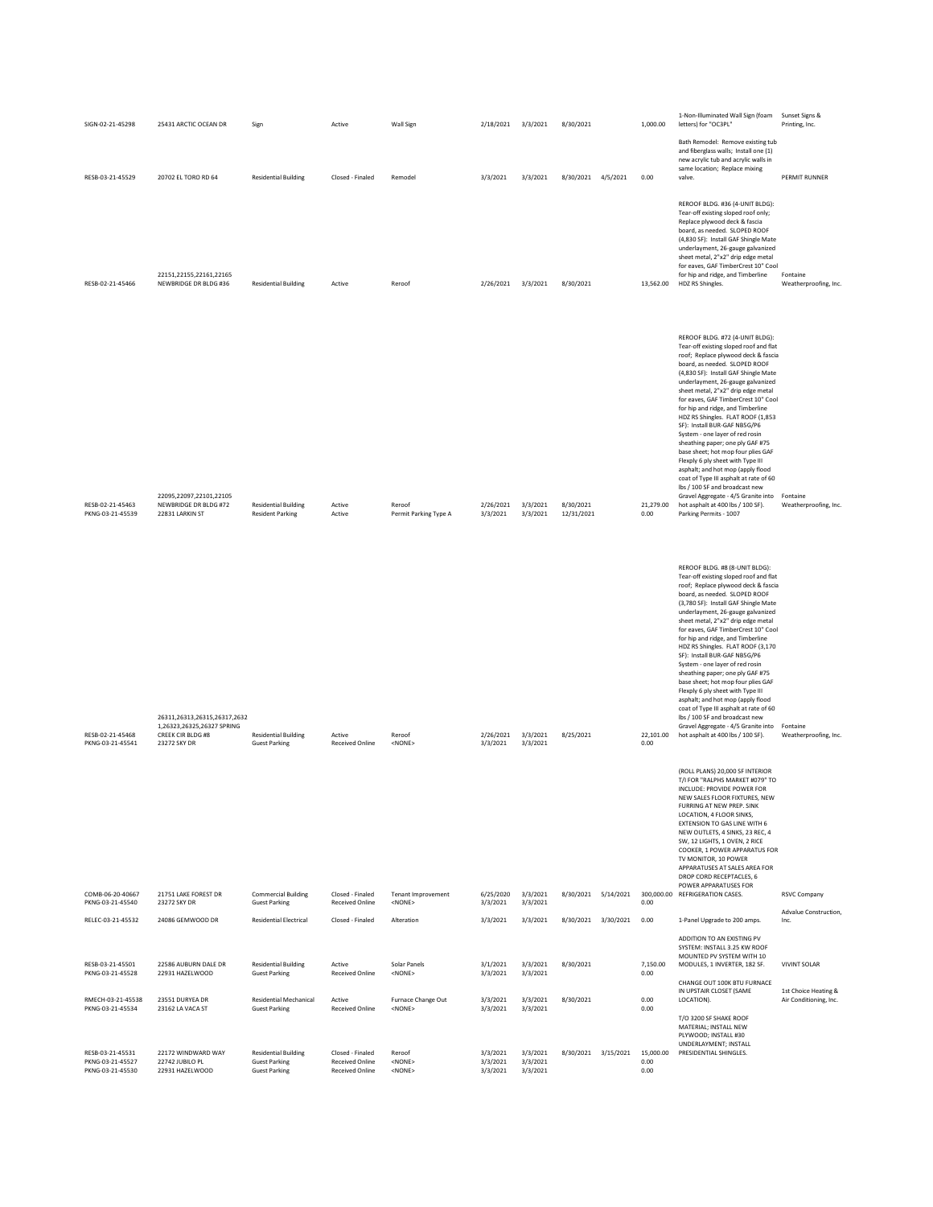| | | | | | | | | | | | |
|---|---|---|---|---|---|---|---|---|---|---|---|
| SIGN-02-21-45298 | 25431 ARCTIC OCEAN DR | Sign | Active | Wall Sign | 2/18/2021 | 3/3/2021 | 8/30/2021 | | 1,000.00 | 1-Non-Illuminated Wall Sign (foam letters) for "OC3PL" | Sunset Signs & Printing, Inc. |
| RESB-03-21-45529 | 20702 EL TORO RD 64 | Residential Building | Closed - Finaled | Remodel | 3/3/2021 | 3/3/2021 | 8/30/2021 | 4/5/2021 | 0.00 | Bath Remodel: Remove existing tub and fiberglass walls; Install one (1) new acrylic tub and acrylic walls in same location; Replace mixing valve. | PERMIT RUNNER |
| RESB-02-21-45466 | 22151,22155,22161,22165 NEWBRIDGE DR BLDG #36 | Residential Building | Active | Reroof | 2/26/2021 | 3/3/2021 | 8/30/2021 | | 13,562.00 | REROOF BLDG. #36 (4-UNIT BLDG): Tear-off existing sloped roof only; Replace plywood deck & fascia board, as needed. SLOPED ROOF (4,830 SF): Install GAF Shingle Mate underlayment, 26-gauge galvanized sheet metal, 2"x2" drip edge metal for eaves, GAF TimberCrest 10" Cool for hip and ridge, and Timberline HDZ RS Shingles. | Fontaine Weatherproofing, Inc. |
| RESB-02-21-45463 | 22095,22097,22101,22105 NEWBRIDGE DR BLDG #72 | Residential Building | Active | Reroof | 2/26/2021 | 3/3/2021 | 8/30/2021 | | 21,279.00 | REROOF BLDG. #72 (4-UNIT BLDG): Tear-off existing sloped roof and flat roof; Replace plywood deck & fascia board, as needed. SLOPED ROOF (4,830 SF): Install GAF Shingle Mate underlayment, 26-gauge galvanized sheet metal, 2"x2" drip edge metal for eaves, GAF TimberCrest 10" Cool for hip and ridge, and Timberline HDZ RS Shingles. FLAT ROOF (1,853 SF): Install BUR-GAF NB5G/P6 System - one layer of red rosin sheathing paper; one ply GAF #75 base sheet; hot mop four plies GAF Flexply 6 ply sheet with Type III asphalt; and hot mop (apply flood coat of Type III asphalt at rate of 60 lbs / 100 SF and broadcast new Gravel Aggregate - 4/5 Granite into hot asphalt at 400 lbs / 100 SF). | Fontaine Weatherproofing, Inc. |
| PKNG-03-21-45539 | 22831 LARKIN ST | Resident Parking | Active | Permit Parking Type A | 3/3/2021 | 3/3/2021 | 12/31/2021 | | 0.00 | Parking Permits - 1007 | |
| RESB-02-21-45468 | 26311,26313,26315,26317,26321,26323,26325,26327 SPRING CREEK CIR BLDG #8 | Residential Building | Active | Reroof | 2/26/2021 | 3/3/2021 | 8/25/2021 | | 22,101.00 | REROOF BLDG. #8 (8-UNIT BLDG): Tear-off existing sloped roof and flat roof; Replace plywood deck & fascia board, as needed. SLOPED ROOF (3,780 SF): Install GAF Shingle Mate underlayment, 26-gauge galvanized sheet metal, 2"x2" drip edge metal for eaves, GAF TimberCrest 10" Cool for hip and ridge, and Timberline HDZ RS Shingles. FLAT ROOF (3,170 SF): Install BUR-GAF NB5G/P6 System - one layer of red rosin sheathing paper; one ply GAF #75 base sheet; hot mop four plies GAF Flexply 6 ply sheet with Type III asphalt; and hot mop (apply flood coat of Type III asphalt at rate of 60 lbs / 100 SF and broadcast new Gravel Aggregate - 4/5 Granite into hot asphalt at 400 lbs / 100 SF). | Fontaine Weatherproofing, Inc. |
| PKNG-03-21-45541 | 23272 SKY DR | Guest Parking | Received Online | <NONE> | 3/3/2021 | 3/3/2021 | | | 0.00 | | |
| COMB-06-20-40667 | 21751 LAKE FOREST DR | Commercial Building | Closed - Finaled | Tenant Improvement | 6/25/2020 | 3/3/2021 | 8/30/2021 | 5/14/2021 | 300,000.00 | (ROLL PLANS) 20,000 SF INTERIOR T/I FOR "RALPHS MARKET #079" TO INCLUDE: PROVIDE POWER FOR NEW SALES FLOOR FIXTURES, NEW FURRING AT NEW PREP. SINK LOCATION, 4 FLOOR SINKS, EXTENSION TO GAS LINE WITH 6 NEW OUTLETS, 4 SINKS, 23 REC, 4 SW, 12 LIGHTS, 1 OVEN, 2 RICE COOKER, 1 POWER APPARATUS FOR TV MONITOR, 10 POWER APPARATUSES AT SALES AREA FOR DROP CORD RECEPTACLES, 6 POWER APPARATUSES FOR REFRIGERATION CASES. | RSVC Company |
| PKNG-03-21-45540 | 23272 SKY DR | Guest Parking | Received Online | <NONE> | 3/3/2021 | 3/3/2021 | | | 0.00 | | |
| RELEC-03-21-45532 | 24086 GEMWOOD DR | Residential Electrical | Closed - Finaled | Alteration | 3/3/2021 | 3/3/2021 | 8/30/2021 | 3/30/2021 | 0.00 | 1-Panel Upgrade to 200 amps. | Advalue Construction, Inc. |
| RESB-03-21-45501 | 22586 AUBURN DALE DR | Residential Building | Active | Solar Panels | 3/1/2021 | 3/3/2021 | 8/30/2021 | | 7,150.00 | ADDITION TO AN EXISTING PV SYSTEM: INSTALL 3.25 KW ROOF MOUNTED PV SYSTEM WITH 10 MODULES, 1 INVERTER, 182 SF. | VIVINT SOLAR |
| PKNG-03-21-45528 | 22931 HAZELWOOD | Guest Parking | Received Online | <NONE> | 3/3/2021 | 3/3/2021 | | | 0.00 | | |
| RMECH-03-21-45538 | 23551 DURYEA DR | Residential Mechanical | Active | Furnace Change Out | 3/3/2021 | 3/3/2021 | 8/30/2021 | | 0.00 | CHANGE OUT 100K BTU FURNACE IN UPSTAIR CLOSET (SAME LOCATION). | 1st Choice Heating & Air Conditioning, Inc. |
| PKNG-03-21-45534 | 23162 LA VACA ST | Guest Parking | Received Online | <NONE> | 3/3/2021 | 3/3/2021 | | | 0.00 | | |
| RESB-03-21-45531 | 22172 WINDWARD WAY | Residential Building | Closed - Finaled | Reroof | 3/3/2021 | 3/3/2021 | 8/30/2021 | 3/15/2021 | 15,000.00 | T/O 3200 SF SHAKE ROOF MATERIAL; INSTALL NEW PLYWOOD; INSTALL #30 UNDERLAYMENT; INSTALL PRESIDENTIAL SHINGLES. | |
| PKNG-03-21-45527 | 22742 JUBILO PL | Guest Parking | Received Online | <NONE> | 3/3/2021 | 3/3/2021 | | | 0.00 | | |
| PKNG-03-21-45530 | 22931 HAZELWOOD | Guest Parking | Received Online | <NONE> | 3/3/2021 | 3/3/2021 | | | 0.00 | | |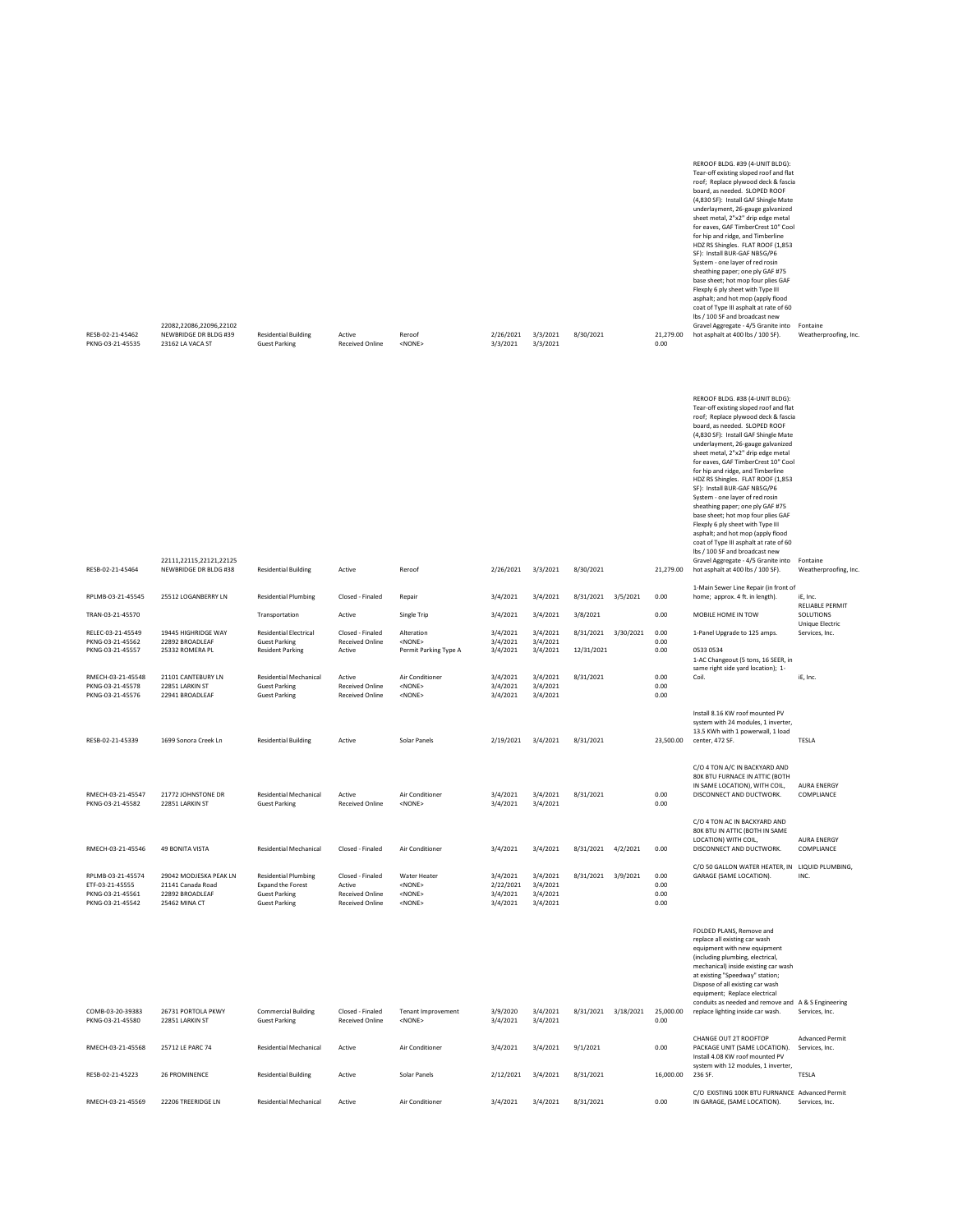| | | | | | | | | | | | |
|---|---|---|---|---|---|---|---|---|---|---|---|
| RESB-02-21-45462 | 22082,22086,22096,22102 NEWBRIDGE DR BLDG #39 | Residential Building | Active | Reroof | 2/26/2021 | 3/3/2021 | 8/30/2021 | | 21,279.00 | REROOF BLDG. #39 (4-UNIT BLDG): Tear-off existing sloped roof and flat roof; Replace plywood deck & fascia board, as needed. SLOPED ROOF (4,830 SF): Install GAF Shingle Mate underlayment, 26-gauge galvanized sheet metal, 2"x2" drip edge metal for eaves, GAF TimberCrest 10" Cool for hip and ridge, and Timberline HDZ RS Shingles. FLAT ROOF (1,853 SF): Install BUR-GAF NB5G/P6 System - one layer of red rosin sheathing paper; one ply GAF #75 base sheet; hot mop four plies GAF Flexply 6 ply sheet with Type III asphalt; and hot mop (apply flood coat of Type III asphalt at rate of 60 lbs / 100 SF and broadcast new Gravel Aggregate - 4/5 Granite into hot asphalt at 400 lbs / 100 SF). | Fontaine Weatherproofing, Inc. |
| PKNG-03-21-45535 | 23162 LA VACA ST | Guest Parking | Received Online | <NONE> | 3/3/2021 | 3/3/2021 | | | 0.00 | | |
| RESB-02-21-45464 | 22111,22115,22121,22125 NEWBRIDGE DR BLDG #38 | Residential Building | Active | Reroof | 2/26/2021 | 3/3/2021 | 8/30/2021 | | 21,279.00 | REROOF BLDG. #38 (4-UNIT BLDG): Tear-off existing sloped roof and flat roof; Replace plywood deck & fascia board, as needed. SLOPED ROOF (4,830 SF): Install GAF Shingle Mate underlayment, 26-gauge galvanized sheet metal, 2"x2" drip edge metal for eaves, GAF TimberCrest 10" Cool for hip and ridge, and Timberline HDZ RS Shingles. FLAT ROOF (1,853 SF): Install BUR-GAF NB5G/P6 System - one layer of red rosin sheathing paper; one ply GAF #75 base sheet; hot mop four plies GAF Flexply 6 ply sheet with Type III asphalt; and hot mop (apply flood coat of Type III asphalt at rate of 60 lbs / 100 SF and broadcast new Gravel Aggregate - 4/5 Granite into hot asphalt at 400 lbs / 100 SF). | Fontaine Weatherproofing, Inc. |
| RPLMB-03-21-45545 | 25512 LOGANBERRY LN | Residential Plumbing | Closed - Finaled | Repair | 3/4/2021 | 3/4/2021 | 8/31/2021 | 3/5/2021 | 0.00 | 1-Main Sewer Line Repair (in front of home; approx. 4 ft. in length). | iE, Inc. |
| TRAN-03-21-45570 | | Transportation | Active | Single Trip | 3/4/2021 | 3/4/2021 | 3/8/2021 | | 0.00 | MOBILE HOME IN TOW | RELIABLE PERMIT SOLUTIONS |
| RELEC-03-21-45549 | 19445 HIGHRIDGE WAY | Residential Electrical | Closed - Finaled | Alteration | 3/4/2021 | 3/4/2021 | 8/31/2021 | 3/30/2021 | 0.00 | 1-Panel Upgrade to 125 amps. | Unique Electric Services, Inc. |
| PKNG-03-21-45562 | 22892 BROADLEAF | Guest Parking | Received Online | <NONE> | 3/4/2021 | 3/4/2021 | | | 0.00 | | |
| PKNG-03-21-45557 | 25332 ROMERA PL | Resident Parking | Active | Permit Parking Type A | 3/4/2021 | 3/4/2021 | 12/31/2021 | | 0.00 | 0533 0534 | |
| RMECH-03-21-45548 | 21101 CANTEBURY LN | Residential Mechanical | Active | Air Conditioner | 3/4/2021 | 3/4/2021 | 8/31/2021 | | 0.00 | 1-AC Changeout (5 tons, 16 SEER, in same right side yard location); 1-Coil. | iE, Inc. |
| PKNG-03-21-45578 | 22851 LARKIN ST | Guest Parking | Received Online | <NONE> | 3/4/2021 | 3/4/2021 | | | 0.00 | | |
| PKNG-03-21-45576 | 22941 BROADLEAF | Guest Parking | Received Online | <NONE> | 3/4/2021 | 3/4/2021 | | | 0.00 | | |
| RESB-02-21-45339 | 1699 Sonora Creek Ln | Residential Building | Active | Solar Panels | 2/19/2021 | 3/4/2021 | 8/31/2021 | | 23,500.00 | Install 8.16 KW roof mounted PV system with 24 modules, 1 inverter, 13.5 KWh with 1 powerwall, 1 load center, 472 SF. | TESLA |
| RMECH-03-21-45547 | 21772 JOHNSTONE DR | Residential Mechanical | Active | Air Conditioner | 3/4/2021 | 3/4/2021 | 8/31/2021 | | 0.00 | C/O 4 TON A/C IN BACKYARD AND 80K BTU FURNACE IN ATTIC (BOTH IN SAME LOCATION), WITH COIL, DISCONNECT AND DUCTWORK. | AURA ENERGY COMPLIANCE |
| PKNG-03-21-45582 | 22851 LARKIN ST | Guest Parking | Received Online | <NONE> | 3/4/2021 | 3/4/2021 | | | 0.00 | | |
| RMECH-03-21-45546 | 49 BONITA VISTA | Residential Mechanical | Closed - Finaled | Air Conditioner | 3/4/2021 | 3/4/2021 | 8/31/2021 | 4/2/2021 | 0.00 | C/O 4 TON AC IN BACKYARD AND 80K BTU IN ATTIC (BOTH IN SAME LOCATION) WITH COIL, DISCONNECT AND DUCTWORK. | AURA ENERGY COMPLIANCE |
| RPLMB-03-21-45574 | 29042 MODJESKA PEAK LN | Residential Plumbing | Closed - Finaled | Water Heater | 3/4/2021 | 3/4/2021 | 8/31/2021 | 3/9/2021 | 0.00 | C/O 50 GALLON WATER HEATER, IN GARAGE (SAME LOCATION). | LIQUID PLUMBING, INC. |
| ETF-03-21-45555 | 21141 Canada Road | Expand the Forest | Active | <NONE> | 2/22/2021 | 3/4/2021 | | | 0.00 | | |
| PKNG-03-21-45561 | 22892 BROADLEAF | Guest Parking | Received Online | <NONE> | 3/4/2021 | 3/4/2021 | | | 0.00 | | |
| PKNG-03-21-45542 | 25462 MINA CT | Guest Parking | Received Online | <NONE> | 3/4/2021 | 3/4/2021 | | | 0.00 | | |
| COMB-03-20-39383 | 26731 PORTOLA PKWY | Commercial Building | Closed - Finaled | Tenant Improvement | 3/9/2020 | 3/4/2021 | 8/31/2021 | 3/18/2021 | 25,000.00 | FOLDED PLANS, Remove and replace all existing car wash equipment with new equipment (including plumbing, electrical, mechanical) inside existing car wash at existing "Speedway" station; Dispose of all existing car wash equipment; Replace electrical conduits as needed and remove and replace lighting inside car wash. | A & S Engineering Services, Inc. |
| PKNG-03-21-45580 | 22851 LARKIN ST | Guest Parking | Received Online | <NONE> | 3/4/2021 | 3/4/2021 | | | 0.00 | | |
| RMECH-03-21-45568 | 25712 LE PARC 74 | Residential Mechanical | Active | Air Conditioner | 3/4/2021 | 3/4/2021 | 9/1/2021 | | 0.00 | CHANGE OUT 2T ROOFTOP PACKAGE UNIT (SAME LOCATION). | Advanced Permit Services, Inc. |
| RESB-02-21-45223 | 26 PROMINENCE | Residential Building | Active | Solar Panels | 2/12/2021 | 3/4/2021 | 8/31/2021 | | 16,000.00 | Install 4.08 KW roof mounted PV system with 12 modules, 1 inverter, 236 SF. | TESLA |
| RMECH-03-21-45569 | 22206 TREERIDGE LN | Residential Mechanical | Active | Air Conditioner | 3/4/2021 | 3/4/2021 | 8/31/2021 | | 0.00 | C/O EXISTING 100K BTU FURNANCE IN GARAGE, (SAME LOCATION). | Advanced Permit Services, Inc. |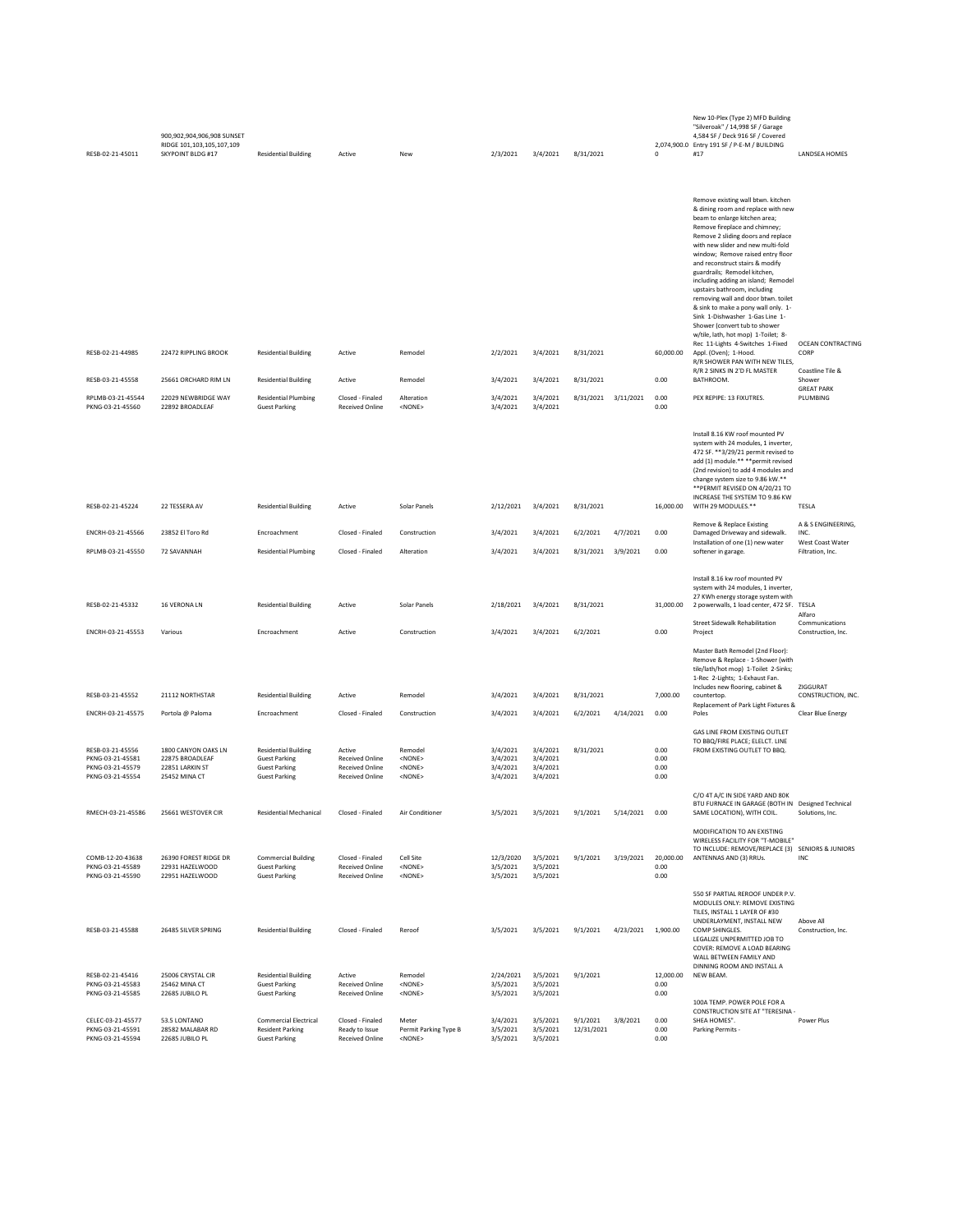| | | | | | | | | | | | |
|---|---|---|---|---|---|---|---|---|---|---|---|
| RESB-02-21-45011 | 900,902,904,906,908 SUNSET RIDGE 101,103,105,107,109 SKYPOINT BLDG #17 | Residential Building | Active | New | 2/3/2021 | 3/4/2021 | 8/31/2021 | | 2,074,900.00 | New 10-Plex (Type 2) MFD Building "Silveroak" / 14,998 SF / Garage 4,584 SF / Deck 916 SF / Covered Entry 191 SF / P-E-M / BUILDING #17 | LANDSEA HOMES |
| RESB-02-21-44985 | 22472 RIPPLING BROOK | Residential Building | Active | Remodel | 2/2/2021 | 3/4/2021 | 8/31/2021 | | 60,000.00 | Remove existing wall btwn. kitchen & dining room and replace with new beam to enlarge kitchen area; Remove fireplace and chimney; Remove 2 sliding doors and replace with new slider and new multi-fold window; Remove raised entry floor and reconstruct stairs & modify guardrails; Remodel kitchen, including adding an island; Remodel upstairs bathroom, including removing wall and door btwn. toilet & sink to make a pony wall only. 1-Sink 1-Dishwasher 1-Gas Line 1-Shower (convert tub to shower w/tile, lath, hot mop) 1-Toilet; 8-Rec 11-Lights 4-Switches 1-Fixed Appl. (Oven); 1-Hood. | OCEAN CONTRACTING CORP |
| RESB-03-21-45558 | 25661 ORCHARD RIM LN | Residential Building | Active | Remodel | 3/4/2021 | 3/4/2021 | 8/31/2021 | | 0.00 | R/R SHOWER PAN WITH NEW TILES, R/R 2 SINKS IN 2'D FL MASTER BATHROOM. | Coastline Tile & Shower |
| RPLMB-03-21-45544 | 22029 NEWBRIDGE WAY | Residential Plumbing | Closed - Finaled | Alteration | 3/4/2021 | 3/4/2021 | 8/31/2021 | 3/11/2021 | 0.00 | PEX REPIPE: 13 FIXUTRES. | GREAT PARK PLUMBING |
| PKNG-03-21-45560 | 22892 BROADLEAF | Guest Parking | Received Online | <NONE> | 3/4/2021 | 3/4/2021 | | | 0.00 | | |
| RESB-02-21-45224 | 22 TESSERA AV | Residential Building | Active | Solar Panels | 2/12/2021 | 3/4/2021 | 8/31/2021 | | 16,000.00 | Install 8.16 KW roof mounted PV system with 24 modules, 1 inverter, 472 SF. **3/29/21 permit revised to add (1) module.** **permit revised (2nd revision) to add 4 modules and change system size to 9.86 kW.** **PERMIT REVISED ON 4/20/21 TO INCREASE THE SYSTEM TO 9.86 KW WITH 29 MODULES.** | TESLA |
| ENCRH-03-21-45566 | 23852 El Toro Rd | Encroachment | Closed - Finaled | Construction | 3/4/2021 | 3/4/2021 | 6/2/2021 | 4/7/2021 | 0.00 | Remove & Replace Existing Damaged Driveway and sidewalk. | A & S ENGINEERING, INC. |
| RPLMB-03-21-45550 | 72 SAVANNAH | Residential Plumbing | Closed - Finaled | Alteration | 3/4/2021 | 3/4/2021 | 8/31/2021 | 3/9/2021 | 0.00 | Installation of one (1) new water softener in garage. | West Coast Water Filtration, Inc. |
| RESB-02-21-45332 | 16 VERONA LN | Residential Building | Active | Solar Panels | 2/18/2021 | 3/4/2021 | 8/31/2021 | | 31,000.00 | Install 8.16 kw roof mounted PV system with 24 modules, 1 inverter, 27 KWh energy storage system with 2 powerwalls, 1 load center, 472 SF. | TESLA |
| ENCRH-03-21-45553 | Various | Encroachment | Active | Construction | 3/4/2021 | 3/4/2021 | 6/2/2021 | | 0.00 | Street Sidewalk Rehabilitation Project | Alfaro Communications Construction, Inc. |
| RESB-03-21-45552 | 21112 NORTHSTAR | Residential Building | Active | Remodel | 3/4/2021 | 3/4/2021 | 8/31/2021 | | 7,000.00 | Master Bath Remodel (2nd Floor): Remove & Replace - 1-Shower (with tile/lath/hot mop) 1-Toilet 2-Sinks; 1-Rec 2-Lights; 1-Exhaust Fan. Includes new flooring, cabinet & countertop. | ZIGGURAT CONSTRUCTION, INC. |
| ENCRH-03-21-45575 | Portola @ Paloma | Encroachment | Closed - Finaled | Construction | 3/4/2021 | 3/4/2021 | 6/2/2021 | 4/14/2021 | 0.00 | Replacement of Park Light Fixtures & Poles | Clear Blue Energy |
| RESB-03-21-45556 | 1800 CANYON OAKS LN | Residential Building | Active | Remodel | 3/4/2021 | 3/4/2021 | 8/31/2021 | | 0.00 | GAS LINE FROM EXISTING OUTLET TO BBQ/FIRE PLACE; ELELCT. LINE FROM EXISTING OUTLET TO BBQ. | |
| PKNG-03-21-45581 | 22875 BROADLEAF | Guest Parking | Received Online | <NONE> | 3/4/2021 | 3/4/2021 | | | 0.00 | | |
| PKNG-03-21-45579 | 22851 LARKIN ST | Guest Parking | Received Online | <NONE> | 3/4/2021 | 3/4/2021 | | | 0.00 | | |
| PKNG-03-21-45554 | 25452 MINA CT | Guest Parking | Received Online | <NONE> | 3/4/2021 | 3/4/2021 | | | 0.00 | | |
| RMECH-03-21-45586 | 25661 WESTOVER CIR | Residential Mechanical | Closed - Finaled | Air Conditioner | 3/5/2021 | 3/5/2021 | 9/1/2021 | 5/14/2021 | 0.00 | C/O 4T A/C IN SIDE YARD AND 80K BTU FURNACE IN GARAGE (BOTH IN SAME LOCATION), WITH COIL. | Designed Technical Solutions, Inc. |
| COMB-12-20-43638 | 26390 FOREST RIDGE DR | Commercial Building | Closed - Finaled | Cell Site | 12/3/2020 | 3/5/2021 | 9/1/2021 | 3/19/2021 | 20,000.00 | MODIFICATION TO AN EXISTING WIRELESS FACILITY FOR "T-MOBILE" TO INCLUDE: REMOVE/REPLACE (3) ANTENNAS AND (3) RRUs. | SENIORS & JUNIORS INC |
| PKNG-03-21-45589 | 22931 HAZELWOOD | Guest Parking | Received Online | <NONE> | 3/5/2021 | 3/5/2021 | | | 0.00 | | |
| PKNG-03-21-45590 | 22951 HAZELWOOD | Guest Parking | Received Online | <NONE> | 3/5/2021 | 3/5/2021 | | | 0.00 | | |
| RESB-03-21-45588 | 26485 SILVER SPRING | Residential Building | Closed - Finaled | Reroof | 3/5/2021 | 3/5/2021 | 9/1/2021 | 4/23/2021 | 1,900.00 | 550 SF PARTIAL REROOF UNDER P.V. MODULES ONLY: REMOVE EXISTING TILES, INSTALL 1 LAYER OF #30 UNDERLAYMENT, INSTALL NEW COMP SHINGLES. | Above All Construction, Inc. |
| RESB-02-21-45416 | 25006 CRYSTAL CIR | Residential Building | Active | Remodel | 2/24/2021 | 3/5/2021 | 9/1/2021 | | 12,000.00 | LEGALIZE UNPERMITTED JOB TO COVER: REMOVE A LOAD BEARING WALL BETWEEN FAMILY AND DINNING ROOM AND INSTALL A NEW BEAM. | |
| PKNG-03-21-45583 | 25462 MINA CT | Guest Parking | Received Online | <NONE> | 3/5/2021 | 3/5/2021 | | | 0.00 | | |
| PKNG-03-21-45585 | 22685 JUBILO PL | Guest Parking | Received Online | <NONE> | 3/5/2021 | 3/5/2021 | | | 0.00 | | |
| CELEC-03-21-45577 | 53.5 LONTANO | Commercial Electrical | Closed - Finaled | Meter | 3/4/2021 | 3/5/2021 | 9/1/2021 | 3/8/2021 | 0.00 | 100A TEMP. POWER POLE FOR A CONSTRUCTION SITE AT "TERESINA - SHEA HOMES". | Power Plus |
| PKNG-03-21-45591 | 28582 MALABAR RD | Resident Parking | Ready to Issue | Permit Parking Type B | 3/5/2021 | 3/5/2021 | 12/31/2021 | | 0.00 | Parking Permits - | |
| PKNG-03-21-45594 | 22685 JUBILO PL | Guest Parking | Received Online | <NONE> | 3/5/2021 | 3/5/2021 | | | 0.00 | | |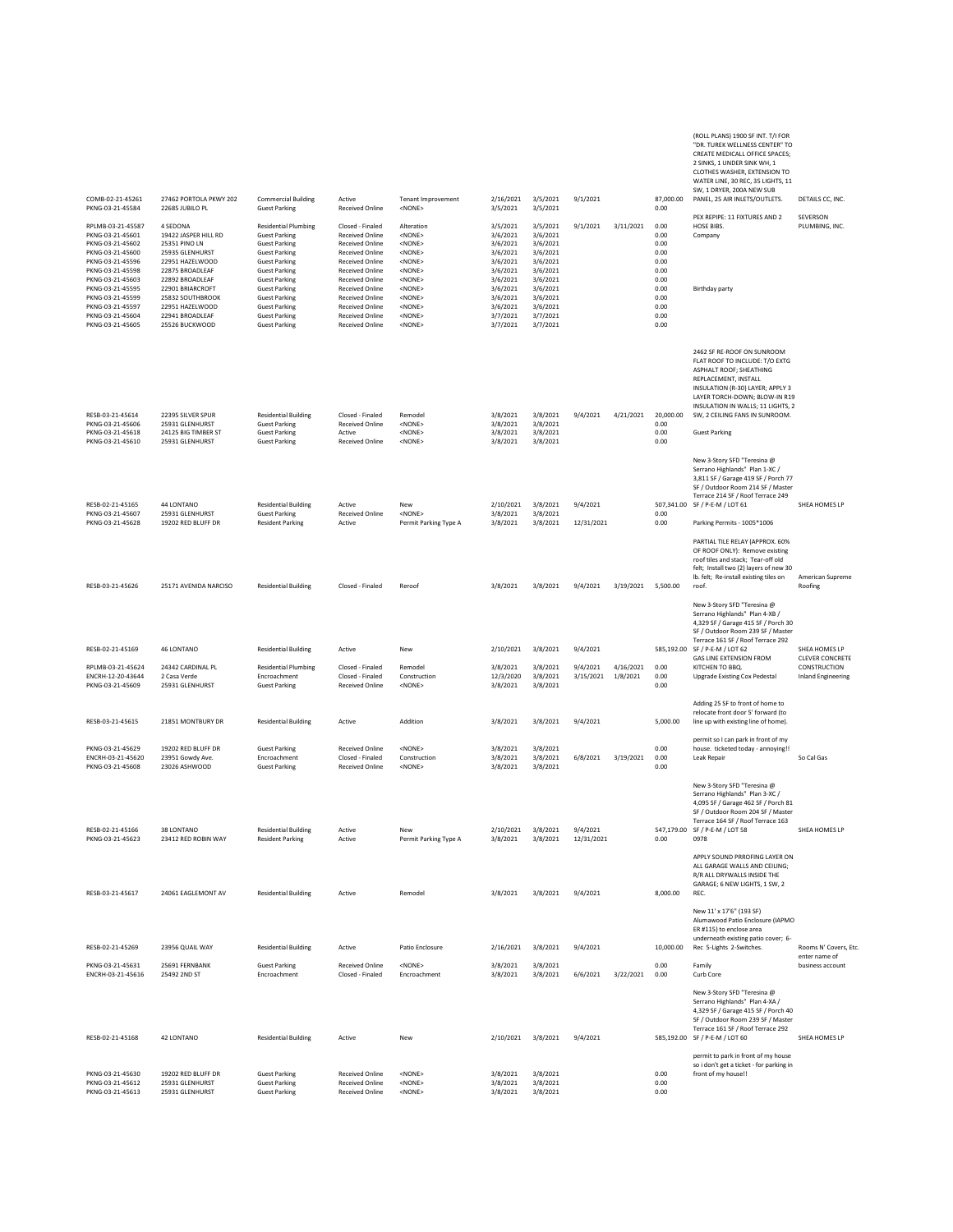| | | | | | | | | | | | |
|---|---|---|---|---|---|---|---|---|---|---|---|
| COMB-02-21-45261 | 27462 PORTOLA PKWY 202 | Commercial Building | Active | Tenant Improvement | 2/16/2021 | 3/5/2021 | 9/1/2021 | | 87,000.00 | (ROLL PLANS) 1900 SF INT. T/I FOR "DR. TUREK WELLNESS CENTER" TO CREATE MEDICALL OFFICE SPACES; 2 SINKS, 1 UNDER SINK WH, 1 CLOTHES WASHER, EXTENSION TO WATER LINE, 30 REC, 35 LIGHTS, 11 SW, 1 DRYER, 200A NEW SUB PANEL, 25 AIR INLETS/OUTLETS. | DETAILS CC, INC. |
| PKNG-03-21-45584 | 22685 JUBILO PL | Guest Parking | Received Online | <NONE> | 3/5/2021 | 3/5/2021 | | | 0.00 | | |
| RPLMB-03-21-45587 | 4 SEDONA | Residential Plumbing | Closed - Finaled | Alteration | 3/5/2021 | 3/5/2021 | 9/1/2021 | 3/11/2021 | 0.00 | PEX REPIPE: 11 FIXTURES AND 2 HOSE BIBS. | SEVERSON PLUMBING, INC. |
| PKNG-03-21-45601 | 19422 JASPER HILL RD | Guest Parking | Received Online | <NONE> | 3/6/2021 | 3/6/2021 | | | 0.00 | Company | |
| PKNG-03-21-45602 | 25351 PINO LN | Guest Parking | Received Online | <NONE> | 3/6/2021 | 3/6/2021 | | | 0.00 | | |
| PKNG-03-21-45600 | 25935 GLENHURST | Guest Parking | Received Online | <NONE> | 3/6/2021 | 3/6/2021 | | | 0.00 | | |
| PKNG-03-21-45596 | 22951 HAZELWOOD | Guest Parking | Received Online | <NONE> | 3/6/2021 | 3/6/2021 | | | 0.00 | | |
| PKNG-03-21-45598 | 22875 BROADLEAF | Guest Parking | Received Online | <NONE> | 3/6/2021 | 3/6/2021 | | | 0.00 | | |
| PKNG-03-21-45603 | 22892 BROADLEAF | Guest Parking | Received Online | <NONE> | 3/6/2021 | 3/6/2021 | | | 0.00 | | |
| PKNG-03-21-45595 | 22901 BRIARCROFT | Guest Parking | Received Online | <NONE> | 3/6/2021 | 3/6/2021 | | | 0.00 | Birthday party | |
| PKNG-03-21-45599 | 25832 SOUTHBROOK | Guest Parking | Received Online | <NONE> | 3/6/2021 | 3/6/2021 | | | 0.00 | | |
| PKNG-03-21-45597 | 22951 HAZELWOOD | Guest Parking | Received Online | <NONE> | 3/6/2021 | 3/6/2021 | | | 0.00 | | |
| PKNG-03-21-45604 | 22941 BROADLEAF | Guest Parking | Received Online | <NONE> | 3/7/2021 | 3/7/2021 | | | 0.00 | | |
| PKNG-03-21-45605 | 25526 BUCKWOOD | Guest Parking | Received Online | <NONE> | 3/7/2021 | 3/7/2021 | | | 0.00 | | |
| RESB-03-21-45614 | 22395 SILVER SPUR | Residential Building | Closed - Finaled | Remodel | 3/8/2021 | 3/8/2021 | 9/4/2021 | 4/21/2021 | 20,000.00 | 2462 SF RE-ROOF ON SUNROOM FLAT ROOF TO INCLUDE: T/O EXTG ASPHALT ROOF; SHEATHING REPLACEMENT, INSTALL INSULATION (R-30) LAYER; APPLY 3 LAYER TORCH-DOWN; BLOW-IN R19 INSULATION IN WALLS; 11 LIGHTS, 2 SW, 2 CEILING FANS IN SUNROOM. | |
| PKNG-03-21-45606 | 25931 GLENHURST | Guest Parking | Received Online | <NONE> | 3/8/2021 | 3/8/2021 | | | 0.00 | | |
| PKNG-03-21-45618 | 24125 BIG TIMBER ST | Guest Parking | Active | <NONE> | 3/8/2021 | 3/8/2021 | | | 0.00 | Guest Parking | |
| PKNG-03-21-45610 | 25931 GLENHURST | Guest Parking | Received Online | <NONE> | 3/8/2021 | 3/8/2021 | | | 0.00 | | |
| RESB-02-21-45165 | 44 LONTANO | Residential Building | Active | New | 2/10/2021 | 3/8/2021 | 9/4/2021 | | 507,341.00 | New 3-Story SFD "Teresina @ Serrano Highlands" Plan 1-XC / 3,811 SF / Garage 419 SF / Porch 77 SF / Outdoor Room 214 SF / Master Terrace 214 SF / Roof Terrace 249 SF / P-E-M / LOT 61 | SHEA HOMES LP |
| PKNG-03-21-45607 | 25931 GLENHURST | Guest Parking | Received Online | <NONE> | 3/8/2021 | 3/8/2021 | | | 0.00 | | |
| PKNG-03-21-45628 | 19202 RED BLUFF DR | Resident Parking | Active | Permit Parking Type A | 3/8/2021 | 3/8/2021 | 12/31/2021 | | 0.00 | Parking Permits - 1005*1006 | |
| RESB-03-21-45626 | 25171 AVENIDA NARCISO | Residential Building | Closed - Finaled | Reroof | 3/8/2021 | 3/8/2021 | 9/4/2021 | 3/19/2021 | 5,500.00 | PARTIAL TILE RELAY (APPROX. 60% OF ROOF ONLY): Remove existing roof tiles and stack; Tear-off old felt; Install two (2) layers of new 30 lb. felt; Re-install existing tiles on roof. | American Supreme Roofing |
| RESB-02-21-45169 | 46 LONTANO | Residential Building | Active | New | 2/10/2021 | 3/8/2021 | 9/4/2021 | | 585,192.00 | New 3-Story SFD "Teresina @ Serrano Highlands" Plan 4-XB / 4,329 SF / Garage 415 SF / Porch 30 SF / Outdoor Room 239 SF / Master Terrace 161 SF / Roof Terrace 292 SF / P-E-M / LOT 62 | SHEA HOMES LP |
| RPLMB-03-21-45624 | 24342 CARDINAL PL | Residential Plumbing | Closed - Finaled | Remodel | 3/8/2021 | 3/8/2021 | 9/4/2021 | 4/16/2021 | 0.00 | GAS LINE EXTENSION FROM KITCHEN TO BBQ. | CLEVER CONCRETE CONSTRUCTION |
| ENCRH-12-20-43644 | 2 Casa Verde | Encroachment | Closed - Finaled | Construction | 12/3/2020 | 3/8/2021 | 3/15/2021 | 1/8/2021 | 0.00 | Upgrade Existing Cox Pedestal | Inland Engineering |
| PKNG-03-21-45609 | 25931 GLENHURST | Guest Parking | Received Online | <NONE> | 3/8/2021 | 3/8/2021 | | | 0.00 | | |
| RESB-03-21-45615 | 21851 MONTBURY DR | Residential Building | Active | Addition | 3/8/2021 | 3/8/2021 | 9/4/2021 | | 5,000.00 | Adding 25 SF to front of home to relocate front door 5' forward (to line up with existing line of home). | |
| PKNG-03-21-45629 | 19202 RED BLUFF DR | Guest Parking | Received Online | <NONE> | 3/8/2021 | 3/8/2021 | | | 0.00 | permit so I can park in front of my house. ticketed today - annoying!! | |
| ENCRH-03-21-45620 | 23951 Gowdy Ave. | Encroachment | Closed - Finaled | Construction | 3/8/2021 | 3/8/2021 | 6/8/2021 | 3/19/2021 | 0.00 | Leak Repair | So Cal Gas |
| PKNG-03-21-45608 | 23026 ASHWOOD | Guest Parking | Received Online | <NONE> | 3/8/2021 | 3/8/2021 | | | 0.00 | | |
| RESB-02-21-45166 | 38 LONTANO | Residential Building | Active | New | 2/10/2021 | 3/8/2021 | 9/4/2021 | | 547,179.00 | New 3-Story SFD "Teresina @ Serrano Highlands" Plan 3-XC / 4,095 SF / Garage 462 SF / Porch 81 SF / Outdoor Room 204 SF / Master Terrace 164 SF / Roof Terrace 163 SF / P-E-M / LOT 58 | SHEA HOMES LP |
| PKNG-03-21-45623 | 23412 RED ROBIN WAY | Resident Parking | Active | Permit Parking Type A | 3/8/2021 | 3/8/2021 | 12/31/2021 | | 0.00 | 0978 | |
| RESB-03-21-45617 | 24061 EAGLEMONT AV | Residential Building | Active | Remodel | 3/8/2021 | 3/8/2021 | 9/4/2021 | | 8,000.00 | APPLY SOUND PRROFING LAYER ON ALL GARAGE WALLS AND CEILING; R/R ALL DRYWALLS INSIDE THE GARAGE; 6 NEW LIGHTS, 1 SW, 2 REC. | |
| RESB-02-21-45269 | 23956 QUAIL WAY | Residential Building | Active | Patio Enclosure | 2/16/2021 | 3/8/2021 | 9/4/2021 | | 10,000.00 | New 11' x 17'6" (193 SF) Alumawood Patio Enclosure (IAPMO ER #115) to enclose area underneath existing patio cover; 6-Rec 5-Lights 2-Switches. | Rooms N' Covers, Etc. |
| PKNG-03-21-45631 | 25691 FERNBANK | Guest Parking | Received Online | <NONE> | 3/8/2021 | 3/8/2021 | | | 0.00 | Family | enter name of business account |
| ENCRH-03-21-45616 | 25492 2ND ST | Encroachment | Closed - Finaled | Encroachment | 3/8/2021 | 3/8/2021 | 6/6/2021 | 3/22/2021 | 0.00 | Curb Core | |
| RESB-02-21-45168 | 42 LONTANO | Residential Building | Active | New | 2/10/2021 | 3/8/2021 | 9/4/2021 | | 585,192.00 | New 3-Story SFD "Teresina @ Serrano Highlands" Plan 4-XA / 4,329 SF / Garage 415 SF / Porch 40 SF / Outdoor Room 239 SF / Master Terrace 161 SF / Roof Terrace 292 SF / P-E-M / LOT 60 | SHEA HOMES LP |
| PKNG-03-21-45630 | 19202 RED BLUFF DR | Guest Parking | Received Online | <NONE> | 3/8/2021 | 3/8/2021 | | | 0.00 | permit to park in front of my house so i don't get a ticket - for parking in front of my house!! | |
| PKNG-03-21-45612 | 25931 GLENHURST | Guest Parking | Received Online | <NONE> | 3/8/2021 | 3/8/2021 | | | 0.00 | | |
| PKNG-03-21-45613 | 25931 GLENHURST | Guest Parking | Received Online | <NONE> | 3/8/2021 | 3/8/2021 | | | 0.00 | | |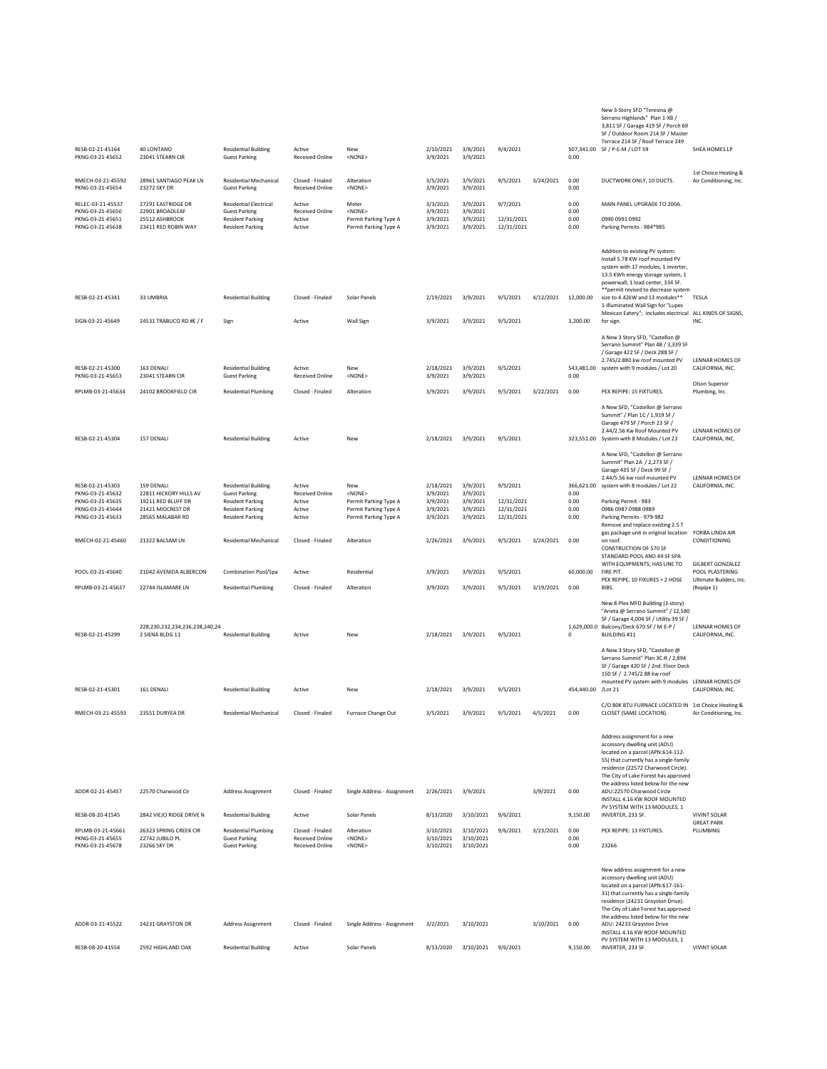| | | | | | | | | | | | |
|---|---|---|---|---|---|---|---|---|---|---|---|
| RESB-02-21-45164 | 40 LONTANO | Residential Building | Active | New | 2/10/2021 | 3/8/2021 | 9/4/2021 | | 507,341.00 | New 3-Story SFD "Teresina @ Serrano Highlands" Plan 1-XB / 3,811 SF / Garage 419 SF / Porch 69 SF / Outdoor Room 214 SF / Master Terrace 214 SF / Roof Terrace 249 SF / P-E-M / LOT 59 | SHEA HOMES LP |
| PKNG-03-21-45652 | 23041 STEARN CIR | Guest Parking | Received Online | <NONE> | 3/9/2021 | 3/9/2021 | | | 0.00 | | |
| RMECH-03-21-45592 | 28961 SANTIAGO PEAK LN | Residential Mechanical | Closed - Finaled | Alteration | 3/5/2021 | 3/9/2021 | 9/5/2021 | 3/24/2021 | 0.00 | DUCTWORK ONLY, 10 DUCTS. | 1st Choice Heating & Air Conditioning, Inc. |
| PKNG-03-21-45654 | 23272 SKY DR | Guest Parking | Received Online | <NONE> | 3/9/2021 | 3/9/2021 | | | 0.00 | | |
| RELEC-03-21-45537 | 27291 EASTRIDGE DR | Residential Electrical | Active | Meter | 3/3/2021 | 3/9/2021 | 9/7/2021 | | 0.00 | MAIN PANEL UPGRADE TO 200A. | |
| PKNG-03-21-45650 | 22901 BROADLEAF | Guest Parking | Received Online | <NONE> | 3/9/2021 | 3/9/2021 | | | 0.00 | | |
| PKNG-03-21-45651 | 25512 ASHBROOK | Resident Parking | Active | Permit Parking Type A | 3/9/2021 | 3/9/2021 | 12/31/2021 | | 0.00 | 0990 0991 0992 | |
| PKNG-03-21-45638 | 23411 RED ROBIN WAY | Resident Parking | Active | Permit Parking Type A | 3/9/2021 | 3/9/2021 | 12/31/2021 | | 0.00 | Parking Permits - 984*985 | |
| RESB-02-21-45341 | 33 UMBRIA | Residential Building | Closed - Finaled | Solar Panels | 2/19/2021 | 3/9/2021 | 9/5/2021 | 4/12/2021 | 12,000.00 | Addition to existing PV system: Install 5.78 KW roof mounted PV system with 17 modules, 1 inverter, 13.5 KWh energy storage system, 1 powerwall, 1 load center, 334 SF. **permit revised to decrease system size to 4.42kW and 13 modules** | TESLA |
| SIGN-03-21-45649 | 24531 TRABUCO RD #E / F | Sign | Active | Wall Sign | 3/9/2021 | 3/9/2021 | 9/5/2021 | | 3,200.00 | 1-Illuminated Wall Sign for "Lupes Mexican Eatery"; Includes electrical for sign. | ALL KINDS OF SIGNS, INC. |
| RESB-02-21-45300 | 163 DENALI | Residential Building | Active | New | 2/18/2021 | 3/9/2021 | 9/5/2021 | | 543,481.00 | A New 3 Story SFD, "Castellon @ Serrano Summit" Plan 4B / 3,339 SF / Garage 422 SF / Deck 288 SF / 2.745/2.880 kw roof mounted PV system with 9 modules / Lot 20 | LENNAR HOMES OF CALIFORNIA, INC. |
| PKNG-03-21-45653 | 23041 STEARN CIR | Guest Parking | Received Online | <NONE> | 3/9/2021 | 3/9/2021 | | | 0.00 | | |
| RPLMB-03-21-45634 | 24102 BROOKFIELD CIR | Residential Plumbing | Closed - Finaled | Alteration | 3/9/2021 | 3/9/2021 | 9/5/2021 | 3/22/2021 | 0.00 | PEX REPIPE: 15 FIXTURES. | Olson Superior Plumbing, Inc. |
| RESB-02-21-45304 | 157 DENALI | Residential Building | Active | New | 2/18/2021 | 3/9/2021 | 9/5/2021 | | 323,551.00 | A New SFD, "Castellon @ Serrano Summit" / Plan 1C / 1,919 SF / Garage 479 SF / Porch 23 SF / 2.44/2.56 Kw Roof Mounted PV System with 8 Modules / Lot 23 | LENNAR HOMES OF CALIFORNIA, INC. |
| RESB-02-21-45303 | 159 DENALI | Residential Building | Active | New | 2/18/2021 | 3/9/2021 | 9/5/2021 | | 366,621.00 | A New SFD, "Castellon @ Serrano Summit" Plan 2A / 2,273 SF / Garage 435 SF / Deck 99 SF / 2.44/5.56 kw roof mounted PV system with 8 modules / Lot 22 | LENNAR HOMES OF CALIFORNIA, INC. |
| PKNG-03-21-45632 | 22811 HICKORY HILLS AV | Guest Parking | Received Online | <NONE> | 3/9/2021 | 3/9/2021 | | | 0.00 | | |
| PKNG-03-21-45635 | 19211 RED BLUFF DR | Resident Parking | Active | Permit Parking Type A | 3/9/2021 | 3/9/2021 | 12/31/2021 | | 0.00 | Parking Permit - 983 | |
| PKNG-03-21-45644 | 21421 MIDCREST DR | Resident Parking | Active | Permit Parking Type A | 3/9/2021 | 3/9/2021 | 12/31/2021 | | 0.00 | 0986 0987 0988 0989 | |
| PKNG-03-21-45633 | 28565 MALABAR RD | Resident Parking | Active | Permit Parking Type A | 3/9/2021 | 3/9/2021 | 12/31/2021 | | 0.00 | Parking Permits - 979-982 | |
| RMECH-02-21-45460 | 21322 BALSAM LN | Residential Mechanical | Closed - Finaled | Alteration | 2/26/2021 | 3/9/2021 | 9/5/2021 | 3/24/2021 | 0.00 | Remove and replace existing 2.5 T gas package unit in original location on roof. | YORBA LINDA AIR CONDITIONING |
| POOL-03-21-45640 | 21042 AVENIDA ALBERCON | Combination Pool/Spa | Active | Residential | 3/9/2021 | 3/9/2021 | 9/5/2021 | | 60,000.00 | CONSTRUCTION OF 570 SF STANDARD POOL AND 49 SF SPA WITH EQUIPMENTS; HAS LINE TO FIRE PIT. | GILBERT GONZALEZ POOL PLASTERING |
| RPLMB-03-21-45637 | 22744 ISLAMARE LN | Residential Plumbing | Closed - Finaled | Alteration | 3/9/2021 | 3/9/2021 | 9/5/2021 | 3/19/2021 | 0.00 | PEX REPIPE, 10 FIXURES + 2 HOSE BIBS. | Ultimate Builders, Inc. (Repipe 1) |
| RESB-02-21-45299 | 228,230,232,234,236,238,240,242 SIENA BLDG 11 | Residential Building | Active | New | 2/18/2021 | 3/9/2021 | 9/5/2021 | | 1,629,000.00 | New 8-Plex MFD Building (3-story) "Arieta @ Serrano Summit" / 12,580 SF / Garage 4,004 SF / Utility 39 SF / Balcony/Deck 670 SF / M-E-P / BUILDING #11 | LENNAR HOMES OF CALIFORNIA, INC. |
| RESB-02-21-45301 | 161 DENALI | Residential Building | Active | New | 2/18/2021 | 3/9/2021 | 9/5/2021 | | 454,440.00 | A New 3 Story SFD, "Castellon @ Serrano Summit" Plan 3C-R / 2,894 SF / Garage 420 SF / 2nd. Floor Deck 150 SF / 2.745/2.88 kw roof mounted PV system with 9 modules /Lot 21 | LENNAR HOMES OF CALIFORNIA, INC. |
| RMECH-03-21-45593 | 23551 DURYEA DR | Residential Mechanical | Closed - Finaled | Furnace Change Out | 3/5/2021 | 3/9/2021 | 9/5/2021 | 4/5/2021 | 0.00 | C/O 80K BTU FURNACE LOCATED IN CLOSET (SAME LOCATION). | 1st Choice Heating & Air Conditioning, Inc. |
| ADDR-02-21-45457 | 22570 Charwood Cir | Address Assignment | Closed - Finaled | Single Address - Assignment | 2/26/2021 | 3/9/2021 | | 3/9/2021 | 0.00 | Address assignment for a new accessory dwelling unit (ADU) located on a parcel (APN:614-112-55) that currently has a single-family residence (22572 Charwood Circle). The City of Lake Forest has approved the address listed below for the new ADU:22570 Charwood Circle | |
| RESB-08-20-41545 | 2842 VIEJO RIDGE DRIVE N | Residential Building | Active | Solar Panels | 8/13/2020 | 3/10/2021 | 9/6/2021 | | 9,150.00 | INSTALL 4.16 KW ROOF MOUNTED PV SYSTEM WITH 13 MODULES, 1 INVERTER, 233 SF. | VIVINT SOLAR |
| RPLMB-03-21-45661 | 26323 SPRING CREEK CIR | Residential Plumbing | Closed - Finaled | Alteration | 3/10/2021 | 3/10/2021 | 9/6/2021 | 3/23/2021 | 0.00 | PEX REPIPE: 13 FIXTURES. | GREAT PARK PLUMBING |
| PKNG-03-21-45655 | 22742 JUBILO PL | Guest Parking | Received Online | <NONE> | 3/10/2021 | 3/10/2021 | | | 0.00 | | |
| PKNG-03-21-45678 | 23266 SKY DR | Guest Parking | Received Online | <NONE> | 3/10/2021 | 3/10/2021 | | | 0.00 | 23266 | |
| ADDR-03-21-45522 | 24231 GRAYSTON DR | Address Assignment | Closed - Finaled | Single Address - Assignment | 3/2/2021 | 3/10/2021 | | 3/10/2021 | 0.00 | New address assignment for a new accessory dwelling unit (ADU) located on a parcel (APN:617-161-31) that currently has a single-family residence (24231 Grayston Drive). The City of Lake Forest has approved the address listed below for the new ADU: 24233 Grayston Drive | |
| RESB-08-20-41554 | 2592 HIGHLAND OAK | Residential Building | Active | Solar Panels | 8/13/2020 | 3/10/2021 | 9/6/2021 | | 9,150.00 | INSTALL 4.16 KW ROOF MOUNTED PV SYSTEM WITH 13 MODULES, 1 INVERTER, 233 SF. | VIVINT SOLAR |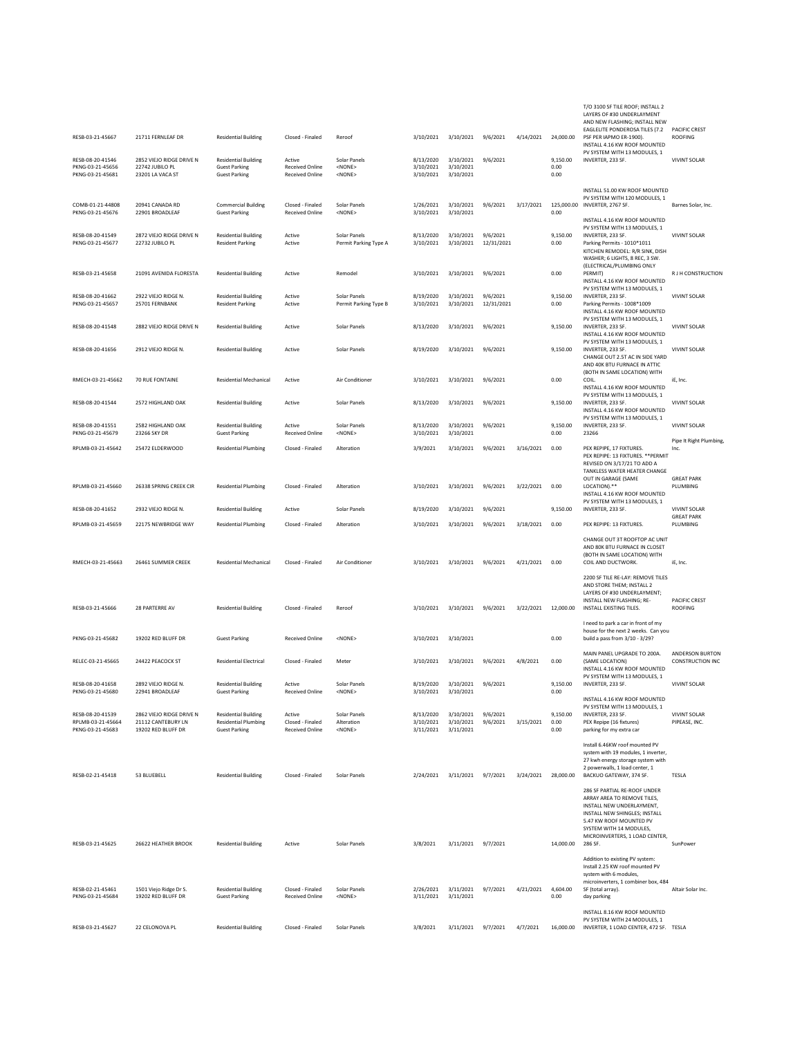| | | | | | | | | | | | |
|---|---|---|---|---|---|---|---|---|---|---|---|
| RESB-03-21-45667 | 21711 FERNLEAF DR | Residential Building | Closed - Finaled | Reroof | 3/10/2021 | 3/10/2021 | 9/6/2021 | 4/14/2021 | 24,000.00 | T/O 3100 SF TILE ROOF; INSTALL 2 LAYERS OF #30 UNDERLAYMENT AND NEW FLASHING; INSTALL NEW EAGLELITE PONDEROSA TILES (7.2 PSF PER IAPMO ER-1900). | PACIFIC CREST ROOFING |
| RESB-08-20-41546 | 2852 VIEJO RIDGE DRIVE N | Residential Building | Active | Solar Panels | 8/13/2020 | 3/10/2021 | 9/6/2021 | | 9,150.00 | INSTALL 4.16 KW ROOF MOUNTED PV SYSTEM WITH 13 MODULES, 1 INVERTER, 233 SF. | VIVINT SOLAR |
| PKNG-03-21-45656 | 22742 JUBILO PL | Guest Parking | Received Online | <NONE> | 3/10/2021 | 3/10/2021 | | | 0.00 | | |
| PKNG-03-21-45681 | 23201 LA VACA ST | Guest Parking | Received Online | <NONE> | 3/10/2021 | 3/10/2021 | | | 0.00 | | |
| COMB-01-21-44808 | 20941 CANADA RD | Commercial Building | Closed - Finaled | Solar Panels | 1/26/2021 | 3/10/2021 | 9/6/2021 | 3/17/2021 | 125,000.00 | INSTALL 51.00 KW ROOF MOUNTED PV SYSTEM WITH 120 MODULES, 1 INVERTER, 2767 SF. | Barnes Solar, Inc. |
| PKNG-03-21-45676 | 22901 BROADLEAF | Guest Parking | Received Online | <NONE> | 3/10/2021 | 3/10/2021 | | | 0.00 | | |
| RESB-08-20-41549 | 2872 VIEJO RIDGE DRIVE N | Residential Building | Active | Solar Panels | 8/13/2020 | 3/10/2021 | 9/6/2021 | | 9,150.00 | INSTALL 4.16 KW ROOF MOUNTED PV SYSTEM WITH 13 MODULES, 1 INVERTER, 233 SF. | VIVINT SOLAR |
| PKNG-03-21-45677 | 22732 JUBILO PL | Resident Parking | Active | Permit Parking Type A | 3/10/2021 | 3/10/2021 | 12/31/2021 | | 0.00 | Parking Permits - 1010*1011 | |
| RESB-03-21-45658 | 21091 AVENIDA FLORESTA | Residential Building | Active | Remodel | 3/10/2021 | 3/10/2021 | 9/6/2021 | | 0.00 | KITCHEN REMODEL: R/R SINK, DISH WASHER; 6 LIGHTS, 8 REC, 3 SW. (ELECTRICAL/PLUMBING ONLY PERMIT) | R J H CONSTRUCTION |
| RESB-08-20-41662 | 2922 VIEJO RIDGE N. | Residential Building | Active | Solar Panels | 8/19/2020 | 3/10/2021 | 9/6/2021 | | 9,150.00 | INSTALL 4.16 KW ROOF MOUNTED PV SYSTEM WITH 13 MODULES, 1 INVERTER, 233 SF. | VIVINT SOLAR |
| PKNG-03-21-45657 | 25701 FERNBANK | Resident Parking | Active | Permit Parking Type B | 3/10/2021 | 3/10/2021 | 12/31/2021 | | 0.00 | Parking Permits - 1008*1009 | |
| RESB-08-20-41548 | 2882 VIEJO RIDGE DRIVE N | Residential Building | Active | Solar Panels | 8/13/2020 | 3/10/2021 | 9/6/2021 | | 9,150.00 | INSTALL 4.16 KW ROOF MOUNTED PV SYSTEM WITH 13 MODULES, 1 INVERTER, 233 SF. | VIVINT SOLAR |
| RESB-08-20-41656 | 2912 VIEJO RIDGE N. | Residential Building | Active | Solar Panels | 8/19/2020 | 3/10/2021 | 9/6/2021 | | 9,150.00 | INSTALL 4.16 KW ROOF MOUNTED PV SYSTEM WITH 13 MODULES, 1 INVERTER, 233 SF. | VIVINT SOLAR |
| RMECH-03-21-45662 | 70 RUE FONTAINE | Residential Mechanical | Active | Air Conditioner | 3/10/2021 | 3/10/2021 | 9/6/2021 | | 0.00 | CHANGE OUT 2.5T AC IN SIDE YARD AND 40K BTU FURNACE IN ATTIC (BOTH IN SAME LOCATION) WITH COIL. | iE, Inc. |
| RESB-08-20-41544 | 2572 HIGHLAND OAK | Residential Building | Active | Solar Panels | 8/13/2020 | 3/10/2021 | 9/6/2021 | | 9,150.00 | INSTALL 4.16 KW ROOF MOUNTED PV SYSTEM WITH 13 MODULES, 1 INVERTER, 233 SF. | VIVINT SOLAR |
| RESB-08-20-41551 | 2582 HIGHLAND OAK | Residential Building | Active | Solar Panels | 8/13/2020 | 3/10/2021 | 9/6/2021 | | 9,150.00 | INSTALL 4.16 KW ROOF MOUNTED PV SYSTEM WITH 13 MODULES, 1 INVERTER, 233 SF. | VIVINT SOLAR |
| PKNG-03-21-45679 | 23266 SKY DR | Guest Parking | Received Online | <NONE> | 3/10/2021 | 3/10/2021 | | | 0.00 | 23266 | |
| RPLMB-03-21-45642 | 25472 ELDERWOOD | Residential Plumbing | Closed - Finaled | Alteration | 3/9/2021 | 3/10/2021 | 9/6/2021 | 3/16/2021 | 0.00 | PEX REPIPE, 17 FIXTURES. | Pipe It Right Plumbing, Inc. |
| RPLMB-03-21-45660 | 26338 SPRING CREEK CIR | Residential Plumbing | Closed - Finaled | Alteration | 3/10/2021 | 3/10/2021 | 9/6/2021 | 3/22/2021 | 0.00 | PEX REPIPE: 13 FIXTURES. **PERMIT REVISED ON 3/17/21 TO ADD A TANKLESS WATER HEATER CHANGE OUT IN GARAGE (SAME LOCATION).** | GREAT PARK PLUMBING |
| RESB-08-20-41652 | 2932 VIEJO RIDGE N. | Residential Building | Active | Solar Panels | 8/19/2020 | 3/10/2021 | 9/6/2021 | | 9,150.00 | INSTALL 4.16 KW ROOF MOUNTED PV SYSTEM WITH 13 MODULES, 1 INVERTER, 233 SF. | VIVINT SOLAR |
| RPLMB-03-21-45659 | 22175 NEWBRIDGE WAY | Residential Plumbing | Closed - Finaled | Alteration | 3/10/2021 | 3/10/2021 | 9/6/2021 | 3/18/2021 | 0.00 | PEX REPIPE: 13 FIXTURES. | GREAT PARK PLUMBING |
| RMECH-03-21-45663 | 26461 SUMMER CREEK | Residential Mechanical | Closed - Finaled | Air Conditioner | 3/10/2021 | 3/10/2021 | 9/6/2021 | 4/21/2021 | 0.00 | CHANGE OUT 3T ROOFTOP AC UNIT AND 80K BTU FURNACE IN CLOSET (BOTH IN SAME LOCATION) WITH COIL AND DUCTWORK. | iE, Inc. |
| RESB-03-21-45666 | 28 PARTERRE AV | Residential Building | Closed - Finaled | Reroof | 3/10/2021 | 3/10/2021 | 9/6/2021 | 3/22/2021 | 12,000.00 | 2200 SF TILE RE-LAY: REMOVE TILES AND STORE THEM; INSTALL 2 LAYERS OF #30 UNDERLAYMENT; INSTALL NEW FLASHING; RE-INSTALL EXISTING TILES. | PACIFIC CREST ROOFING |
| PKNG-03-21-45682 | 19202 RED BLUFF DR | Guest Parking | Received Online | <NONE> | 3/10/2021 | 3/10/2021 | | | 0.00 | I need to park a car in front of my house for the next 2 weeks. Can you build a pass from 3/10 - 3/29? | |
| RELEC-03-21-45665 | 24422 PEACOCK ST | Residential Electrical | Closed - Finaled | Meter | 3/10/2021 | 3/10/2021 | 9/6/2021 | 4/8/2021 | 0.00 | MAIN PANEL UPGRADE TO 200A. (SAME LOCATION) | ANDERSON BURTON CONSTRUCTION INC |
| RESB-08-20-41658 | 2892 VIEJO RIDGE N. | Residential Building | Active | Solar Panels | 8/19/2020 | 3/10/2021 | 9/6/2021 | | 9,150.00 | INSTALL 4.16 KW ROOF MOUNTED PV SYSTEM WITH 13 MODULES, 1 INVERTER, 233 SF. | VIVINT SOLAR |
| PKNG-03-21-45680 | 22941 BROADLEAF | Guest Parking | Received Online | <NONE> | 3/10/2021 | 3/10/2021 | | | 0.00 | | |
| RESB-08-20-41539 | 2862 VIEJO RIDGE DRIVE N | Residential Building | Active | Solar Panels | 8/13/2020 | 3/10/2021 | 9/6/2021 | | 9,150.00 | INSTALL 4.16 KW ROOF MOUNTED PV SYSTEM WITH 13 MODULES, 1 INVERTER, 233 SF. | VIVINT SOLAR |
| RPLMB-03-21-45664 | 21112 CANTEBURY LN | Residential Plumbing | Closed - Finaled | Alteration | 3/10/2021 | 3/10/2021 | 9/6/2021 | 3/15/2021 | 0.00 | PEX Repipe (16 fixtures) | PIPEASE, INC. |
| PKNG-03-21-45683 | 19202 RED BLUFF DR | Guest Parking | Received Online | <NONE> | 3/11/2021 | 3/11/2021 | | | 0.00 | parking for my extra car | |
| RESB-02-21-45418 | 53 BLUEBELL | Residential Building | Closed - Finaled | Solar Panels | 2/24/2021 | 3/11/2021 | 9/7/2021 | 3/24/2021 | 28,000.00 | Install 6.46KW roof mounted PV system with 19 modules, 1 inverter, 27 kwh energy storage system with 2 powerwalls, 1 load center, 1 BACKUO GATEWAY, 374 SF. | TESLA |
| RESB-03-21-45625 | 26622 HEATHER BROOK | Residential Building | Active | Solar Panels | 3/8/2021 | 3/11/2021 | 9/7/2021 | | 14,000.00 | 286 SF PARTIAL RE-ROOF UNDER ARRAY AREA TO REMOVE TILES, INSTALL NEW UNDERLAYMENT, INSTALL NEW SHINGLES; INSTALL 5.47 KW ROOF MOUNTED PV SYSTEM WITH 14 MODULES, MICROINVERTERS, 1 LOAD CENTER, 286 SF. | SunPower |
| RESB-02-21-45461 | 1501 Viejo Ridge Dr S. | Residential Building | Closed - Finaled | Solar Panels | 2/26/2021 | 3/11/2021 | 9/7/2021 | 4/21/2021 | 4,604.00 | Addition to existing PV system: Install 2.25 KW roof mounted PV system with 6 modules, microinverters, 1 combiner box, 484 SF (total array). | Altair Solar Inc. |
| PKNG-03-21-45684 | 19202 RED BLUFF DR | Guest Parking | Received Online | <NONE> | 3/11/2021 | 3/11/2021 | | | 0.00 | day parking | |
| RESB-03-21-45627 | 22 CELONOVA PL | Residential Building | Closed - Finaled | Solar Panels | 3/8/2021 | 3/11/2021 | 9/7/2021 | 4/7/2021 | 16,000.00 | INSTALL 8.16 KW ROOF MOUNTED PV SYSTEM WITH 24 MODULES, 1 INVERTER, 1 LOAD CENTER, 472 SF. | TESLA |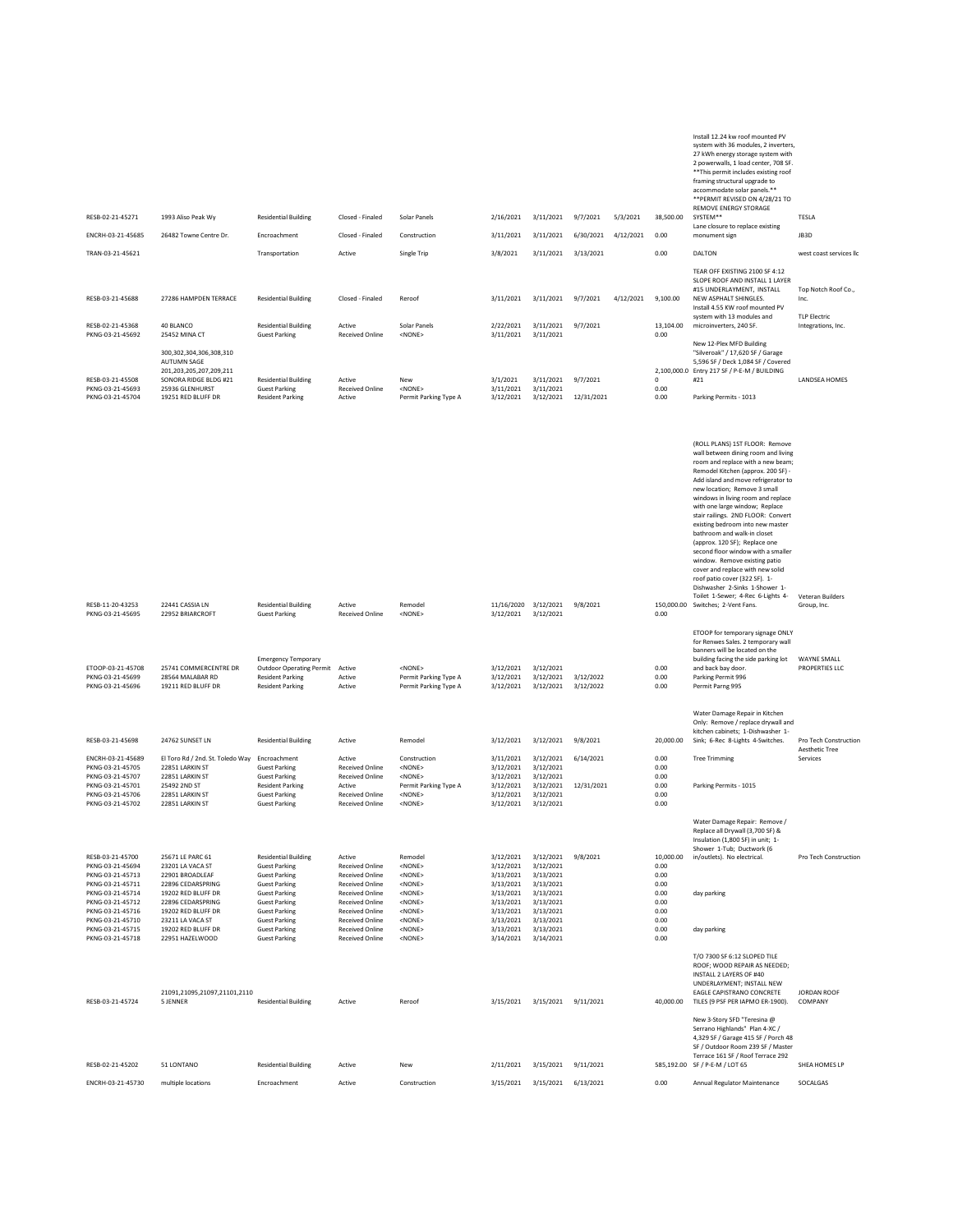| | | | | | | | | | | | |
|---|---|---|---|---|---|---|---|---|---|---|---|
| RESB-02-21-45271 | 1993 Aliso Peak Wy | Residential Building | Closed - Finaled | Solar Panels | 2/16/2021 | 3/11/2021 | 9/7/2021 | 5/3/2021 | 38,500.00 | Install 12.24 kw roof mounted PV system with 36 modules, 2 inverters, 27 kWh energy storage system with 2 powerwalls, 1 load center, 708 SF. **This permit includes existing roof framing structural upgrade to accommodate solar panels.** **PERMIT REVISED ON 4/28/21 TO REMOVE ENERGY STORAGE SYSTEM** | TESLA |
| ENCRH-03-21-45685 | 26482 Towne Centre Dr. | Encroachment | Closed - Finaled | Construction | 3/11/2021 | 3/11/2021 | 6/30/2021 | 4/12/2021 | 0.00 | Lane closure to replace existing monument sign | JB3D |
| TRAN-03-21-45621 | | Transportation | Active | Single Trip | 3/8/2021 | 3/11/2021 | 3/13/2021 | | 0.00 | DALTON | west coast services llc |
| RESB-03-21-45688 | 27286 HAMPDEN TERRACE | Residential Building | Closed - Finaled | Reroof | 3/11/2021 | 3/11/2021 | 9/7/2021 | 4/12/2021 | 9,100.00 | TEAR OFF EXISTING 2100 SF 4:12 SLOPE ROOF AND INSTALL 1 LAYER #15 UNDERLAYMENT, INSTALL NEW ASPHALT SHINGLES. | Top Notch Roof Co., Inc. |
| RESB-02-21-45368 | 40 BLANCO | Residential Building | Active | Solar Panels | 2/22/2021 | 3/11/2021 | 9/7/2021 | | 13,104.00 | Install 4.55 KW roof mounted PV system with 13 modules and microinverters, 240 SF. | TLP Electric Integrations, Inc. |
| PKNG-03-21-45692 | 25452 MINA CT | Guest Parking | Received Online | <NONE> | 3/11/2021 | 3/11/2021 | | | 0.00 | | |
| RESB-03-21-45508 | 300,302,304,306,308,310 AUTUMN SAGE 201,203,205,207,209,211 SONORA RIDGE BLDG #21 | Residential Building | Active | New | 3/1/2021 | 3/11/2021 | 9/7/2021 | | 2,100,000.00 | New 12-Plex MFD Building "Silveroak" / 17,620 SF / Garage 5,596 SF / Deck 1,084 SF / Covered Entry 217 SF / P-E-M / BUILDING #21 | LANDSEA HOMES |
| PKNG-03-21-45693 | 25936 GLENHURST | Guest Parking | Received Online | <NONE> | 3/11/2021 | 3/11/2021 | | | 0.00 | | |
| PKNG-03-21-45704 | 19251 RED BLUFF DR | Resident Parking | Active | Permit Parking Type A | 3/12/2021 | 3/12/2021 | 12/31/2021 | | 0.00 | Parking Permits - 1013 | |
| RESB-11-20-43253 | 22441 CASSIA LN | Residential Building | Active | Remodel | 11/16/2020 | 3/12/2021 | 9/8/2021 | | 150,000.00 | (ROLL PLANS) 1ST FLOOR: Remove wall between dining room and living room and replace with a new beam; Remodel Kitchen (approx. 200 SF) - Add island and move refrigerator to new location; Remove 3 small windows in living room and replace with one large window; Replace stair railings. 2ND FLOOR: Convert existing bedroom into new master bathroom and walk-in closet (approx. 120 SF); Replace one second floor window with a smaller window. Remove existing patio cover and replace with new solid roof patio cover (322 SF). 1-Dishwasher 2-Sinks 1-Shower 1-Toilet 1-Sewer; 4-Rec 6-Lights 4-Switches; 2-Vent Fans. | Veteran Builders Group, Inc. |
| PKNG-03-21-45695 | 22952 BRIARCROFT | Guest Parking | Received Online | <NONE> | 3/12/2021 | 3/12/2021 | | | 0.00 | | |
| ETOOP-03-21-45708 | 25741 COMMERCENTRE DR | Emergency Temporary Outdoor Operating Permit | Active | <NONE> | 3/12/2021 | 3/12/2021 | | | 0.00 | ETOOP for temporary signage ONLY for Renwes Sales. 2 temporary wall banners will be located on the building facing the side parking lot and back bay door. | WAYNE SMALL PROPERTIES LLC |
| PKNG-03-21-45699 | 28564 MALABAR RD | Resident Parking | Active | Permit Parking Type A | 3/12/2021 | 3/12/2021 | 3/12/2022 | | 0.00 | Parking Permit 996 | |
| PKNG-03-21-45696 | 19211 RED BLUFF DR | Resident Parking | Active | Permit Parking Type A | 3/12/2021 | 3/12/2021 | 3/12/2022 | | 0.00 | Permit Parng 995 | |
| RESB-03-21-45698 | 24762 SUNSET LN | Residential Building | Active | Remodel | 3/12/2021 | 3/12/2021 | 9/8/2021 | | 20,000.00 | Water Damage Repair in Kitchen Only: Remove / replace drywall and kitchen cabinets; 1-Dishwasher 1-Sink; 6-Rec 8-Lights 4-Switches. | Pro Tech Construction |
| ENCRH-03-21-45689 | El Toro Rd / 2nd. St. Toledo Way | Encroachment | Active | Construction | 3/11/2021 | 3/12/2021 | 6/14/2021 | | 0.00 | Tree Trimming | Aesthetic Tree Services |
| PKNG-03-21-45705 | 22851 LARKIN ST | Guest Parking | Received Online | <NONE> | 3/12/2021 | 3/12/2021 | | | 0.00 | | |
| PKNG-03-21-45707 | 22851 LARKIN ST | Guest Parking | Received Online | <NONE> | 3/12/2021 | 3/12/2021 | | | 0.00 | | |
| PKNG-03-21-45701 | 25492 2ND ST | Resident Parking | Active | Permit Parking Type A | 3/12/2021 | 3/12/2021 | 12/31/2021 | | 0.00 | Parking Permits - 1015 | |
| PKNG-03-21-45706 | 22851 LARKIN ST | Guest Parking | Received Online | <NONE> | 3/12/2021 | 3/12/2021 | | | 0.00 | | |
| PKNG-03-21-45702 | 22851 LARKIN ST | Guest Parking | Received Online | <NONE> | 3/12/2021 | 3/12/2021 | | | 0.00 | | |
| RESB-03-21-45700 | 25671 LE PARC 61 | Residential Building | Active | Remodel | 3/12/2021 | 3/12/2021 | 9/8/2021 | | 10,000.00 | Water Damage Repair: Remove / Replace all Drywall (3,700 SF) & Insulation (1,800 SF) in unit; 1-Shower 1-Tub; Ductwork (6 in/outlets). No electrical. | Pro Tech Construction |
| PKNG-03-21-45694 | 23201 LA VACA ST | Guest Parking | Received Online | <NONE> | 3/12/2021 | 3/12/2021 | | | 0.00 | | |
| PKNG-03-21-45713 | 22901 BROADLEAF | Guest Parking | Received Online | <NONE> | 3/13/2021 | 3/13/2021 | | | 0.00 | | |
| PKNG-03-21-45711 | 22896 CEDARSPRING | Guest Parking | Received Online | <NONE> | 3/13/2021 | 3/13/2021 | | | 0.00 | | |
| PKNG-03-21-45714 | 19202 RED BLUFF DR | Guest Parking | Received Online | <NONE> | 3/13/2021 | 3/13/2021 | | | 0.00 | day parking | |
| PKNG-03-21-45712 | 22896 CEDARSPRING | Guest Parking | Received Online | <NONE> | 3/13/2021 | 3/13/2021 | | | 0.00 | | |
| PKNG-03-21-45716 | 19202 RED BLUFF DR | Guest Parking | Received Online | <NONE> | 3/13/2021 | 3/13/2021 | | | 0.00 | | |
| PKNG-03-21-45710 | 23211 LA VACA ST | Guest Parking | Received Online | <NONE> | 3/13/2021 | 3/13/2021 | | | 0.00 | | |
| PKNG-03-21-45715 | 19202 RED BLUFF DR | Guest Parking | Received Online | <NONE> | 3/13/2021 | 3/13/2021 | | | 0.00 | day parking | |
| PKNG-03-21-45718 | 22951 HAZELWOOD | Guest Parking | Received Online | <NONE> | 3/14/2021 | 3/14/2021 | | | 0.00 | | |
| RESB-03-21-45724 | 21091,21095,21097,21101,21105 JENNER | Residential Building | Active | Reroof | 3/15/2021 | 3/15/2021 | 9/11/2021 | | 40,000.00 | T/O 7300 SF 6:12 SLOPED TILE ROOF; WOOD REPAIR AS NEEDED; INSTALL 2 LAYERS OF #40 UNDERLAYMENT; INSTALL NEW EAGLE CAPISTRANO CONCRETE TILES (9 PSF PER IAPMO ER-1900). | JORDAN ROOF COMPANY |
| RESB-02-21-45202 | 51 LONTANO | Residential Building | Active | New | 2/11/2021 | 3/15/2021 | 9/11/2021 | | 585,192.00 | New 3-Story SFD "Teresina @ Serrano Highlands" Plan 4-XC / 4,329 SF / Garage 415 SF / Porch 48 SF / Outdoor Room 239 SF / Master Terrace 161 SF / Roof Terrace 292 SF / P-E-M / LOT 65 | SHEA HOMES LP |
| ENCRH-03-21-45730 | multiple locations | Encroachment | Active | Construction | 3/15/2021 | 3/15/2021 | 6/13/2021 | | 0.00 | Annual Regulator Maintenance | SOCALGAS |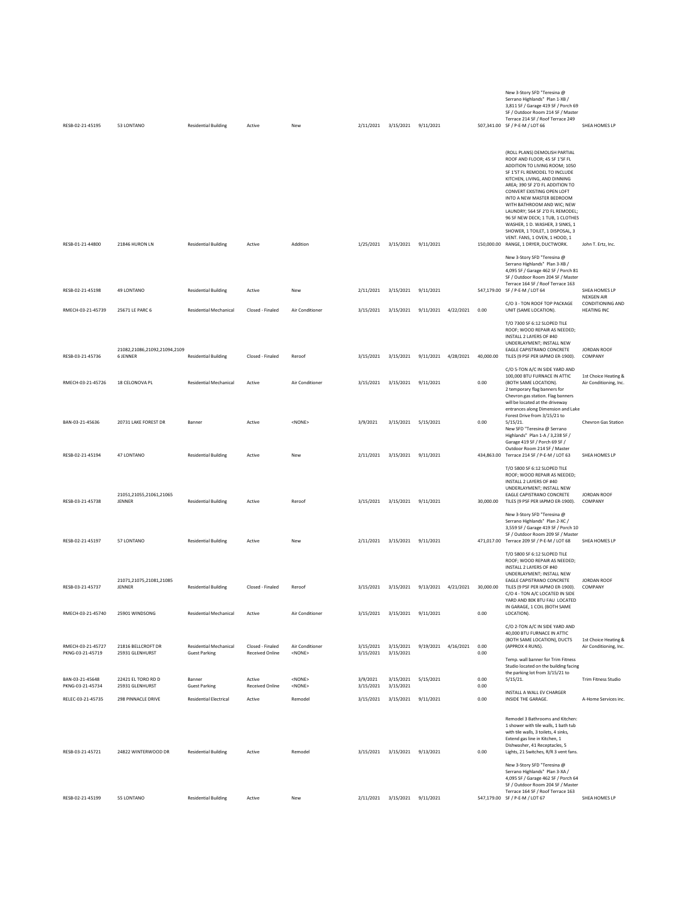| | | | | | | | | | | | |
|---|---|---|---|---|---|---|---|---|---|---|---|
| RESB-02-21-45195 | 53 LONTANO | Residential Building | Active | New | 2/11/2021 | 3/15/2021 | 9/11/2021 | | 507,341.00 | New 3-Story SFD "Teresina @ Serrano Highlands" Plan 1-XB / 3,811 SF / Garage 419 SF / Porch 69 SF / Outdoor Room 214 SF / Master Terrace 214 SF / Roof Terrace 249 SF / P-E-M / LOT 66 | SHEA HOMES LP |
| RESB-01-21-44800 | 21846 HURON LN | Residential Building | Active | Addition | 1/25/2021 | 3/15/2021 | 9/11/2021 | | 150,000.00 | (ROLL PLANS) DEMOLISH PARTIAL ROOF AND FLOOR; 45 SF 1'SF FL ADDITION TO LIVING ROOM; 1050 SF 1'ST FL REMODEL TO INCLUDE KITCHEN, LIVING, AND DINNING AREA; 390 SF 2'D FL ADDITION TO CONVERT EXISTING OPEN LOFT INTO A NEW MASTER BEDROOM WITH BATHROOM AND WIC; NEW LAUNDRY; 564 SF 2'D FL REMODEL; 96 SF NEW DECK; 1 TUB, 1 CLOTHES WASHER, 1 D. WASHER, 3 SINKS, 1 SHOWER, 1 TOILET, 1 DISPOSAL, 3 VENT. FANS, 1 OVEN, 1 HOOD, 1 RANGE, 1 DRYER, DUCTWORK. | John T. Ertz, Inc. |
| RESB-02-21-45198 | 49 LONTANO | Residential Building | Active | New | 2/11/2021 | 3/15/2021 | 9/11/2021 | | 547,179.00 | New 3-Story SFD "Teresina @ Serrano Highlands" Plan 3-XB / 4,095 SF / Garage 462 SF / Porch 81 SF / Outdoor Room 204 SF / Master Terrace 164 SF / Roof Terrace 163 SF / P-E-M / LOT 64 | SHEA HOMES LP |
| RMECH-03-21-45739 | 25671 LE PARC 6 | Residential Mechanical | Closed - Finaled | Air Conditioner | 3/15/2021 | 3/15/2021 | 9/11/2021 | 4/22/2021 | 0.00 | C/O 3 - TON ROOF TOP PACKAGE UNIT (SAME LOCATION). | NEXGEN AIR CONDITIONING AND HEATING INC |
| RESB-03-21-45736 | 21082,21086,21092,21094,21096 JENNER | Residential Building | Closed - Finaled | Reroof | 3/15/2021 | 3/15/2021 | 9/11/2021 | 4/28/2021 | 40,000.00 | T/O 7300 SF 6:12 SLOPED TILE ROOF; WOOD REPAIR AS NEEDED; INSTALL 2 LAYERS OF #40 UNDERLAYMENT; INSTALL NEW EAGLE CAPISTRANO CONCRETE TILES (9 PSF PER IAPMO ER-1900). | JORDAN ROOF COMPANY |
| RMECH-03-21-45726 | 18 CELONOVA PL | Residential Mechanical | Active | Air Conditioner | 3/15/2021 | 3/15/2021 | 9/11/2021 | | 0.00 | C/O 5-TON A/C IN SIDE YARD AND 100,000 BTU FURNACE IN ATTIC (BOTH SAME LOCATION). | 1st Choice Heating & Air Conditioning, Inc. |
| BAN-03-21-45636 | 20731 LAKE FOREST DR | Banner | Active | <NONE> | 3/9/2021 | 3/15/2021 | 5/15/2021 | | 0.00 | 2 temporary flag banners for Chevron gas station. Flag banners will be located at the driveway entrances along Dimension and Lake Forest Drive from 3/15/21 to 5/15/21. | Chevron Gas Station |
| RESB-02-21-45194 | 47 LONTANO | Residential Building | Active | New | 2/11/2021 | 3/15/2021 | 9/11/2021 | | 434,863.00 | New SFD "Teresina @ Serrano Highlands" Plan 1-A / 3,238 SF / Garage 419 SF / Porch 69 SF / Outdoor Room 214 SF / Master Terrace 214 SF / P-E-M / LOT 63 | SHEA HOMES LP |
| RESB-03-21-45738 | 21051,21055,21061,21065 JENNER | Residential Building | Active | Reroof | 3/15/2021 | 3/15/2021 | 9/11/2021 | | 30,000.00 | T/O 5800 SF 6:12 SLOPED TILE ROOF; WOOD REPAIR AS NEEDED; INSTALL 2 LAYERS OF #40 UNDERLAYMENT; INSTALL NEW EAGLE CAPISTRANO CONCRETE TILES (9 PSF PER IAPMO ER-1900). | JORDAN ROOF COMPANY |
| RESB-02-21-45197 | 57 LONTANO | Residential Building | Active | New | 2/11/2021 | 3/15/2021 | 9/11/2021 | | 471,017.00 | New 3-Story SFD "Teresina @ Serrano Highlands" Plan 2-XC / 3,559 SF / Garage 419 SF / Porch 10 SF / Outdoor Room 209 SF / Master Terrace 209 SF / P-E-M / LOT 68 | SHEA HOMES LP |
| RESB-03-21-45737 | 21071,21075,21081,21085 JENNER | Residential Building | Closed - Finaled | Reroof | 3/15/2021 | 3/15/2021 | 9/13/2021 | 4/21/2021 | 30,000.00 | T/O 5800 SF 6:12 SLOPED TILE ROOF; WOOD REPAIR AS NEEDED; INSTALL 2 LAYERS OF #40 UNDERLAYMENT; INSTALL NEW EAGLE CAPISTRANO CONCRETE TILES (9 PSF PER IAPMO ER-1900). | JORDAN ROOF COMPANY |
| RMECH-03-21-45740 | 25901 WINDSONG | Residential Mechanical | Active | Air Conditioner | 3/15/2021 | 3/15/2021 | 9/11/2021 | | 0.00 | C/O 4 - TON A/C LOCATED IN SIDE YARD AND 80K BTU FAU LOCATED IN GARAGE, 1 COIL (BOTH SAME LOCATION). | |
| RMECH-03-21-45727 | 21816 BELLCROFT DR | Residential Mechanical | Closed - Finaled | Air Conditioner | 3/15/2021 | 3/15/2021 | 9/19/2021 | 4/16/2021 | 0.00 | C/O 2-TON A/C IN SIDE YARD AND 40,000 BTU FURNACE IN ATTIC (BOTH SAME LOCATION), DUCTS (APPROX 4 RUNS). | 1st Choice Heating & Air Conditioning, Inc. |
| PKNG-03-21-45719 | 25931 GLENHURST | Guest Parking | Received Online | <NONE> | 3/15/2021 | 3/15/2021 | | | 0.00 | | |
| BAN-03-21-45648 | 22421 EL TORO RD D | Banner | Active | <NONE> | 3/9/2021 | 3/15/2021 | 5/15/2021 | | 0.00 | Temp. wall banner for Trim Fitness Studio located on the building facing the parking lot from 3/15/21 to 5/15/21. | Trim Fitness Studio |
| PKNG-03-21-45734 | 25931 GLENHURST | Guest Parking | Received Online | <NONE> | 3/15/2021 | 3/15/2021 | | | 0.00 | | |
| RELEC-03-21-45735 | 298 PINNACLE DRIVE | Residential Electrical | Active | Remodel | 3/15/2021 | 3/15/2021 | 9/11/2021 | | 0.00 | INSTALL A WALL EV CHARGER INSIDE THE GARAGE. | A-Home Services inc. |
| RESB-03-21-45721 | 24822 WINTERWOOD DR | Residential Building | Active | Remodel | 3/15/2021 | 3/15/2021 | 9/13/2021 | | 0.00 | Remodel 3 Bathrooms and Kitchen: 1 shower with tile walls, 1 bath tub with tile walls, 3 toilets, 4 sinks, Extend gas line in Kitchen, 1 Dishwasher, 41 Receptacles, 5 Lights, 21 Switches, R/R 3 vent fans. | |
| RESB-02-21-45199 | 55 LONTANO | Residential Building | Active | New | 2/11/2021 | 3/15/2021 | 9/11/2021 | | 547,179.00 | New 3-Story SFD "Teresina @ Serrano Highlands" Plan 3-XA / 4,095 SF / Garage 462 SF / Porch 64 SF / Outdoor Room 204 SF / Master Terrace 164 SF / Roof Terrace 163 SF / P-E-M / LOT 67 | SHEA HOMES LP |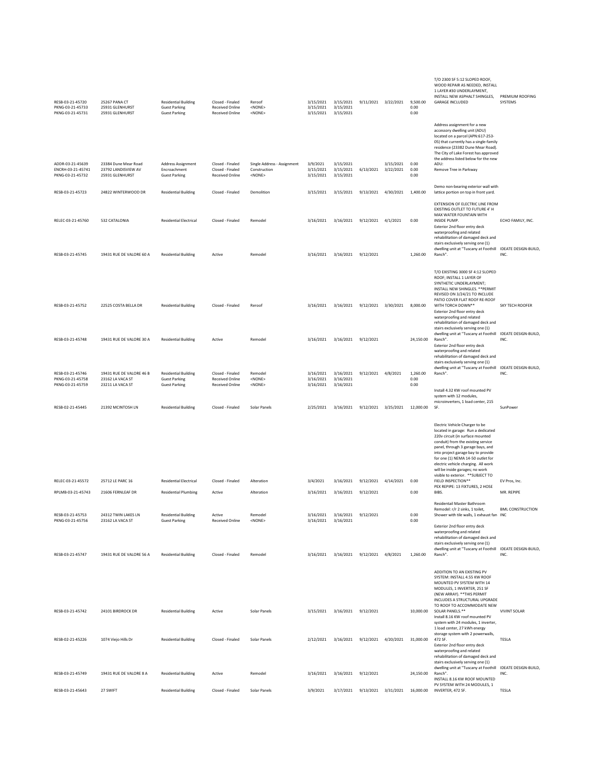| | | | | | | | | | | | |
|---|---|---|---|---|---|---|---|---|---|---|---|
| RESB-03-21-45720 | 25267 PANA CT | Residential Building | Closed - Finaled | Reroof | 3/15/2021 | 3/15/2021 | 9/11/2021 | 3/22/2021 | 9,500.00 | T/O 2300 SF 5:12 SLOPED ROOF, WOOD REPAIR AS NEEDED, INSTALL 1 LAYER #30 UNDERLAYMENT, INSTALL NEW ASPHALT SHINGLES, GARAGE INCLUDED | PREMIUM ROOFING SYSTEMS |
| PKNG-03-21-45733 | 25931 GLENHURST | Guest Parking | Received Online | <NONE> | 3/15/2021 | 3/15/2021 | | | 0.00 | | |
| PKNG-03-21-45731 | 25931 GLENHURST | Guest Parking | Received Online | <NONE> | 3/15/2021 | 3/15/2021 | | | 0.00 | | |
| ADDR-03-21-45639 | 23384 Dune Mear Road | Address Assignment | Closed - Finaled | Single Address - Assignment | 3/9/2021 | 3/15/2021 | | 3/15/2021 | 0.00 | Address assignment for a new accessory dwelling unit (ADU) located on a parcel (APN:617-253-05) that currently has a single-family residence (23382 Dune Mear Road). The City of Lake Forest has approved the address listed below for the new ADU: | |
| ENCRH-03-21-45741 | 23792 LANDISVIEW AV | Encroachment | Closed - Finaled | Construction | 3/15/2021 | 3/15/2021 | 6/13/2021 | 3/22/2021 | 0.00 | Remove Tree in Parkway | |
| PKNG-03-21-45732 | 25931 GLENHURST | Guest Parking | Received Online | <NONE> | 3/15/2021 | 3/15/2021 | | | 0.00 | | |
| RESB-03-21-45723 | 24822 WINTERWOOD DR | Residential Building | Closed - Finaled | Demolition | 3/15/2021 | 3/15/2021 | 9/13/2021 | 4/30/2021 | 1,400.00 | Demo non-bearing exterior wall with lattice portion on top in front yard. | |
| RELEC-03-21-45760 | 532 CATALONIA | Residential Electrical | Closed - Finaled | Remodel | 3/16/2021 | 3/16/2021 | 9/12/2021 | 4/1/2021 | 0.00 | EXTENSION OF ELECTRIC LINE FROM EXISTING OUTLET TO FUTURE 4' H MAX WATER FOUNTAIN WITH INSIDE PUMP. | ECHO FAMILY, INC. |
| RESB-03-21-45745 | 19431 RUE DE VALORE 60 A | Residential Building | Active | Remodel | 3/16/2021 | 3/16/2021 | 9/12/2021 | | 1,260.00 | Exterior 2nd floor entry deck waterproofing and related rehabilitation of damaged deck and stairs exclusively serving one (1) dwelling unit at "Tuscany at Foothill Ranch". | IDEATE DESIGN-BUILD, INC. |
| RESB-03-21-45752 | 22525 COSTA BELLA DR | Residential Building | Closed - Finaled | Reroof | 3/16/2021 | 3/16/2021 | 9/12/2021 | 3/30/2021 | 8,000.00 | T/O EXISTING 3000 SF 4:12 SLOPED ROOF; INSTALL 1 LAYER OF SYNTHETIC UNDERLAYMENT; INSTALL NEW SHINGLES. **PERMIT REVISED ON 3/24/21 TO INCLUDE PATIO COVER FLAT ROOF RE-ROOF WITH TORCH DOWN** | SKY TECH ROOFER |
| RESB-03-21-45748 | 19431 RUE DE VALORE 30 A | Residential Building | Active | Remodel | 3/16/2021 | 3/16/2021 | 9/12/2021 | | 24,150.00 | Exterior 2nd floor entry deck waterproofing and related rehabilitation of damaged deck and stairs exclusively serving one (1) dwelling unit at "Tuscany at Foothill Ranch". | IDEATE DESIGN-BUILD, INC. |
| RESB-03-21-45746 | 19431 RUE DE VALORE 46 B | Residential Building | Closed - Finaled | Remodel | 3/16/2021 | 3/16/2021 | 9/12/2021 | 4/8/2021 | 1,260.00 | Exterior 2nd floor entry deck waterproofing and related rehabilitation of damaged deck and stairs exclusively serving one (1) dwelling unit at "Tuscany at Foothill Ranch". | IDEATE DESIGN-BUILD, INC. |
| PKNG-03-21-45758 | 23162 LA VACA ST | Guest Parking | Received Online | <NONE> | 3/16/2021 | 3/16/2021 | | | 0.00 | | |
| PKNG-03-21-45759 | 23211 LA VACA ST | Guest Parking | Received Online | <NONE> | 3/16/2021 | 3/16/2021 | | | 0.00 | | |
| RESB-02-21-45445 | 21392 MCINTOSH LN | Residential Building | Closed - Finaled | Solar Panels | 2/25/2021 | 3/16/2021 | 9/12/2021 | 3/25/2021 | 12,000.00 | Install 4.32 KW roof mounted PV system with 12 modules, microinverters, 1 load center, 215 SF. | SunPower |
| RELEC-03-21-45572 | 25712 LE PARC 16 | Residential Electrical | Closed - Finaled | Alteration | 3/4/2021 | 3/16/2021 | 9/12/2021 | 4/14/2021 | 0.00 | Electric Vehicle Charger to be located in garage: Run a dedicated 220v circuit (in surface mounted conduit) from the existing service panel, through 3 garage bays, and into project garage bay to provide for one (1) NEMA 14-50 outlet for electric vehicle charging. All work will be inside garages; no work visible to exterior. **SUBJECT TO FIELD INSPECTION** | EV Pros, Inc. |
| RPLMB-03-21-45743 | 21606 FERNLEAF DR | Residential Plumbing | Active | Alteration | 3/16/2021 | 3/16/2021 | 9/12/2021 | | 0.00 | PEX REPIPE: 13 FIXTURES, 2 HOSE BIBS. | MR. REPIPE |
| RESB-03-21-45753 | 24312 TWIN LAKES LN | Residential Building | Active | Remodel | 3/16/2021 | 3/16/2021 | 9/12/2021 | | 0.00 | Residentail Master Bathroom Remodel: r/r 2 sinks, 1 toilet, Shower with tile walls, 1 exhaust fan | BML CONSTRUCTION INC |
| PKNG-03-21-45756 | 23162 LA VACA ST | Guest Parking | Received Online | <NONE> | 3/16/2021 | 3/16/2021 | | | 0.00 | | |
| RESB-03-21-45747 | 19431 RUE DE VALORE 56 A | Residential Building | Closed - Finaled | Remodel | 3/16/2021 | 3/16/2021 | 9/12/2021 | 4/8/2021 | 1,260.00 | Exterior 2nd floor entry deck waterproofing and related rehabilitation of damaged deck and stairs exclusively serving one (1) dwelling unit at "Tuscany at Foothill Ranch". | IDEATE DESIGN-BUILD, INC. |
| RESB-03-21-45742 | 24101 BIRDROCK DR | Residential Building | Active | Solar Panels | 3/15/2021 | 3/16/2021 | 9/12/2021 | | 10,000.00 | ADDITION TO AN EXISTING PV SYSTEM: INSTALL 4.55 KW ROOF MOUNTED PV SYSTEM WITH 14 MODULES, 1 INVERTER, 251 SF (NEW ARRAY). **THIS PERMIT INCLUDES A STRUCTURAL UPGRADE TO ROOF TO ACCOMMODATE NEW SOLAR PANELS.** | VIVINT SOLAR |
| RESB-02-21-45226 | 1074 Viejo Hills Dr | Residential Building | Closed - Finaled | Solar Panels | 2/12/2021 | 3/16/2021 | 9/12/2021 | 4/20/2021 | 31,000.00 | Install 8.16 KW roof mounted PV system with 24 modules, 1 inverter, 1 load center, 27 kWh energy storage system with 2 powerwalls, 472 SF. | TESLA |
| RESB-03-21-45749 | 19431 RUE DE VALORE 8 A | Residential Building | Active | Remodel | 3/16/2021 | 3/16/2021 | 9/12/2021 | | 24,150.00 | Exterior 2nd floor entry deck waterproofing and related rehabilitation of damaged deck and stairs exclusively serving one (1) dwelling unit at "Tuscany at Foothill Ranch". | IDEATE DESIGN-BUILD, INC. |
| RESB-03-21-45643 | 27 SWIFT | Residential Building | Closed - Finaled | Solar Panels | 3/9/2021 | 3/17/2021 | 9/13/2021 | 3/31/2021 | 16,000.00 | INSTALL 8.16 KW ROOF MOUNTED PV SYSTEM WITH 24 MODULES, 1 INVERTER, 472 SF. | TESLA |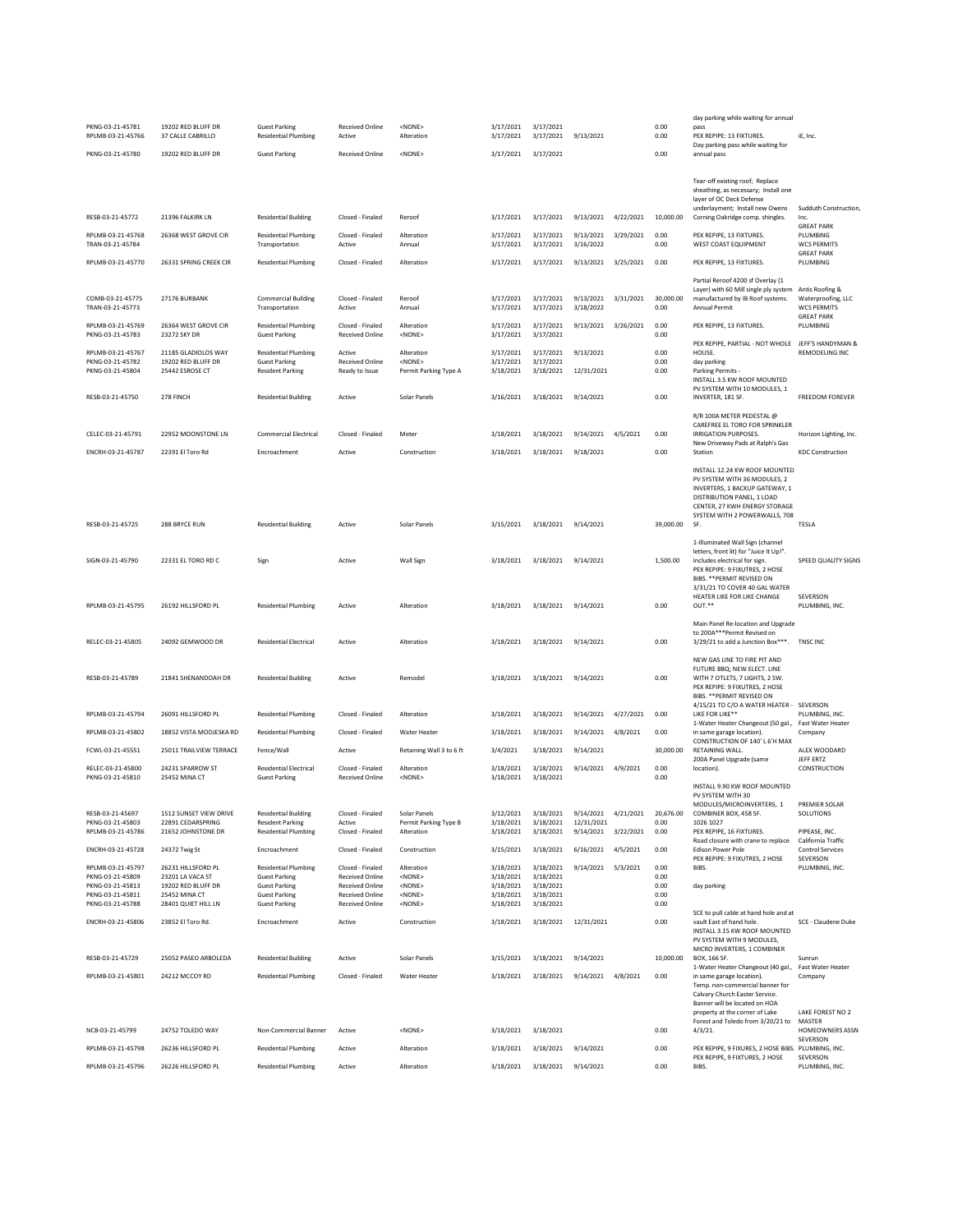| | | | | | | | | | | | |
|---|---|---|---|---|---|---|---|---|---|---|---|
| PKNG-03-21-45781 | 19202 RED BLUFF DR | Guest Parking | Received Online | <NONE> | 3/17/2021 | 3/17/2021 | | | 0.00 | day parking while waiting for annual pass | |
| RPLMB-03-21-45766 | 37 CALLE CABRILLO | Residential Plumbing | Active | Alteration | 3/17/2021 | 3/17/2021 | 9/13/2021 | | 0.00 | PEX REPIPE: 13 FIXTURES. | iE, Inc. |
| PKNG-03-21-45780 | 19202 RED BLUFF DR | Guest Parking | Received Online | <NONE> | 3/17/2021 | 3/17/2021 | | | 0.00 | Day parking pass while waiting for annual pass | |
| RESB-03-21-45772 | 21396 FALKIRK LN | Residential Building | Closed - Finaled | Reroof | 3/17/2021 | 3/17/2021 | 9/13/2021 | 4/22/2021 | 10,000.00 | Tear-off existing roof; Replace sheathing, as necessary; Install one layer of OC Deck Defense underlayment; Install new Owens Corning Oakridge comp. shingles. | Sudduth Construction, Inc. |
| RPLMB-03-21-45768 | 26368 WEST GROVE CIR | Residential Plumbing | Closed - Finaled | Alteration | 3/17/2021 | 3/17/2021 | 9/13/2021 | 3/29/2021 | 0.00 | PEX REPIPE, 13 FIXTURES. | GREAT PARK PLUMBING |
| TRAN-03-21-45784 | | Transportation | Active | Annual | 3/17/2021 | 3/17/2021 | 3/16/2022 | | 0.00 | WEST COAST EQUIPMENT | WCS PERMITS |
| RPLMB-03-21-45770 | 26331 SPRING CREEK CIR | Residential Plumbing | Closed - Finaled | Alteration | 3/17/2021 | 3/17/2021 | 9/13/2021 | 3/25/2021 | 0.00 | PEX REPIPE, 13 FIXTURES. | GREAT PARK PLUMBING |
| COMB-03-21-45775 | 27176 BURBANK | Commercial Building | Closed - Finaled | Reroof | 3/17/2021 | 3/17/2021 | 9/13/2021 | 3/31/2021 | 30,000.00 | Partial Reroof 4200 sf Overlay (1 Layer) with 60 Mill single ply system manufactured by IB Roof systems. | Antis Roofing & Waterproofing, LLC |
| TRAN-03-21-45773 | | Transportation | Active | Annual | 3/17/2021 | 3/17/2021 | 3/18/2022 | | 0.00 | Annual Permit | WCS PERMITS |
| RPLMB-03-21-45769 | 26364 WEST GROVE CIR | Residential Plumbing | Closed - Finaled | Alteration | 3/17/2021 | 3/17/2021 | 9/13/2021 | 3/26/2021 | 0.00 | PEX REPIPE, 13 FIXTURES. | GREAT PARK PLUMBING |
| PKNG-03-21-45783 | 23272 SKY DR | Guest Parking | Received Online | <NONE> | 3/17/2021 | 3/17/2021 | | | 0.00 | | |
| RPLMB-03-21-45767 | 21185 GLADIOLOS WAY | Residential Plumbing | Active | Alteration | 3/17/2021 | 3/17/2021 | 9/13/2021 | | 0.00 | PEX REPIPE, PARTIAL - NOT WHOLE HOUSE. | JEFF'S HANDYMAN & REMODELING INC |
| PKNG-03-21-45782 | 19202 RED BLUFF DR | Guest Parking | Received Online | <NONE> | 3/17/2021 | 3/17/2021 | | | 0.00 | day parking | |
| PKNG-03-21-45804 | 25442 ESROSE CT | Resident Parking | Ready to Issue | Permit Parking Type A | 3/18/2021 | 3/18/2021 | 12/31/2021 | | 0.00 | Parking Permits - | |
| RESB-03-21-45750 | 278 FINCH | Residential Building | Active | Solar Panels | 3/16/2021 | 3/18/2021 | 9/14/2021 | | 0.00 | INSTALL 3.5 KW ROOF MOUNTED PV SYSTEM WITH 10 MODULES, 1 INVERTER, 181 SF. | FREEDOM FOREVER |
| CELEC-03-21-45791 | 22952 MOONSTONE LN | Commercial Electrical | Closed - Finaled | Meter | 3/18/2021 | 3/18/2021 | 9/14/2021 | 4/5/2021 | 0.00 | R/R 100A METER PEDESTAL @ CAREFREE EL TORO FOR SPRINKLER IRRIGATION PURPOSES. | Horizon Lighting, Inc. |
| ENCRH-03-21-45787 | 22391 El Toro Rd | Encroachment | Active | Construction | 3/18/2021 | 3/18/2021 | 9/18/2021 | | 0.00 | New Driveway Pads at Ralph's Gas Station | KDC Construction |
| RESB-03-21-45725 | 288 BRYCE RUN | Residential Building | Active | Solar Panels | 3/15/2021 | 3/18/2021 | 9/14/2021 | | 39,000.00 | INSTALL 12.24 KW ROOF MOUNTED PV SYSTEM WITH 36 MODULES, 2 INVERTERS, 1 BACKUP GATEWAY, 1 DISTRIBUTION PANEL, 1 LOAD CENTER, 27 KWH ENERGY STORAGE SYSTEM WITH 2 POWERWALLS, 708 SF. | TESLA |
| SIGN-03-21-45790 | 22331 EL TORO RD C | Sign | Active | Wall Sign | 3/18/2021 | 3/18/2021 | 9/14/2021 | | 1,500.00 | 1-Illuminated Wall Sign (channel letters, front lit) for "Juice It Up!". Includes electrical for sign. | SPEED QUALITY SIGNS |
| RPLMB-03-21-45795 | 26192 HILLSFORD PL | Residential Plumbing | Active | Alteration | 3/18/2021 | 3/18/2021 | 9/14/2021 | | 0.00 | PEX REPIPE: 9 FIXUTRES, 2 HOSE BIBS. **PERMIT REVISED ON 3/31/21 TO COVER 40 GAL WATER HEATER LIKE FOR LIKE CHANGE OUT.** | SEVERSON PLUMBING, INC. |
| RELEC-03-21-45805 | 24092 GEMWOOD DR | Residential Electrical | Active | Alteration | 3/18/2021 | 3/18/2021 | 9/14/2021 | | 0.00 | Main Panel Re-location and Upgrade to 200A***Permit Revised on 3/29/21 to add a Junction Box***. | TNSC INC |
| RESB-03-21-45789 | 21841 SHENANDOAH DR | Residential Building | Active | Remodel | 3/18/2021 | 3/18/2021 | 9/14/2021 | | 0.00 | NEW GAS LINE TO FIRE PIT AND FUTURE BBQ; NEW ELECT. LINE WITH 7 OTLETS, 7 LIGHTS, 2 SW. | |
| RPLMB-03-21-45794 | 26091 HILLSFORD PL | Residential Plumbing | Closed - Finaled | Alteration | 3/18/2021 | 3/18/2021 | 9/14/2021 | 4/27/2021 | 0.00 | PEX REPIPE: 9 FIXTURES, 2 HOSE BIBS. **PERMIT REVISED ON 4/15/21 TO C/O A WATER HEATER - LIKE FOR LIKE** | SEVERSON PLUMBING, INC. |
| RPLMB-03-21-45802 | 18852 VISTA MODJESKA RD | Residential Plumbing | Closed - Finaled | Water Heater | 3/18/2021 | 3/18/2021 | 9/14/2021 | 4/8/2021 | 0.00 | 1-Water Heater Changeout (50 gal., in same garage location). | Fast Water Heater Company |
| FCWL-03-21-45551 | 25011 TRAILVIEW TERRACE | Fence/Wall | Active | Retaining Wall 3 to 6 ft | 3/4/2021 | 3/18/2021 | 9/14/2021 | | 30,000.00 | CONSTRUCTION OF 140' L 6'H MAX RETAINING WALL. | ALEX WOODARD |
| RELEC-03-21-45800 | 24231 SPARROW ST | Residential Electrical | Closed - Finaled | Alteration | 3/18/2021 | 3/18/2021 | 9/14/2021 | 4/9/2021 | 0.00 | 200A Panel Upgrade (same location). | JEFF ERTZ CONSTRUCTION |
| PKNG-03-21-45810 | 25452 MINA CT | Guest Parking | Received Online | <NONE> | 3/18/2021 | 3/18/2021 | | | 0.00 | | |
| RESB-03-21-45697 | 1512 SUNSET VIEW DRIVE | Residential Building | Closed - Finaled | Solar Panels | 3/12/2021 | 3/18/2021 | 9/14/2021 | 4/21/2021 | 20,676.00 | INSTALL 9.90 KW ROOF MOUNTED PV SYSTEM WITH 30 MODULES/MICROINVERTERS, 1 COMBINER BOX, 458 SF. | PREMIER SOLAR SOLUTIONS |
| PKNG-03-21-45803 | 22891 CEDARSPRING | Resident Parking | Active | Permit Parking Type B | 3/18/2021 | 3/18/2021 | 12/31/2021 | | 0.00 | 1026 1027 | |
| RPLMB-03-21-45786 | 21652 JOHNSTONE DR | Residential Plumbing | Closed - Finaled | Alteration | 3/18/2021 | 3/18/2021 | 9/14/2021 | 3/22/2021 | 0.00 | PEX REPIPE, 16 FIXTURES. | PIPEASE, INC. |
| ENCRH-03-21-45728 | 24372 Twig St | Encroachment | Closed - Finaled | Construction | 3/15/2021 | 3/18/2021 | 6/16/2021 | 4/5/2021 | 0.00 | Road closure with crane to replace Edison Power Pole | California Traffic Control Services |
| RPLMB-03-21-45797 | 26231 HILLSFORD PL | Residential Plumbing | Closed - Finaled | Alteration | 3/18/2021 | 3/18/2021 | 9/14/2021 | 5/3/2021 | 0.00 | PEX REPIPE: 9 FIXUTRES, 2 HOSE BIBS. | SEVERSON PLUMBING, INC. |
| PKNG-03-21-45809 | 23201 LA VACA ST | Guest Parking | Received Online | <NONE> | 3/18/2021 | 3/18/2021 | | | 0.00 | | |
| PKNG-03-21-45813 | 19202 RED BLUFF DR | Guest Parking | Received Online | <NONE> | 3/18/2021 | 3/18/2021 | | | 0.00 | day parking | |
| PKNG-03-21-45811 | 25452 MINA CT | Guest Parking | Received Online | <NONE> | 3/18/2021 | 3/18/2021 | | | 0.00 | | |
| PKNG-03-21-45788 | 28401 QUIET HILL LN | Guest Parking | Received Online | <NONE> | 3/18/2021 | 3/18/2021 | | | 0.00 | | |
| ENCRH-03-21-45806 | 23852 El Toro Rd. | Encroachment | Active | Construction | 3/18/2021 | 3/18/2021 | 12/31/2021 | | 0.00 | SCE to pull cable at hand hole and at vault East of hand hole. | SCE - Claudene Duke |
| RESB-03-21-45729 | 25052 PASEO ARBOLEDA | Residential Building | Active | Solar Panels | 3/15/2021 | 3/18/2021 | 9/14/2021 | | 10,000.00 | INSTALL 3.15 KW ROOF MOUNTED PV SYSTEM WITH 9 MODULES, MICRO INVERTERS, 1 COMBINER BOX, 166 SF. | Sunrun |
| RPLMB-03-21-45801 | 24212 MCCOY RD | Residential Plumbing | Closed - Finaled | Water Heater | 3/18/2021 | 3/18/2021 | 9/14/2021 | 4/8/2021 | 0.00 | 1-Water Heater Changeout (40 gal., in same garage location). | Fast Water Heater Company |
| NCB-03-21-45799 | 24752 TOLEDO WAY | Non-Commercial Banner | Active | <NONE> | 3/18/2021 | 3/18/2021 | | | 0.00 | Temp. non-commercial banner for Calvary Church Easter Service. Banner will be located on HOA property at the corner of Lake Forest and Toledo from 3/20/21 to 4/3/21. | LAKE FOREST NO 2 MASTER HOMEOWNERS ASSN |
| RPLMB-03-21-45798 | 26236 HILLSFORD PL | Residential Plumbing | Active | Alteration | 3/18/2021 | 3/18/2021 | 9/14/2021 | | 0.00 | PEX REPIPE, 9 FIXURES, 2 HOSE BIBS. | SEVERSON PLUMBING, INC. |
| RPLMB-03-21-45796 | 26226 HILLSFORD PL | Residential Plumbing | Active | Alteration | 3/18/2021 | 3/18/2021 | 9/14/2021 | | 0.00 | PEX REPIPE, 9 FIXTURES, 2 HOSE BIBS. | SEVERSON PLUMBING, INC. |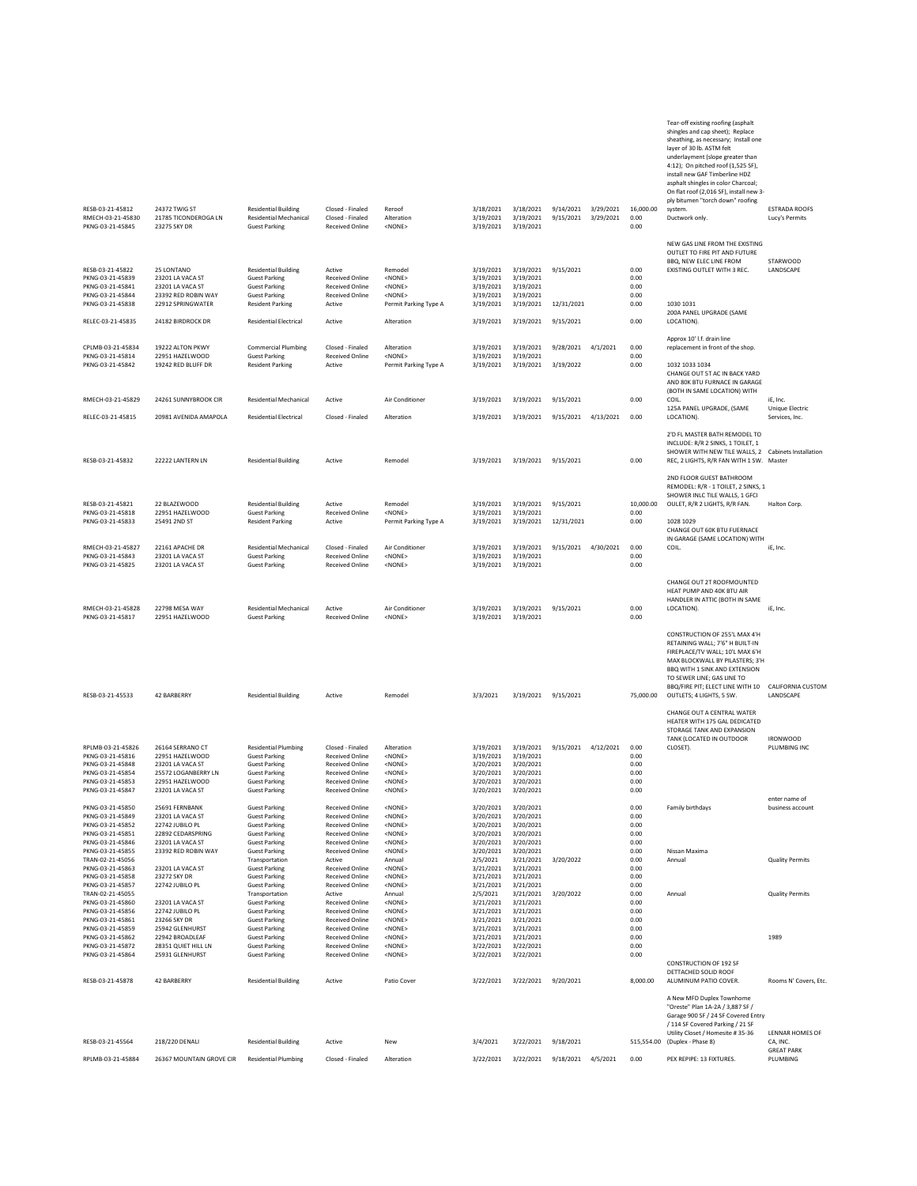| RESB-03-21-45812 | 24372 TWIG ST | Residential Building | Closed - Finaled | Reroof | 3/18/2021 | 3/18/2021 | 9/14/2021 | 3/29/2021 | 16,000.00 | Tear-off existing roofing (asphalt shingles and cap sheet); Replace sheathing, as necessary; Install one layer of 30 lb. ASTM felt underlayment (slope greater than 4:12); On pitched roof (1,525 SF), install new GAF Timberline HDZ asphalt shingles in color Charcoal; On flat roof (2,016 SF), install new 3-ply bitumen "torch down" roofing system. | ESTRADA ROOFS |
|---|---|---|---|---|---|---|---|---|---|---|---|
| RMECH-03-21-45830 | 21785 TICONDEROGA LN | Residential Mechanical | Closed - Finaled | Alteration | 3/19/2021 | 3/19/2021 | 9/15/2021 | 3/29/2021 | 0.00 | Ductwork only. | Lucy's Permits |
| PKNG-03-21-45845 | 23275 SKY DR | Guest Parking | Received Online | <NONE> | 3/19/2021 | 3/19/2021 | | | 0.00 | | |
| RESB-03-21-45822 | 25 LONTANO | Residential Building | Active | Remodel | 3/19/2021 | 3/19/2021 | 9/15/2021 | | 0.00 | NEW GAS LINE FROM THE EXISTING OUTLET TO FIRE PIT AND FUTURE BBQ, NEW ELEC LINE FROM EXISTING OUTLET WITH 3 REC. | STARWOOD LANDSCAPE |
| PKNG-03-21-45839 | 23201 LA VACA ST | Guest Parking | Received Online | <NONE> | 3/19/2021 | 3/19/2021 | | | 0.00 | | |
| PKNG-03-21-45841 | 23201 LA VACA ST | Guest Parking | Received Online | <NONE> | 3/19/2021 | 3/19/2021 | | | 0.00 | | |
| PKNG-03-21-45844 | 23392 RED ROBIN WAY | Guest Parking | Received Online | <NONE> | 3/19/2021 | 3/19/2021 | | | 0.00 | | |
| PKNG-03-21-45838 | 22912 SPRINGWATER | Resident Parking | Active | Permit Parking Type A | 3/19/2021 | 3/19/2021 | 12/31/2021 | | 0.00 | 1030 1031 | |
| RELEC-03-21-45835 | 24182 BIRDROCK DR | Residential Electrical | Active | Alteration | 3/19/2021 | 3/19/2021 | 9/15/2021 | | 0.00 | 200A PANEL UPGRADE (SAME LOCATION). | |
| CPLMB-03-21-45834 | 19222 ALTON PKWY | Commercial Plumbing | Closed - Finaled | Alteration | 3/19/2021 | 3/19/2021 | 9/28/2021 | 4/1/2021 | 0.00 | Approx 10' l.f. drain line replacement in front of the shop. | |
| PKNG-03-21-45814 | 22951 HAZELWOOD | Guest Parking | Received Online | <NONE> | 3/19/2021 | 3/19/2021 | | | 0.00 | | |
| PKNG-03-21-45842 | 19242 RED BLUFF DR | Resident Parking | Active | Permit Parking Type A | 3/19/2021 | 3/19/2021 | 3/19/2022 | | 0.00 | 1032 1033 1034 | |
| RMECH-03-21-45829 | 24261 SUNNYBROOK CIR | Residential Mechanical | Active | Air Conditioner | 3/19/2021 | 3/19/2021 | 9/15/2021 | | 0.00 | CHANGE OUT 5T AC IN BACK YARD AND 80K BTU FURNACE IN GARAGE (BOTH IN SAME LOCATION) WITH COIL. | iE, Inc. |
| RELEC-03-21-45815 | 20981 AVENIDA AMAPOLA | Residential Electrical | Closed - Finaled | Alteration | 3/19/2021 | 3/19/2021 | 9/15/2021 | 4/13/2021 | 0.00 | 125A PANEL UPGRADE, (SAME LOCATION). | Unique Electric Services, Inc. |
| RESB-03-21-45832 | 22222 LANTERN LN | Residential Building | Active | Remodel | 3/19/2021 | 3/19/2021 | 9/15/2021 | | 0.00 | 2'D FL MASTER BATH REMODEL TO INCLUDE: R/R 2 SINKS, 1 TOILET, 1 SHOWER WITH NEW TILE WALLS, 2 REC, 2 LIGHTS, R/R FAN WITH 1 SW. | Cabinets Installation Master |
| RESB-03-21-45821 | 22 BLAZEWOOD | Residential Building | Active | Remodel | 3/19/2021 | 3/19/2021 | 9/15/2021 | | 10,000.00 | 2ND FLOOR GUEST BATHROOM REMODEL: R/R - 1 TOILET, 2 SINKS, 1 SHOWER INLC TILE WALLS, 1 GFCI OULET, R/R 2 LIGHTS, R/R FAN. | Halton Corp. |
| PKNG-03-21-45818 | 22951 HAZELWOOD | Guest Parking | Received Online | <NONE> | 3/19/2021 | 3/19/2021 | | | 0.00 | | |
| PKNG-03-21-45833 | 25491 2ND ST | Resident Parking | Active | Permit Parking Type A | 3/19/2021 | 3/19/2021 | 12/31/2021 | | 0.00 | 1028 1029 | |
| RMECH-03-21-45827 | 22161 APACHE DR | Residential Mechanical | Closed - Finaled | Air Conditioner | 3/19/2021 | 3/19/2021 | 9/15/2021 | 4/30/2021 | 0.00 | CHANGE OUT 60K BTU FUERNACE IN GARAGE (SAME LOCATION) WITH COIL. | iE, Inc. |
| PKNG-03-21-45843 | 23201 LA VACA ST | Guest Parking | Received Online | <NONE> | 3/19/2021 | 3/19/2021 | | | 0.00 | | |
| PKNG-03-21-45825 | 23201 LA VACA ST | Guest Parking | Received Online | <NONE> | 3/19/2021 | 3/19/2021 | | | 0.00 | | |
| RMECH-03-21-45828 | 22798 MESA WAY | Residential Mechanical | Active | Air Conditioner | 3/19/2021 | 3/19/2021 | 9/15/2021 | | 0.00 | CHANGE OUT 2T ROOFMOUNTED HEAT PUMP AND 40K BTU AIR HANDLER IN ATTIC (BOTH IN SAME LOCATION). | iE, Inc. |
| PKNG-03-21-45817 | 22951 HAZELWOOD | Guest Parking | Received Online | <NONE> | 3/19/2021 | 3/19/2021 | | | 0.00 | | |
| RESB-03-21-45533 | 42 BARBERRY | Residential Building | Active | Remodel | 3/3/2021 | 3/19/2021 | 9/15/2021 | | 75,000.00 | CONSTRUCTION OF 255'L MAX 4'H RETAINING WALL; 7'6" H BUILT-IN FIREPLACE/TV WALL; 10'L MAX 6'H MAX BLOCKWALL BY PILASTERS; 3'H BBQ WITH 1 SINK AND EXTENSION TO SEWER LINE; GAS LINE TO BBQ/FIRE PIT; ELECT LINE WITH 10 OUTLETS; 4 LIGHTS, 5 SW. | CALIFORNIA CUSTOM LANDSCAPE |
| RPLMB-03-21-45826 | 26164 SERRANO CT | Residential Plumbing | Closed - Finaled | Alteration | 3/19/2021 | 3/19/2021 | 9/15/2021 | 4/12/2021 | 0.00 | CHANGE OUT A CENTRAL WATER HEATER WITH 175 GAL DEDICATED STORAGE TANK AND EXPANSION TANK (LOCATED IN OUTDOOR CLOSET). | IRONWOOD PLUMBING INC |
| PKNG-03-21-45816 | 22951 HAZELWOOD | Guest Parking | Received Online | <NONE> | 3/19/2021 | 3/19/2021 | | | 0.00 | | |
| PKNG-03-21-45848 | 23201 LA VACA ST | Guest Parking | Received Online | <NONE> | 3/20/2021 | 3/20/2021 | | | 0.00 | | |
| PKNG-03-21-45854 | 25572 LOGANBERRY LN | Guest Parking | Received Online | <NONE> | 3/20/2021 | 3/20/2021 | | | 0.00 | | |
| PKNG-03-21-45853 | 22951 HAZELWOOD | Guest Parking | Received Online | <NONE> | 3/20/2021 | 3/20/2021 | | | 0.00 | | |
| PKNG-03-21-45847 | 23201 LA VACA ST | Guest Parking | Received Online | <NONE> | 3/20/2021 | 3/20/2021 | | | 0.00 | | |
| PKNG-03-21-45850 | 25691 FERNBANK | Guest Parking | Received Online | <NONE> | 3/20/2021 | 3/20/2021 | | | 0.00 | Family birthdays | enter name of business account |
| PKNG-03-21-45849 | 23201 LA VACA ST | Guest Parking | Received Online | <NONE> | 3/20/2021 | 3/20/2021 | | | 0.00 | | |
| PKNG-03-21-45852 | 22742 JUBILO PL | Guest Parking | Received Online | <NONE> | 3/20/2021 | 3/20/2021 | | | 0.00 | | |
| PKNG-03-21-45851 | 22892 CEDARSPRING | Guest Parking | Received Online | <NONE> | 3/20/2021 | 3/20/2021 | | | 0.00 | | |
| PKNG-03-21-45846 | 23201 LA VACA ST | Guest Parking | Received Online | <NONE> | 3/20/2021 | 3/20/2021 | | | 0.00 | | |
| PKNG-03-21-45855 | 23392 RED ROBIN WAY | Guest Parking | Received Online | <NONE> | 3/20/2021 | 3/20/2021 | | | 0.00 | Nissan Maxima | |
| TRAN-02-21-45056 | | Transportation | Active | Annual | 2/5/2021 | 3/21/2021 | 3/20/2022 | | 0.00 | Annual | Quality Permits |
| PKNG-03-21-45863 | 23201 LA VACA ST | Guest Parking | Received Online | <NONE> | 3/21/2021 | 3/21/2021 | | | 0.00 | | |
| PKNG-03-21-45858 | 23272 SKY DR | Guest Parking | Received Online | <NONE> | 3/21/2021 | 3/21/2021 | | | 0.00 | | |
| PKNG-03-21-45857 | 22742 JUBILO PL | Guest Parking | Received Online | <NONE> | 3/21/2021 | 3/21/2021 | | | 0.00 | | |
| TRAN-02-21-45055 | | Transportation | Active | Annual | 2/5/2021 | 3/21/2021 | 3/20/2022 | | 0.00 | Annual | Quality Permits |
| PKNG-03-21-45860 | 23201 LA VACA ST | Guest Parking | Received Online | <NONE> | 3/21/2021 | 3/21/2021 | | | 0.00 | | |
| PKNG-03-21-45856 | 22742 JUBILO PL | Guest Parking | Received Online | <NONE> | 3/21/2021 | 3/21/2021 | | | 0.00 | | |
| PKNG-03-21-45861 | 23266 SKY DR | Guest Parking | Received Online | <NONE> | 3/21/2021 | 3/21/2021 | | | 0.00 | | |
| PKNG-03-21-45859 | 25942 GLENHURST | Guest Parking | Received Online | <NONE> | 3/21/2021 | 3/21/2021 | | | 0.00 | | |
| PKNG-03-21-45862 | 22942 BROADLEAF | Guest Parking | Received Online | <NONE> | 3/21/2021 | 3/21/2021 | | | 0.00 | | 1989 |
| PKNG-03-21-45872 | 28351 QUIET HILL LN | Guest Parking | Received Online | <NONE> | 3/22/2021 | 3/22/2021 | | | 0.00 | | |
| PKNG-03-21-45864 | 25931 GLENHURST | Guest Parking | Received Online | <NONE> | 3/22/2021 | 3/22/2021 | | | 0.00 | | |
| RESB-03-21-45878 | 42 BARBERRY | Residential Building | Active | Patio Cover | 3/22/2021 | 3/22/2021 | 9/20/2021 | | 8,000.00 | CONSTRUCTION OF 192 SF DETTACHED SOLID ROOF ALUMINUM PATIO COVER. | Rooms N' Covers, Etc. |
| RESB-03-21-45564 | 218/220 DENALI | Residential Building | Active | New | 3/4/2021 | 3/22/2021 | 9/18/2021 | | 515,554.00 | A New MFD Duplex Townhome "Oreste" Plan 1A-2A / 3,887 SF / Garage 900 SF / 24 SF Covered Entry / 114 SF Covered Parking / 21 SF Utility Closet / Homesite # 35-36 (Duplex - Phase 8) | LENNAR HOMES OF CA, INC. |
| RPLMB-03-21-45884 | 26367 MOUNTAIN GROVE CIR | Residential Plumbing | Closed - Finaled | Alteration | 3/22/2021 | 3/22/2021 | 9/18/2021 | 4/5/2021 | 0.00 | PEX REPIPE: 13 FIXTURES. | GREAT PARK PLUMBING |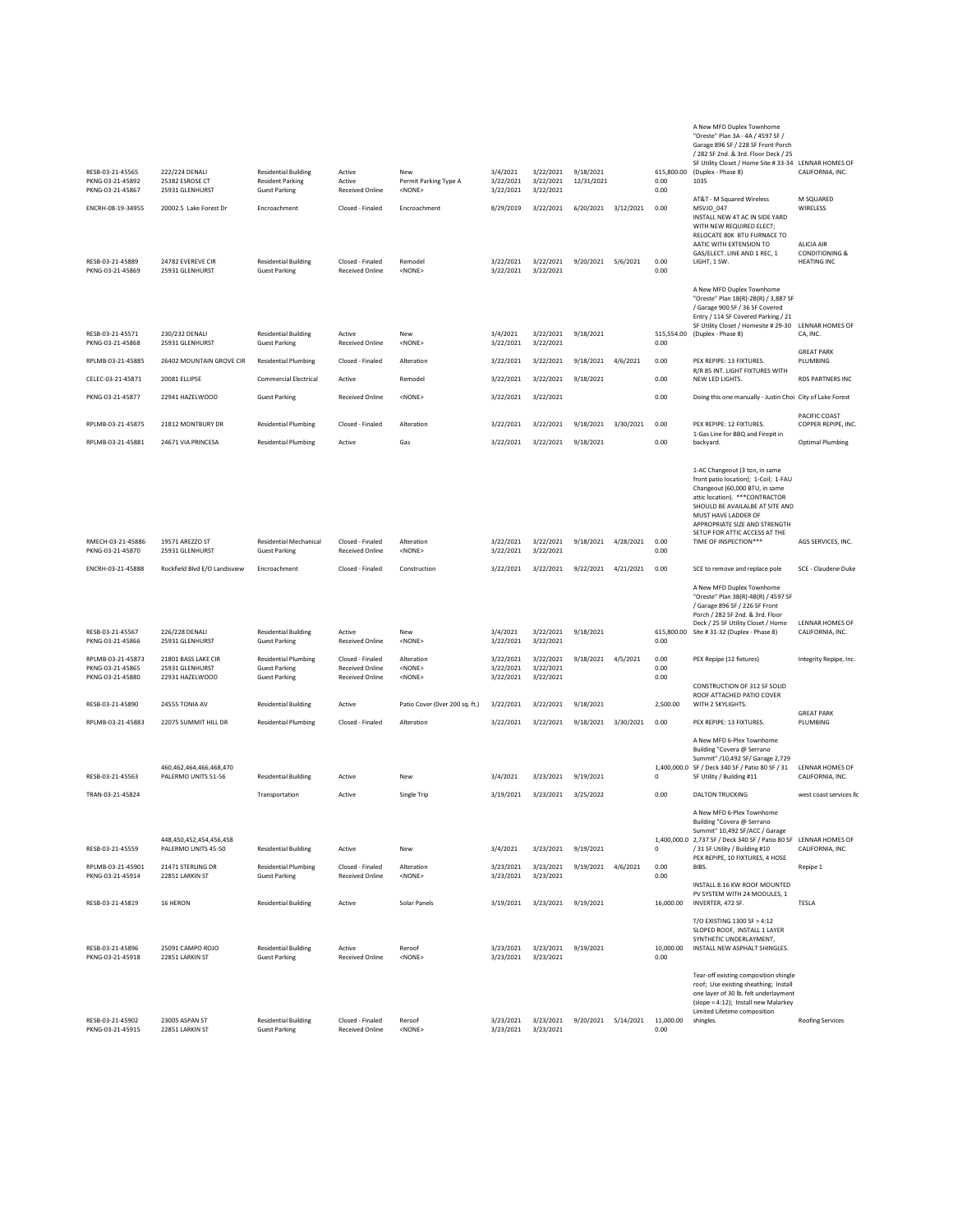| | | | | | | | | | | | |
|---|---|---|---|---|---|---|---|---|---|---|---|
| RESB-03-21-45565 | 222/224 DENALI | Residential Building | Active | New | 3/4/2021 | 3/22/2021 | 9/18/2021 | | 615,800.00 | A New MFD Duplex Townhome "Oreste" Plan 3A - 4A / 4597 SF / Garage 896 SF / 228 SF Front Porch / 282 SF 2nd. & 3rd. Floor Deck / 25 SF Utility Closet / Home Site # 33-34 (Duplex - Phase 8) | LENNAR HOMES OF CALIFORNIA, INC. |
| PKNG-03-21-45892 | 25382 ESROSE CT | Resident Parking | Active | Permit Parking Type A | 3/22/2021 | 3/22/2021 | 12/31/2021 | | 0.00 | 1035 | |
| PKNG-03-21-45867 | 25931 GLENHURST | Guest Parking | Received Online | <NONE> | 3/22/2021 | 3/22/2021 | | | 0.00 | | |
| ENCRH-08-19-34955 | 20002.5 Lake Forest Dr | Encroachment | Closed - Finaled | Encroachment | 8/29/2019 | 3/22/2021 | 6/20/2021 | 3/12/2021 | 0.00 | AT&T - M Squared Wireless MSVJO_047 | M SQUARED WIRELESS |
| RESB-03-21-45889 | 24782 EVEREVE CIR | Residential Building | Closed - Finaled | Remodel | 3/22/2021 | 3/22/2021 | 9/20/2021 | 5/6/2021 | 0.00 | INSTALL NEW 4T AC IN SIDE YARD WITH NEW REQUIRED ELECT; RELOCATE 80K BTU FURNACE TO AATIC WITH EXTENSION TO GAS/ELECT. LINE AND 1 REC, 1 LIGHT, 1 SW. | ALICIA AIR CONDITIONING & HEATING INC |
| PKNG-03-21-45869 | 25931 GLENHURST | Guest Parking | Received Online | <NONE> | 3/22/2021 | 3/22/2021 | | | 0.00 | | |
| RESB-03-21-45571 | 230/232 DENALI | Residential Building | Active | New | 3/4/2021 | 3/22/2021 | 9/18/2021 | | 515,554.00 | A New MFD Duplex Townhome "Oreste" Plan 1B(R)-2B(R) / 3,887 SF / Garage 900 SF / 36 SF Covered Entry / 114 SF Covered Parking / 21 SF Utility Closet / Homesite # 29-30 (Duplex - Phase 8) | LENNAR HOMES OF CA, INC. |
| PKNG-03-21-45868 | 25931 GLENHURST | Guest Parking | Received Online | <NONE> | 3/22/2021 | 3/22/2021 | | | 0.00 | | |
| RPLMB-03-21-45885 | 26402 MOUNTAIN GROVE CIR | Residential Plumbing | Closed - Finaled | Alteration | 3/22/2021 | 3/22/2021 | 9/18/2021 | 4/6/2021 | 0.00 | PEX REPIPE: 13 FIXTURES. | GREAT PARK PLUMBING |
| CELEC-03-21-45871 | 20081 ELLIPSE | Commercial Electrical | Active | Remodel | 3/22/2021 | 3/22/2021 | 9/18/2021 | | 0.00 | R/R 85 INT. LIGHT FIXTURES WITH NEW LED LIGHTS. | RDS PARTNERS INC |
| PKNG-03-21-45877 | 22941 HAZELWOOD | Guest Parking | Received Online | <NONE> | 3/22/2021 | 3/22/2021 | | | 0.00 | Doing this one manually - Justin Choi | City of Lake Forest |
| RPLMB-03-21-45875 | 21812 MONTBURY DR | Residential Plumbing | Closed - Finaled | Alteration | 3/22/2021 | 3/22/2021 | 9/18/2021 | 3/30/2021 | 0.00 | PEX REPIPE: 12 FIXTURES. | PACIFIC COAST COPPER REPIPE, INC. |
| RPLMB-03-21-45881 | 24671 VIA PRINCESA | Residential Plumbing | Active | Gas | 3/22/2021 | 3/22/2021 | 9/18/2021 | | 0.00 | 1-Gas Line for BBQ and Firepit in backyard. | Optimal Plumbing |
| RMECH-03-21-45886 | 19571 AREZZO ST | Residential Mechanical | Closed - Finaled | Alteration | 3/22/2021 | 3/22/2021 | 9/18/2021 | 4/28/2021 | 0.00 | 1-AC Changeout (3 ton, in same front patio location); 1-Coil; 1-FAU Changeout (60,000 BTU, in same attic location). ***CONTRACTOR SHOULD BE AVAILALBE AT SITE AND MUST HAVE LADDER OF APPROPRIATE SIZE AND STRENGTH SETUP FOR ATTIC ACCESS AT THE TIME OF INSPECTION*** | AGS SERVICES, INC. |
| PKNG-03-21-45870 | 25931 GLENHURST | Guest Parking | Received Online | <NONE> | 3/22/2021 | 3/22/2021 | | | 0.00 | | |
| ENCRH-03-21-45888 | Rockfield Blvd E/O Landisview | Encroachment | Closed - Finaled | Construction | 3/22/2021 | 3/22/2021 | 9/22/2021 | 4/21/2021 | 0.00 | SCE to remove and replace pole | SCE - Claudene Duke |
| RESB-03-21-45567 | 226/228 DENALI | Residential Building | Active | New | 3/4/2021 | 3/22/2021 | 9/18/2021 | | 615,800.00 | A New MFD Duplex Townhome "Oreste" Plan 3B(R)-4B(R) / 4597 SF / Garage 896 SF / 226 SF Front Porch / 282 SF 2nd. & 3rd. Floor Deck / 25 SF Utility Closet / Home Site # 31-32 (Duplex - Phase 8) | LENNAR HOMES OF CALIFORNIA, INC. |
| PKNG-03-21-45866 | 25931 GLENHURST | Guest Parking | Received Online | <NONE> | 3/22/2021 | 3/22/2021 | | | 0.00 | | |
| RPLMB-03-21-45873 | 21801 BASS LAKE CIR | Residential Plumbing | Closed - Finaled | Alteration | 3/22/2021 | 3/22/2021 | 9/18/2021 | 4/5/2021 | 0.00 | PEX Repipe (12 fixtures) | Integrity Repipe, Inc. |
| PKNG-03-21-45865 | 25931 GLENHURST | Guest Parking | Received Online | <NONE> | 3/22/2021 | 3/22/2021 | | | 0.00 | | |
| PKNG-03-21-45880 | 22931 HAZELWOOD | Guest Parking | Received Online | <NONE> | 3/22/2021 | 3/22/2021 | | | 0.00 | | |
| RESB-03-21-45890 | 24555 TONIA AV | Residential Building | Active | Patio Cover (0ver 200 sq. ft.) | 3/22/2021 | 3/22/2021 | 9/18/2021 | | 2,500.00 | CONSTRUCTION OF 312 SF SOLID ROOF ATTACHED PATIO COVER WITH 2 SKYLIGHTS. | |
| RPLMB-03-21-45883 | 22075 SUMMIT HILL DR | Residential Plumbing | Closed - Finaled | Alteration | 3/22/2021 | 3/22/2021 | 9/18/2021 | 3/30/2021 | 0.00 | PEX REPIPE: 13 FIXTURES. | GREAT PARK PLUMBING |
| RESB-03-21-45563 | 460,462,464,466,468,470 PALERMO UNITS 51-56 | Residential Building | Active | New | 3/4/2021 | 3/23/2021 | 9/19/2021 | | 1,400,000.00 | A New MFD 6-Plex Townhome Building "Covera @ Serrano Summit" /10,492 SF/ Garage 2,729 SF / Deck 340 SF / Patio 80 SF / 31 SF Utility / Building #11 | LENNAR HOMES OF CALIFORNIA, INC. |
| TRAN-03-21-45824 | | Transportation | Active | Single Trip | 3/19/2021 | 3/23/2021 | 3/25/2022 | | 0.00 | DALTON TRUCKING | west coast services llc |
| RESB-03-21-45559 | 448,450,452,454,456,458 PALERMO UNITS 45-50 | Residential Building | Active | New | 3/4/2021 | 3/23/2021 | 9/19/2021 | | 1,400,000.00 | A New MFD 6-Plex Townhome Building "Covera @ Serrano Summit" 10,492 SF/ACC / Garage 2,737 SF / Deck 340 SF / Patio 80 SF / 31 SF Utility / Building #10 | LENNAR HOMES OF CALIFORNIA, INC. |
| RPLMB-03-21-45901 | 21471 STERLING DR | Residential Plumbing | Closed - Finaled | Alteration | 3/23/2021 | 3/23/2021 | 9/19/2021 | 4/6/2021 | 0.00 | PEX REPIPE, 10 FIXTURES, 4 HOSE BIBS. | Repipe 1 |
| PKNG-03-21-45914 | 22851 LARKIN ST | Guest Parking | Received Online | <NONE> | 3/23/2021 | 3/23/2021 | | | 0.00 | | |
| RESB-03-21-45819 | 16 HERON | Residential Building | Active | Solar Panels | 3/19/2021 | 3/23/2021 | 9/19/2021 | | 16,000.00 | INSTALL 8.16 KW ROOF MOUNTED PV SYSTEM WITH 24 MODULES, 1 INVERTER, 472 SF. | TESLA |
| RESB-03-21-45896 | 25091 CAMPO ROJO | Residential Building | Active | Reroof | 3/23/2021 | 3/23/2021 | 9/19/2021 | | 10,000.00 | T/O EXISTING 1300 SF > 4:12 SLOPED ROOF, INSTALL 1 LAYER SYNTHETIC UNDERLAYMENT, INSTALL NEW ASPHALT SHINGLES. | |
| PKNG-03-21-45918 | 22851 LARKIN ST | Guest Parking | Received Online | <NONE> | 3/23/2021 | 3/23/2021 | | | 0.00 | | |
| RESB-03-21-45902 | 23005 ASPAN ST | Residential Building | Closed - Finaled | Reroof | 3/23/2021 | 3/23/2021 | 9/20/2021 | 5/14/2021 | 11,000.00 | Tear-off existing composition shingle roof; Use existing sheathing; Install one layer of 30 lb. felt underlayment (slope = 4:12); Install new Malarkey Limited Lifetime composition shingles. | Roofing Services |
| PKNG-03-21-45915 | 22851 LARKIN ST | Guest Parking | Received Online | <NONE> | 3/23/2021 | 3/23/2021 | | | 0.00 | | |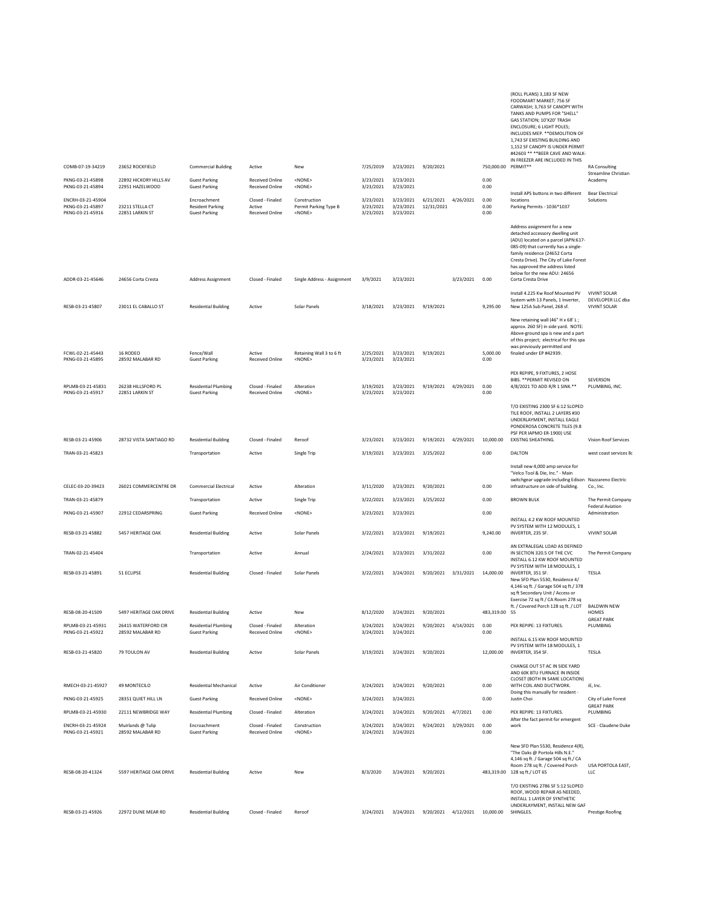| | | | | | | | | | | | |
|---|---|---|---|---|---|---|---|---|---|---|---|
| COMB-07-19-34219 | 23652 ROCKFIELD | Commercial Building | Active | New | 7/25/2019 | 3/23/2021 | 9/20/2021 | | 750,000.00 | (ROLL PLANS) 3,183 SF NEW FOODMART MARKET; 756 SF CARWASH; 3,763 SF CANOPY WITH TANKS AND PUMPS FOR "SHELL" GAS STATION; 10'X20' TRASH ENCLOSURE; 6 LIGHT POLES; INCLUDES MEP. **DEMOLITION OF 1,743 SF EXISTING BUILDING AND 1,152 SF CANOPY IS UNDER PERMIT #42603 ** **BEER CAVE AND WALK-IN FREEZER ARE INCLUDED IN THIS PERMIT** | RA Consulting |
| PKNG-03-21-45898 | 22892 HICKORY HILLS AV | Guest Parking | Received Online | <NONE> | 3/23/2021 | 3/23/2021 | | | 0.00 | | Streamline Christian Academy |
| PKNG-03-21-45894 | 22951 HAZELWOOD | Guest Parking | Received Online | <NONE> | 3/23/2021 | 3/23/2021 | | | 0.00 | | |
| ENCRH-03-21-45904 | | Encroachment | Closed - Finaled | Construction | 3/23/2021 | 3/23/2021 | 6/21/2021 | 4/26/2021 | 0.00 | Install APS buttons in two different locations | Bear Electrical Solutions |
| PKNG-03-21-45897 | 23211 STELLA CT | Resident Parking | Active | Permit Parking Type B | 3/23/2021 | 3/23/2021 | 12/31/2021 | | 0.00 | Parking Permits - 1036*1037 | |
| PKNG-03-21-45916 | 22851 LARKIN ST | Guest Parking | Received Online | <NONE> | 3/23/2021 | 3/23/2021 | | | 0.00 | | |
| ADDR-03-21-45646 | 24656 Corta Cresta | Address Assignment | Closed - Finaled | Single Address - Assignment | 3/9/2021 | 3/23/2021 | | 3/23/2021 | 0.00 | Address assignment for a new detached accessory dwelling unit (ADU) located on a parcel (APN:617-085-09) that currently has a single-family residence (24652 Corta Cresta Drive). The City of Lake Forest has approved the address listed below for the new ADU: 24656 Corta Cresta Drive | |
| RESB-03-21-45807 | 23011 EL CABALLO ST | Residential Building | Active | Solar Panels | 3/18/2021 | 3/23/2021 | 9/19/2021 | | 9,295.00 | Install 4.225 Kw Roof Mounted PV System with 13 Panels, 1 Inverter, New 125A Sub Panel, 268 sf. | VIVINT SOLAR DEVELOPER LLC dba VIVINT SOLAR |
| FCWL-02-21-45443 | 16 RODEO | Fence/Wall | Active | Retaining Wall 3 to 6 ft | 2/25/2021 | 3/23/2021 | 9/19/2021 | | 5,000.00 | New retaining wall (46" H x 68' L ; approx. 260 SF) in side yard. NOTE: Above-ground spa is new and a part of this project; electrical for this spa was previously permitted and finaled under EP #42939. | |
| PKNG-03-21-45895 | 28592 MALABAR RD | Guest Parking | Received Online | <NONE> | 3/23/2021 | 3/23/2021 | | | 0.00 | | |
| RPLMB-03-21-45831 | 26238 HILLSFORD PL | Residential Plumbing | Closed - Finaled | Alteration | 3/19/2021 | 3/23/2021 | 9/19/2021 | 4/29/2021 | 0.00 | PEX REPIPE, 9 FIXTURES, 2 HOSE BIBS. **PERMIT REVISED ON 4/8/2021 TO ADD R/R 1 SINK.** | SEVERSON PLUMBING, INC. |
| PKNG-03-21-45917 | 22851 LARKIN ST | Guest Parking | Received Online | <NONE> | 3/23/2021 | 3/23/2021 | | | 0.00 | | |
| RESB-03-21-45906 | 28732 VISTA SANTIAGO RD | Residential Building | Closed - Finaled | Reroof | 3/23/2021 | 3/23/2021 | 9/19/2021 | 4/29/2021 | 10,000.00 | T/O EXISTING 2300 SF 6:12 SLOPED TILE ROOF, INSTALL 2 LAYERS #30 UNDERLAYMENT, INSTALL EAGLE PONDEROSA CONCRETE TILES (9.8 PSF PER IAPMO ER-1900) USE EXISTNG SHEATHING. | Vision Roof Services |
| TRAN-03-21-45823 | | Transportation | Active | Single Trip | 3/19/2021 | 3/23/2021 | 3/25/2022 | | 0.00 | DALTON | west coast services llc |
| CELEC-03-20-39423 | 26021 COMMERCENTRE DR | Commercial Electrical | Active | Alteration | 3/11/2020 | 3/23/2021 | 9/20/2021 | | 0.00 | Install new 4,000 amp service for "Velco Tool & Die, Inc." - Main switchgear upgrade including Edison infrastructure on side of building. | Nazzareno Electric Co., Inc. |
| TRAN-03-21-45879 | | Transportation | Active | Single Trip | 3/22/2021 | 3/23/2021 | 3/25/2022 | | 0.00 | BROWN BULK | The Permit Company |
| PKNG-03-21-45907 | 22912 CEDARSPRING | Guest Parking | Received Online | <NONE> | 3/23/2021 | 3/23/2021 | | | 0.00 | | Federal Aviation Administration |
| RESB-03-21-45882 | 5457 HERITAGE OAK | Residential Building | Active | Solar Panels | 3/22/2021 | 3/23/2021 | 9/19/2021 | | 9,240.00 | INSTALL 4.2 KW ROOF MOUNTED PV SYSTEM WITH 12 MODULES, 1 INVERTER, 235 SF. | VIVINT SOLAR |
| TRAN-02-21-45404 | | Transportation | Active | Annual | 2/24/2021 | 3/23/2021 | 3/31/2022 | | 0.00 | AN EXTRALEGAL LOAD AS DEFINED IN SECTION 320.5 OF THE CVC | The Permit Company |
| RESB-03-21-45891 | 51 ECLIPSE | Residential Building | Closed - Finaled | Solar Panels | 3/22/2021 | 3/24/2021 | 9/20/2021 | 3/31/2021 | 14,000.00 | INSTALL 6.12 KW ROOF MOUNTED PV SYSTEM WITH 18 MODULES, 1 INVERTER, 351 SF. | TESLA |
| RESB-08-20-41509 | 5497 HERITAGE OAK DRIVE | Residential Building | Active | New | 8/12/2020 | 3/24/2021 | 9/20/2021 | | 483,319.00 | New SFD Plan 5530, Residence 4/ 4,146 sq ft. / Garage 504 sq ft./ 378 sq ft Secondary Unit / Access or Exercise 72 sq ft / CA Room 278 sq ft. / Covered Porch 128 sq ft. / LOT 55 | BALDWIN NEW HOMES |
| RPLMB-03-21-45931 | 26415 WATERFORD CIR | Residential Plumbing | Closed - Finaled | Alteration | 3/24/2021 | 3/24/2021 | 9/20/2021 | 4/14/2021 | 0.00 | PEX REPIPE: 13 FIXTURES. | GREAT PARK PLUMBING |
| PKNG-03-21-45922 | 28592 MALABAR RD | Guest Parking | Received Online | <NONE> | 3/24/2021 | 3/24/2021 | | | 0.00 | | |
| RESB-03-21-45820 | 79 TOULON AV | Residential Building | Active | Solar Panels | 3/19/2021 | 3/24/2021 | 9/20/2021 | | 12,000.00 | INSTALL 6.15 KW ROOF MOUNTED PV SYSTEM WITH 18 MODULES, 1 INVERTER, 354 SF. | TESLA |
| RMECH-03-21-45927 | 49 MONTECILO | Residential Mechanical | Active | Air Conditioner | 3/24/2021 | 3/24/2021 | 9/20/2021 | | 0.00 | CHANGE OUT 5T AC IN SIDE YARD AND 60K BTU FURNACE IN INSIDE CLOSET (BOTH IN SAME LOCATION) WITH COIL AND DUCTWORK. | iE, Inc. |
| PKNG-03-21-45925 | 28351 QUIET HILL LN | Guest Parking | Received Online | <NONE> | 3/24/2021 | 3/24/2021 | | | 0.00 | Doing this manually for resident - Justin Choi | City of Lake Forest |
| RPLMB-03-21-45930 | 22111 NEWBRIDGE WAY | Residential Plumbing | Closed - Finaled | Alteration | 3/24/2021 | 3/24/2021 | 9/20/2021 | 4/7/2021 | 0.00 | PEX REPIPE: 13 FIXTURES. | GREAT PARK PLUMBING |
| ENCRH-03-21-45924 | Muirlands @ Tulip | Encroachment | Closed - Finaled | Construction | 3/24/2021 | 3/24/2021 | 9/24/2021 | 3/29/2021 | 0.00 | After the fact permit for emergent work | SCE - Claudene Duke |
| PKNG-03-21-45921 | 28592 MALABAR RD | Guest Parking | Received Online | <NONE> | 3/24/2021 | 3/24/2021 | | | 0.00 | | |
| RESB-08-20-41324 | 5597 HERITAGE OAK DRIVE | Residential Building | Active | New | 8/3/2020 | 3/24/2021 | 9/20/2021 | | 483,319.00 | New SFD Plan 5530, Residence 4(R), "The Oaks @ Portola Hills N.E." 4,146 sq ft. / Garage 504 sq ft./ CA Room 278 sq ft. / Covered Porch 128 sq ft./ LOT 65 | USA PORTOLA EAST, LLC |
| RESB-03-21-45926 | 22972 DUNE MEAR RD | Residential Building | Closed - Finaled | Reroof | 3/24/2021 | 3/24/2021 | 9/20/2021 | 4/12/2021 | 10,000.00 | T/O EXISTING 2786 SF 5:12 SLOPED ROOF, WOOD REPAIR AS NEEDED, INSTALL 1 LAYER OF SYNTHETIC UNDERLAYMENT, INSTALL NEW GAF SHINGLES. | Prestige Roofing |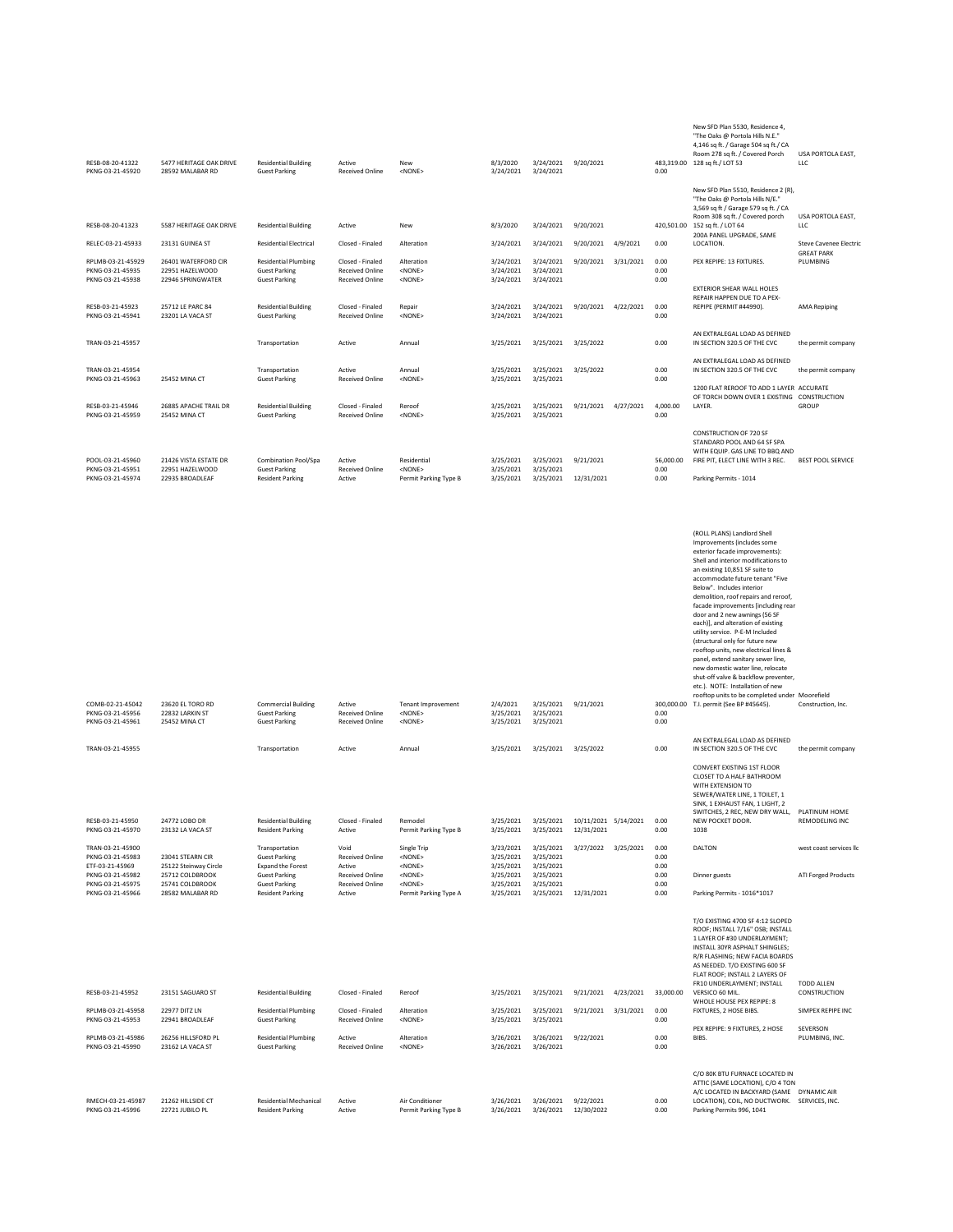| | | | | | | | | | | | |
|---|---|---|---|---|---|---|---|---|---|---|---|
| RESB-08-20-41322 | 5477 HERITAGE OAK DRIVE | Residential Building | Active | New | 8/3/2020 | 3/24/2021 | 9/20/2021 | | 483,319.00 | New SFD Plan 5530, Residence 4, "The Oaks @ Portola Hills N.E." 4,146 sq ft. / Garage 504 sq ft./ CA Room 278 sq ft. / Covered Porch 128 sq ft./ LOT 53 | USA PORTOLA EAST, LLC |
| PKNG-03-21-45920 | 28592 MALABAR RD | Guest Parking | Received Online | <NONE> | 3/24/2021 | 3/24/2021 | | | 0.00 | | |
| RESB-08-20-41323 | 5587 HERITAGE OAK DRIVE | Residential Building | Active | New | 8/3/2020 | 3/24/2021 | 9/20/2021 | | 420,501.00 | New SFD Plan 5510, Residence 2 (R), "The Oaks @ Portola Hills N/E." 3,569 sq ft / Garage 579 sq ft. / CA Room 308 sq ft. / Covered porch 152 sq ft. / LOT 64 | USA PORTOLA EAST, LLC |
| RELEC-03-21-45933 | 23131 GUINEA ST | Residential Electrical | Closed - Finaled | Alteration | 3/24/2021 | 3/24/2021 | 9/20/2021 | 4/9/2021 | 0.00 | 200A PANEL UPGRADE, SAME LOCATION. | Steve Cavenee Electric |
| RPLMB-03-21-45929 | 26401 WATERFORD CIR | Residential Plumbing | Closed - Finaled | Alteration | 3/24/2021 | 3/24/2021 | 9/20/2021 | 3/31/2021 | 0.00 | PEX REPIPE: 13 FIXTURES. | GREAT PARK PLUMBING |
| PKNG-03-21-45935 | 22951 HAZELWOOD | Guest Parking | Received Online | <NONE> | 3/24/2021 | 3/24/2021 | | | 0.00 | | |
| PKNG-03-21-45938 | 22946 SPRINGWATER | Guest Parking | Received Online | <NONE> | 3/24/2021 | 3/24/2021 | | | 0.00 | | |
| RESB-03-21-45923 | 25712 LE PARC 84 | Residential Building | Closed - Finaled | Repair | 3/24/2021 | 3/24/2021 | 9/20/2021 | 4/22/2021 | 0.00 | EXTERIOR SHEAR WALL HOLES REPAIR HAPPEN DUE TO A PEX-REPIPE (PERMIT #44990). | AMA Repiping |
| PKNG-03-21-45941 | 23201 LA VACA ST | Guest Parking | Received Online | <NONE> | 3/24/2021 | 3/24/2021 | | | 0.00 | | |
| TRAN-03-21-45957 | | Transportation | Active | Annual | 3/25/2021 | 3/25/2021 | 3/25/2022 | | 0.00 | AN EXTRALEGAL LOAD AS DEFINED IN SECTION 320.5 OF THE CVC | the permit company |
| TRAN-03-21-45954 | | Transportation | Active | Annual | 3/25/2021 | 3/25/2021 | 3/25/2022 | | 0.00 | AN EXTRALEGAL LOAD AS DEFINED IN SECTION 320.5 OF THE CVC | the permit company |
| PKNG-03-21-45963 | 25452 MINA CT | Guest Parking | Received Online | <NONE> | 3/25/2021 | 3/25/2021 | | | 0.00 | | |
| RESB-03-21-45946 | 26885 APACHE TRAIL DR | Residential Building | Closed - Finaled | Reroof | 3/25/2021 | 3/25/2021 | 9/21/2021 | 4/27/2021 | 4,000.00 | 1200 FLAT REROOF TO ADD 1 LAYER OF TORCH DOWN OVER 1 EXISTING LAYER. | ACCURATE CONSTRUCTION GROUP |
| PKNG-03-21-45959 | 25452 MINA CT | Guest Parking | Received Online | <NONE> | 3/25/2021 | 3/25/2021 | | | 0.00 | | |
| POOL-03-21-45960 | 21426 VISTA ESTATE DR | Combination Pool/Spa | Active | Residential | 3/25/2021 | 3/25/2021 | 9/21/2021 | | 56,000.00 | CONSTRUCTION OF 720 SF STANDARD POOL AND 64 SF SPA WITH EQUIP. GAS LINE TO BBQ AND FIRE PIT, ELECT LINE WITH 3 REC. | BEST POOL SERVICE |
| PKNG-03-21-45951 | 22951 HAZELWOOD | Guest Parking | Received Online | <NONE> | 3/25/2021 | 3/25/2021 | | | 0.00 | | |
| PKNG-03-21-45974 | 22935 BROADLEAF | Resident Parking | Active | Permit Parking Type B | 3/25/2021 | 3/25/2021 | 12/31/2021 | | 0.00 | Parking Permits - 1014 | |
| COMB-02-21-45042 | 23620 EL TORO RD | Commercial Building | Active | Tenant Improvement | 2/4/2021 | 3/25/2021 | 9/21/2021 | | 300,000.00 | (ROLL PLANS) Landlord Shell Improvements (includes some exterior facade improvements): Shell and interior modifications to an existing 10,851 SF suite to accommodate future tenant "Five Below". Includes interior demolition, roof repairs and reroof, facade improvements [including rear door and 2 new awnings (56 SF each)], and alteration of existing utility service. P-E-M Included (structural only for future new rooftop units, new electrical lines & panel, extend sanitary sewer line, new domestic water line, relocate shut-off valve & backflow preventer, etc.). NOTE: Installation of new rooftop units to be completed under T.I. permit (See BP #45645). | Moorefield Construction, Inc. |
| PKNG-03-21-45956 | 22832 LARKIN ST | Guest Parking | Received Online | <NONE> | 3/25/2021 | 3/25/2021 | | | 0.00 | | |
| PKNG-03-21-45961 | 25452 MINA CT | Guest Parking | Received Online | <NONE> | 3/25/2021 | 3/25/2021 | | | 0.00 | | |
| TRAN-03-21-45955 | | Transportation | Active | Annual | 3/25/2021 | 3/25/2021 | 3/25/2022 | | 0.00 | AN EXTRALEGAL LOAD AS DEFINED IN SECTION 320.5 OF THE CVC | the permit company |
| RESB-03-21-45950 | 24772 LOBO DR | Residential Building | Closed - Finaled | Remodel | 3/25/2021 | 3/25/2021 | 10/11/2021 | 5/14/2021 | 0.00 | CONVERT EXISTING 1ST FLOOR CLOSET TO A HALF BATHROOM WITH EXTENSION TO SEWER/WATER LINE, 1 TOILET, 1 SINK, 1 EXHAUST FAN, 1 LIGHT, 2 SWITCHES, 2 REC, NEW DRY WALL, NEW POCKET DOOR. | PLATINUM HOME REMODELING INC |
| PKNG-03-21-45970 | 23132 LA VACA ST | Resident Parking | Active | Permit Parking Type B | 3/25/2021 | 3/25/2021 | 12/31/2021 | | 0.00 | 1038 | |
| TRAN-03-21-45900 | | Transportation | Void | Single Trip | 3/23/2021 | 3/25/2021 | 3/27/2022 | 3/25/2021 | 0.00 | DALTON | west coast services llc |
| PKNG-03-21-45983 | 23041 STEARN CIR | Guest Parking | Received Online | <NONE> | 3/25/2021 | 3/25/2021 | | | 0.00 | | |
| ETF-03-21-45969 | 25122 Steinway Circle | Expand the Forest | Active | <NONE> | 3/25/2021 | 3/25/2021 | | | 0.00 | | |
| PKNG-03-21-45982 | 25712 COLDBROOK | Guest Parking | Received Online | <NONE> | 3/25/2021 | 3/25/2021 | | | 0.00 | Dinner guests | ATI Forged Products |
| PKNG-03-21-45975 | 25741 COLDBROOK | Guest Parking | Received Online | <NONE> | 3/25/2021 | 3/25/2021 | | | 0.00 | | |
| PKNG-03-21-45966 | 28582 MALABAR RD | Resident Parking | Active | Permit Parking Type A | 3/25/2021 | 3/25/2021 | 12/31/2021 | | 0.00 | Parking Permits - 1016*1017 | |
| RESB-03-21-45952 | 23151 SAGUARO ST | Residential Building | Closed - Finaled | Reroof | 3/25/2021 | 3/25/2021 | 9/21/2021 | 4/23/2021 | 33,000.00 | T/O EXISTING 4700 SF 4:12 SLOPED ROOF; INSTALL 7/16" OSB; INSTALL 1 LAYER OF #30 UNDERLAYMENT; INSTALL 30YR ASPHALT SHINGLES; R/R FLASHING; NEW FACIA BOARDS AS NEEDED. T/O EXISTING 600 SF FLAT ROOF; INSTALL 2 LAYERS OF FR10 UNDERLAYMENT; INSTALL VERSICO 60 MIL. | TODD ALLEN CONSTRUCTION |
| RPLMB-03-21-45958 | 22977 DITZ LN | Residential Plumbing | Closed - Finaled | Alteration | 3/25/2021 | 3/25/2021 | 9/21/2021 | 3/31/2021 | 0.00 | WHOLE HOUSE PEX REPIPE: 8 FIXTURES, 2 HOSE BIBS. | SIMPEX REPIPE INC |
| PKNG-03-21-45953 | 22941 BROADLEAF | Guest Parking | Received Online | <NONE> | 3/25/2021 | 3/25/2021 | | | 0.00 | | |
| RPLMB-03-21-45986 | 26256 HILLSFORD PL | Residential Plumbing | Active | Alteration | 3/26/2021 | 3/26/2021 | 9/22/2021 | | 0.00 | PEX REPIPE: 9 FIXTURES, 2 HOSE BIBS. | SEVERSON PLUMBING, INC. |
| PKNG-03-21-45990 | 23162 LA VACA ST | Guest Parking | Received Online | <NONE> | 3/26/2021 | 3/26/2021 | | | 0.00 | | |
| RMECH-03-21-45987 | 21262 HILLSIDE CT | Residential Mechanical | Active | Air Conditioner | 3/26/2021 | 3/26/2021 | 9/22/2021 | | 0.00 | C/O 80K BTU FURNACE LOCATED IN ATTIC (SAME LOCATION), C/O 4 TON A/C LOCATED IN BACKYARD (SAME LOCATION), COIL, NO DUCTWORK. | DYNAMIC AIR SERVICES, INC. |
| PKNG-03-21-45996 | 22721 JUBILO PL | Resident Parking | Active | Permit Parking Type B | 3/26/2021 | 3/26/2021 | 12/30/2022 | | 0.00 | Parking Permits 996, 1041 | |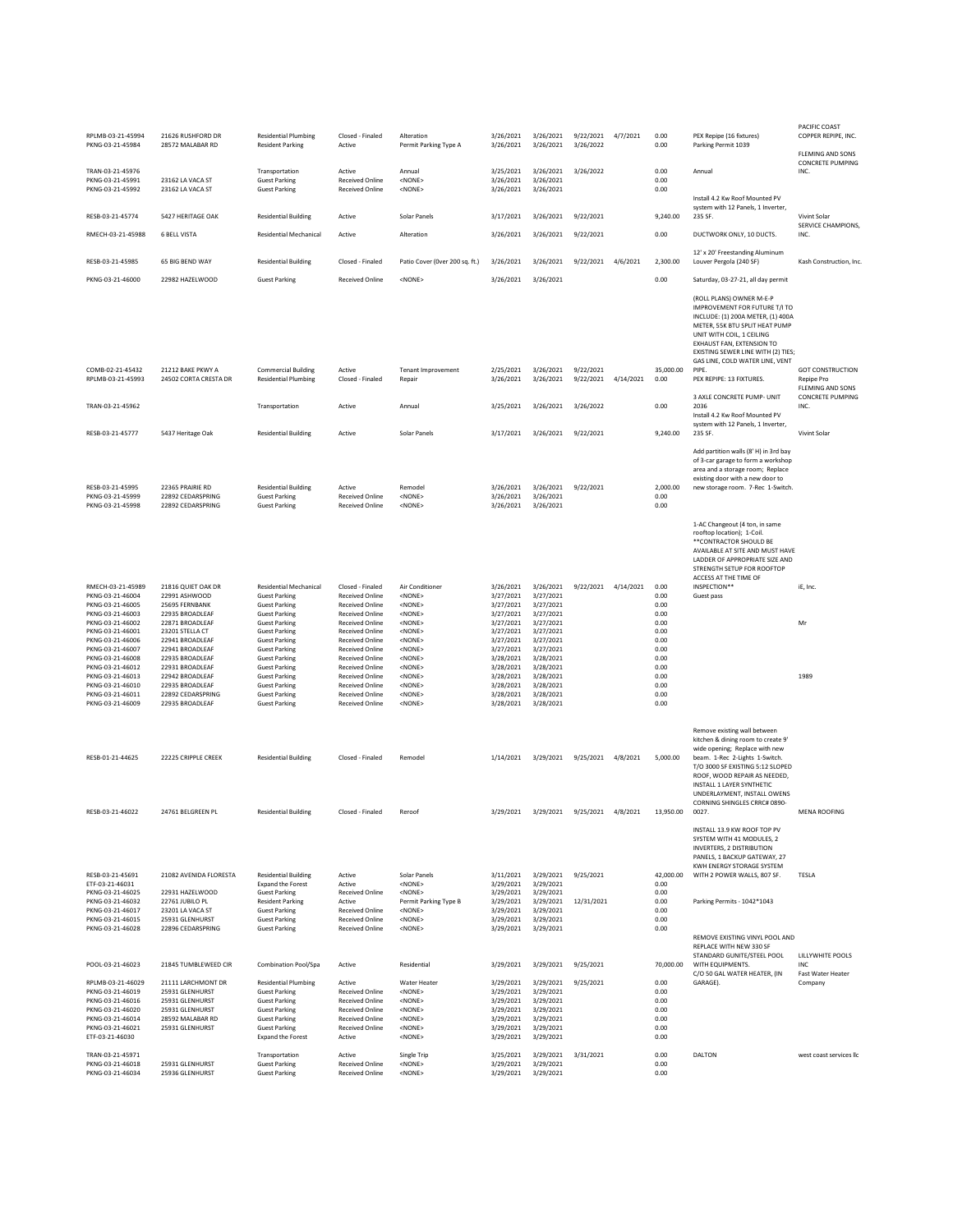| | | | | | | | | | | | |
|---|---|---|---|---|---|---|---|---|---|---|---|
| RPLMB-03-21-45994 | 21626 RUSHFORD DR | Residential Plumbing | Closed - Finaled | Alteration | 3/26/2021 | 3/26/2021 | 9/22/2021 | 4/7/2021 | 0.00 | PEX Repipe (16 fixtures) | PACIFIC COAST COPPER REPIPE, INC. |
| PKNG-03-21-45984 | 28572 MALABAR RD | Resident Parking | Active | Permit Parking Type A | 3/26/2021 | 3/26/2021 | 3/26/2022 | | 0.00 | Parking Permit 1039 | |
| TRAN-03-21-45976 | | Transportation | Active | Annual | 3/25/2021 | 3/26/2021 | 3/26/2022 | | 0.00 | Annual | FLEMING AND SONS CONCRETE PUMPING INC. |
| PKNG-03-21-45991 | 23162 LA VACA ST | Guest Parking | Received Online | <NONE> | 3/26/2021 | 3/26/2021 | | | 0.00 | | |
| PKNG-03-21-45992 | 23162 LA VACA ST | Guest Parking | Received Online | <NONE> | 3/26/2021 | 3/26/2021 | | | 0.00 | | |
| RESB-03-21-45774 | 5427 HERITAGE OAK | Residential Building | Active | Solar Panels | 3/17/2021 | 3/26/2021 | 9/22/2021 | | 9,240.00 | Install 4.2 Kw Roof Mounted PV system with 12 Panels, 1 Inverter, 235 SF. | Vivint Solar |
| RMECH-03-21-45988 | 6 BELL VISTA | Residential Mechanical | Active | Alteration | 3/26/2021 | 3/26/2021 | 9/22/2021 | | 0.00 | DUCTWORK ONLY, 10 DUCTS. | SERVICE CHAMPIONS, INC. |
| RESB-03-21-45985 | 65 BIG BEND WAY | Residential Building | Closed - Finaled | Patio Cover (0ver 200 sq. ft.) | 3/26/2021 | 3/26/2021 | 9/22/2021 | 4/6/2021 | 2,300.00 | 12' x 20' Freestanding Aluminum Louver Pergola (240 SF) | Kash Construction, Inc. |
| PKNG-03-21-46000 | 22982 HAZELWOOD | Guest Parking | Received Online | <NONE> | 3/26/2021 | 3/26/2021 | | | 0.00 | Saturday, 03-27-21, all day permit | |
| COMB-02-21-45432 | 21212 BAKE PKWY A | Commercial Building | Active | Tenant Improvement | 2/25/2021 | 3/26/2021 | 9/22/2021 | | 35,000.00 | (ROLL PLANS) OWNER M-E-P IMPROVEMENT FOR FUTURE T/I TO INCLUDE: (1) 200A METER, (1) 400A METER, 55K BTU SPLIT HEAT PUMP UNIT WITH COIL, 1 CEILING EXHAUST FAN, EXTENSION TO EXISTING SEWER LINE WITH (2) TIES; GAS LINE, COLD WATER LINE, VENT PIPE. | GOT CONSTRUCTION |
| RPLMB-03-21-45993 | 24502 CORTA CRESTA DR | Residential Plumbing | Closed - Finaled | Repair | 3/26/2021 | 3/26/2021 | 9/22/2021 | 4/14/2021 | 0.00 | PEX REPIPE: 13 FIXTURES. | Repipe Pro |
| TRAN-03-21-45962 | | Transportation | Active | Annual | 3/25/2021 | 3/26/2021 | 3/26/2022 | | 0.00 | 3 AXLE CONCRETE PUMP- UNIT 2036 | FLEMING AND SONS CONCRETE PUMPING INC. |
| RESB-03-21-45777 | 5437 Heritage Oak | Residential Building | Active | Solar Panels | 3/17/2021 | 3/26/2021 | 9/22/2021 | | 9,240.00 | Install 4.2 Kw Roof Mounted PV system with 12 Panels, 1 Inverter, 235 SF. | Vivint Solar |
| RESB-03-21-45995 | 22365 PRAIRIE RD | Residential Building | Active | Remodel | 3/26/2021 | 3/26/2021 | 9/22/2021 | | 2,000.00 | Add partition walls (8' H) in 3rd bay of 3-car garage to form a workshop area and a storage room; Replace existing door with a new door to new storage room. 7-Rec 1-Switch. | |
| PKNG-03-21-45999 | 22892 CEDARSPRING | Guest Parking | Received Online | <NONE> | 3/26/2021 | 3/26/2021 | | | 0.00 | | |
| PKNG-03-21-45998 | 22892 CEDARSPRING | Guest Parking | Received Online | <NONE> | 3/26/2021 | 3/26/2021 | | | 0.00 | | |
| RMECH-03-21-45989 | 21816 QUIET OAK DR | Residential Mechanical | Closed - Finaled | Air Conditioner | 3/26/2021 | 3/26/2021 | 9/22/2021 | 4/14/2021 | 0.00 | 1-AC Changeout (4 ton, in same rooftop location); 1-Coil. **CONTRACTOR SHOULD BE AVAILABLE AT SITE AND MUST HAVE LADDER OF APPROPRIATE SIZE AND STRENGTH SETUP FOR ROOFTOP ACCESS AT THE TIME OF INSPECTION** | iE, Inc. |
| PKNG-03-21-46004 | 22991 ASHWOOD | Guest Parking | Received Online | <NONE> | 3/27/2021 | 3/27/2021 | | | 0.00 | Guest pass | |
| PKNG-03-21-46005 | 25695 FERNBANK | Guest Parking | Received Online | <NONE> | 3/27/2021 | 3/27/2021 | | | 0.00 | | |
| PKNG-03-21-46003 | 22935 BROADLEAF | Guest Parking | Received Online | <NONE> | 3/27/2021 | 3/27/2021 | | | 0.00 | | |
| PKNG-03-21-46002 | 22871 BROADLEAF | Guest Parking | Received Online | <NONE> | 3/27/2021 | 3/27/2021 | | | 0.00 | | Mr |
| PKNG-03-21-46001 | 23201 STELLA CT | Guest Parking | Received Online | <NONE> | 3/27/2021 | 3/27/2021 | | | 0.00 | | |
| PKNG-03-21-46006 | 22941 BROADLEAF | Guest Parking | Received Online | <NONE> | 3/27/2021 | 3/27/2021 | | | 0.00 | | |
| PKNG-03-21-46007 | 22941 BROADLEAF | Guest Parking | Received Online | <NONE> | 3/27/2021 | 3/27/2021 | | | 0.00 | | |
| PKNG-03-21-46008 | 22935 BROADLEAF | Guest Parking | Received Online | <NONE> | 3/28/2021 | 3/28/2021 | | | 0.00 | | |
| PKNG-03-21-46012 | 22931 BROADLEAF | Guest Parking | Received Online | <NONE> | 3/28/2021 | 3/28/2021 | | | 0.00 | | |
| PKNG-03-21-46013 | 22942 BROADLEAF | Guest Parking | Received Online | <NONE> | 3/28/2021 | 3/28/2021 | | | 0.00 | | 1989 |
| PKNG-03-21-46010 | 22935 BROADLEAF | Guest Parking | Received Online | <NONE> | 3/28/2021 | 3/28/2021 | | | 0.00 | | |
| PKNG-03-21-46011 | 22892 CEDARSPRING | Guest Parking | Received Online | <NONE> | 3/28/2021 | 3/28/2021 | | | 0.00 | | |
| PKNG-03-21-46009 | 22935 BROADLEAF | Guest Parking | Received Online | <NONE> | 3/28/2021 | 3/28/2021 | | | 0.00 | | |
| RESB-01-21-44625 | 22225 CRIPPLE CREEK | Residential Building | Closed - Finaled | Remodel | 1/14/2021 | 3/29/2021 | 9/25/2021 | 4/8/2021 | 5,000.00 | Remove existing wall between kitchen & dining room to create 9' wide opening; Replace with new beam. 1-Rec 2-Lights 1-Switch. | |
| RESB-03-21-46022 | 24761 BELGREEN PL | Residential Building | Closed - Finaled | Reroof | 3/29/2021 | 3/29/2021 | 9/25/2021 | 4/8/2021 | 13,950.00 | T/O 3000 SF EXISTING 5:12 SLOPED ROOF, WOOD REPAIR AS NEEDED, INSTALL 1 LAYER SYNTHETIC UNDERLAYMENT, INSTALL OWENS CORNING SHINGLES CRRC# 0890-0027. | MENA ROOFING |
| RESB-03-21-45691 | 21082 AVENIDA FLORESTA | Residential Building | Active | Solar Panels | 3/11/2021 | 3/29/2021 | 9/25/2021 | | 42,000.00 | INSTALL 13.9 KW ROOF TOP PV SYSTEM WITH 41 MODULES, 2 INVERTERS, 2 DISTRIBUTION PANELS, 1 BACKUP GATEWAY, 27 KWH ENERGY STORAGE SYSTEM WITH 2 POWER WALLS, 807 SF. | TESLA |
| ETF-03-21-46031 | | Expand the Forest | Active | <NONE> | 3/29/2021 | 3/29/2021 | | | 0.00 | | |
| PKNG-03-21-46025 | 22931 HAZELWOOD | Guest Parking | Received Online | <NONE> | 3/29/2021 | 3/29/2021 | | | 0.00 | | |
| PKNG-03-21-46032 | 22761 JUBILO PL | Resident Parking | Active | Permit Parking Type B | 3/29/2021 | 3/29/2021 | 12/31/2021 | | 0.00 | Parking Permits - 1042*1043 | |
| PKNG-03-21-46017 | 23201 LA VACA ST | Guest Parking | Received Online | <NONE> | 3/29/2021 | 3/29/2021 | | | 0.00 | | |
| PKNG-03-21-46015 | 25931 GLENHURST | Guest Parking | Received Online | <NONE> | 3/29/2021 | 3/29/2021 | | | 0.00 | | |
| PKNG-03-21-46028 | 22896 CEDARSPRING | Guest Parking | Received Online | <NONE> | 3/29/2021 | 3/29/2021 | | | 0.00 | | |
| POOL-03-21-46023 | 21845 TUMBLEWEED CIR | Combination Pool/Spa | Active | Residential | 3/29/2021 | 3/29/2021 | 9/25/2021 | | 70,000.00 | REMOVE EXISTING VINYL POOL AND REPLACE WITH NEW 330 SF STANDARD GUNITE/STEEL POOL WITH EQUIPMENTS. | LILLYWHITE POOLS INC |
| RPLMB-03-21-46029 | 21111 LARCHMONT DR | Residential Plumbing | Active | Water Heater | 3/29/2021 | 3/29/2021 | 9/25/2021 | | 0.00 | C/O 50 GAL WATER HEATER, (IN GARAGE). | Fast Water Heater Company |
| PKNG-03-21-46019 | 25931 GLENHURST | Guest Parking | Received Online | <NONE> | 3/29/2021 | 3/29/2021 | | | 0.00 | | |
| PKNG-03-21-46016 | 25931 GLENHURST | Guest Parking | Received Online | <NONE> | 3/29/2021 | 3/29/2021 | | | 0.00 | | |
| PKNG-03-21-46020 | 25931 GLENHURST | Guest Parking | Received Online | <NONE> | 3/29/2021 | 3/29/2021 | | | 0.00 | | |
| PKNG-03-21-46014 | 28592 MALABAR RD | Guest Parking | Received Online | <NONE> | 3/29/2021 | 3/29/2021 | | | 0.00 | | |
| PKNG-03-21-46021 | 25931 GLENHURST | Guest Parking | Received Online | <NONE> | 3/29/2021 | 3/29/2021 | | | 0.00 | | |
| ETF-03-21-46030 | | Expand the Forest | Active | <NONE> | 3/29/2021 | 3/29/2021 | | | 0.00 | | |
| TRAN-03-21-45971 | | Transportation | Active | Single Trip | 3/25/2021 | 3/29/2021 | 3/31/2021 | | 0.00 | DALTON | west coast services llc |
| PKNG-03-21-46018 | 25931 GLENHURST | Guest Parking | Received Online | <NONE> | 3/29/2021 | 3/29/2021 | | | 0.00 | | |
| PKNG-03-21-46034 | 25936 GLENHURST | Guest Parking | Received Online | <NONE> | 3/29/2021 | 3/29/2021 | | | 0.00 | | |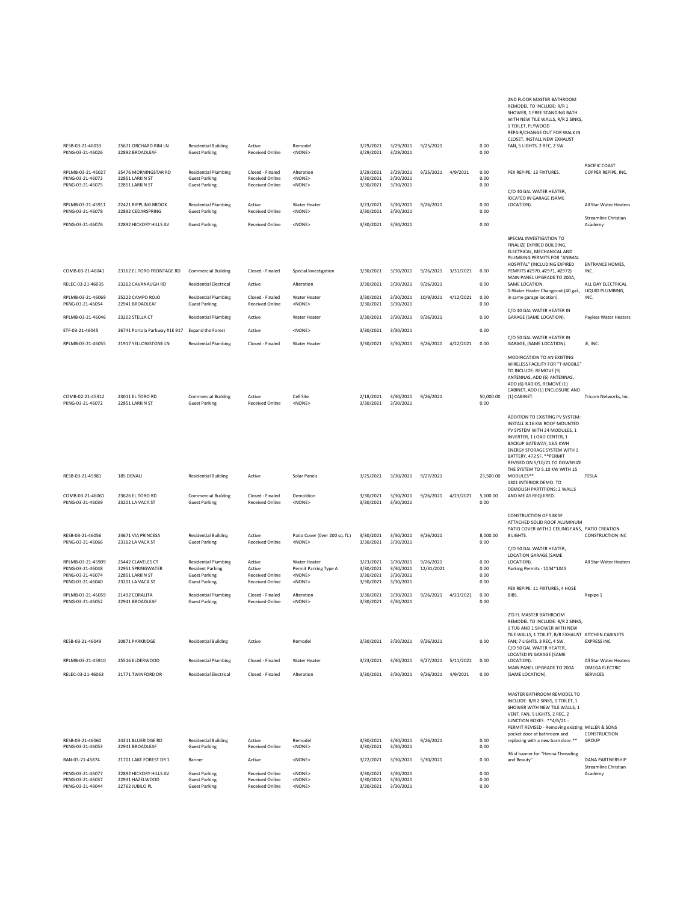| | | | | | | | | | | | |
|---|---|---|---|---|---|---|---|---|---|---|---|
| RESB-03-21-46033 | 25671 ORCHARD RIM LN | Residential Building | Active | Remodel | 3/29/2021 | 3/29/2021 | 9/25/2021 | | 0.00 | 2ND FLOOR MASTER BATHROOM REMODEL TO INCLUDE: R/R 1 SHOWER, 1 FREE STANDING BATH WITH NEW TILE WALLS, R/R 2 SINKS, 1 TOILET, PLYWOOD REPAIR/CHANGE OUT FOR WALK IN CLOSET, INSTALL NEW EXHAUST FAN, 5 LIGHTS, 2 REC, 2 SW. | |
| PKNG-03-21-46026 | 22892 BROADLEAF | Guest Parking | Received Online | <NONE> | 3/29/2021 | 3/29/2021 | | | 0.00 | | |
| RPLMB-03-21-46027 | 25476 MORNINGSTAR RD | Residential Plumbing | Closed - Finaled | Alteration | 3/29/2021 | 3/29/2021 | 9/25/2021 | 4/9/2021 | 0.00 | PEX REPIPE: 13 FIXTURES. | PACIFIC COAST COPPER REPIPE, INC. |
| PKNG-03-21-46073 | 22851 LARKIN ST | Guest Parking | Received Online | <NONE> | 3/30/2021 | 3/30/2021 | | | 0.00 | | |
| PKNG-03-21-46075 | 22851 LARKIN ST | Guest Parking | Received Online | <NONE> | 3/30/2021 | 3/30/2021 | | | 0.00 | | |
| RPLMB-03-21-45911 | 22421 RIPPLING BROOK | Residential Plumbing | Active | Water Heater | 3/23/2021 | 3/30/2021 | 9/26/2021 | | 0.00 | C/O 40 GAL WATER HEATER, lOCATED IN GARAGE (SAME LOCATION). | All Star Water Heaters |
| PKNG-03-21-46078 | 22892 CEDARSPRING | Guest Parking | Received Online | <NONE> | 3/30/2021 | 3/30/2021 | | | 0.00 | | |
| PKNG-03-21-46076 | 22892 HICKORY HILLS AV | Guest Parking | Received Online | <NONE> | 3/30/2021 | 3/30/2021 | | | 0.00 | | Streamline Christian Academy |
| COMB-03-21-46041 | 23162 EL TORO FRONTAGE RD | Commercial Building | Closed - Finaled | Special Investigation | 3/30/2021 | 3/30/2021 | 9/26/2021 | 3/31/2021 | 0.00 | SPECIAL INVESTIGATION TO FINALIZE EXPIRED BUILDING, ELECTRICAL, MECHANICAL AND PLUMBING PERMITS FOR "ANIMAL HOSPITAL" (INCLUDING EXPIRED PEMRITS #2970, #2971, #2972) | ENTRANCE HOMES, INC. |
| RELEC-03-21-46035 | 23262 CAVANAUGH RD | Residential Electrical | Active | Alteration | 3/30/2021 | 3/30/2021 | 9/26/2021 | | 0.00 | MAIN PANEL UPGRADE TO 200A, SAME LOCATION. | ALL DAY ELECTRICAL |
| RPLMB-03-21-46069 | 25222 CAMPO ROJO | Residential Plumbing | Closed - Finaled | Water Heater | 3/30/2021 | 3/30/2021 | 10/9/2021 | 4/12/2021 | 0.00 | 1-Water Heater Changeout (40 gal., in same garage location). | LIQUID PLUMBING, INC. |
| PKNG-03-21-46054 | 22941 BROADLEAF | Guest Parking | Received Online | <NONE> | 3/30/2021 | 3/30/2021 | | | 0.00 | | |
| RPLMB-03-21-46046 | 23202 STELLA CT | Residential Plumbing | Active | Water Heater | 3/30/2021 | 3/30/2021 | 9/26/2021 | | 0.00 | C/O 40 GAL WATER HEATER IN GARAGE (SAME LOCATION). | Payless Water Heaters |
| ETF-03-21-46045 | 26741 Portola Parkway #1E 917 | Expand the Forest | Active | <NONE> | 3/30/2021 | 3/30/2021 | | | 0.00 | | |
| RPLMB-03-21-46055 | 21917 YELLOWSTONE LN | Residential Plumbing | Closed - Finaled | Water Heater | 3/30/2021 | 3/30/2021 | 9/26/2021 | 4/22/2021 | 0.00 | C/O 50 GAL WATER HEATER IN GARAGE, (SAME LOCATION). | iE, INC. |
| COMB-02-21-45312 | 23011 EL TORO RD | Commercial Building | Active | Cell Site | 2/18/2021 | 3/30/2021 | 9/26/2021 | | 50,000.00 | MODIFICATION TO AN EXISTING WIRELESS FACILITY FOR "T-MOBILE" TO INCLUDE: REMOVE (9) ANTENNAS, ADD (6) ANTENNAS, ADD (6) RADIOS, REMOVE (1) CABINET, ADD (1) ENCLOSURE AND (1) CABINET. | Tricom Networks, Inc. |
| PKNG-03-21-46072 | 22851 LARKIN ST | Guest Parking | Received Online | <NONE> | 3/30/2021 | 3/30/2021 | | | 0.00 | | |
| RESB-03-21-45981 | 185 DENALI | Residential Building | Active | Solar Panels | 3/25/2021 | 3/30/2021 | 9/27/2021 | | 23,500.00 | ADDITION TO EXISTING PV SYSTEM: INSTALL 8.16 KW ROOF MOUNTED PV SYSTEM WITH 24 MODULES, 1 INVERTER, 1 LOAD CENTER, 1 BACKUP GATEWAY, 13.5 KWH ENERGY STORAGE SYSTEM WITH 1 BATTERY, 472 SF. **PERMIT REVISED ON 5/10/21 TO DOWNSIZE THE SYSTEM TO 5.10 KW WITH 15 MODULES** | TESLA |
| COMB-03-21-46061 | 23626 EL TORO RD | Commercial Building | Closed - Finaled | Demolition | 3/30/2021 | 3/30/2021 | 9/26/2021 | 4/23/2021 | 5,000.00 | 1301 INTERIOR DEMO. TO DEMOLISH PARTITIONS; 2 WALLS AND ME AS REQUIRED. | |
| PKNG-03-21-46039 | 23201 LA VACA ST | Guest Parking | Received Online | <NONE> | 3/30/2021 | 3/30/2021 | | | 0.00 | | |
| RESB-03-21-46056 | 24671 VIA PRINCESA | Residential Building | Active | Patio Cover (0ver 200 sq. ft.) | 3/30/2021 | 3/30/2021 | 9/26/2021 | | 8,000.00 | CONSTRUCTION OF 538 SF ATTACHED SOLID ROOF ALUMINUM PATIO COVER WITH 2 CEILING FANS, 8 LIGHTS. | PATIO CREATION CONSTRUCTION INC |
| PKNG-03-21-46066 | 23162 LA VACA ST | Guest Parking | Received Online | <NONE> | 3/30/2021 | 3/30/2021 | | | 0.00 | | |
| RPLMB-03-21-45909 | 25442 CLAVELES CT | Residential Plumbing | Active | Water Heater | 3/23/2021 | 3/30/2021 | 9/26/2021 | | 0.00 | C/O 50 GAL WATER HEATER, LOCATION GARAGE (SAME LOCATION). | All Star Water Heaters |
| PKNG-03-21-46048 | 22951 SPRINGWATER | Resident Parking | Active | Permit Parking Type A | 3/30/2021 | 3/30/2021 | 12/31/2021 | | 0.00 | Parking Permits - 1044*1045 | |
| PKNG-03-21-46074 | 22851 LARKIN ST | Guest Parking | Received Online | <NONE> | 3/30/2021 | 3/30/2021 | | | 0.00 | | |
| PKNG-03-21-46040 | 23201 LA VACA ST | Guest Parking | Received Online | <NONE> | 3/30/2021 | 3/30/2021 | | | 0.00 | | |
| RPLMB-03-21-46059 | 21492 CORALITA | Residential Plumbing | Closed - Finaled | Alteration | 3/30/2021 | 3/30/2021 | 9/26/2021 | 4/23/2021 | 0.00 | PEX REPIPE: 11 FIXTURES, 4 HOSE BIBS. | Repipe 1 |
| PKNG-03-21-46052 | 22941 BROADLEAF | Guest Parking | Received Online | <NONE> | 3/30/2021 | 3/30/2021 | | | 0.00 | | |
| RESB-03-21-46049 | 20871 PARKRIDGE | Residential Building | Active | Remodel | 3/30/2021 | 3/30/2021 | 9/26/2021 | | 0.00 | 2'D FL MASTER BATHROOM REMODEL TO INCLUDE: R/R 2 SINKS, 1 TUB AND 1 SHOWER WITH NEW TILE WALLS, 1 TOILET; R/R EXHAUST FAN; 7 LIGHTS, 3 REC, 4 SW. | KITCHEN CABINETS EXPRESS INC |
| RPLMB-03-21-45910 | 25516 ELDERWOOD | Residential Plumbing | Closed - Finaled | Water Heater | 3/23/2021 | 3/30/2021 | 9/27/2021 | 5/11/2021 | 0.00 | C/O 50 GAL WATER HEATER, LOCATED IN GARAGE (SAME LOCATION). | All Star Water Heaters |
| RELEC-03-21-46063 | 21771 TWINFORD DR | Residential Electrical | Closed - Finaled | Alteration | 3/30/2021 | 3/30/2021 | 9/26/2021 | 4/9/2021 | 0.00 | MAIN PANEL UPGRADE TO 200A (SAME LOCATION). | OMEGA ELECTRIC SERVICES |
| RESB-03-21-46060 | 24311 BLUERIDGE RD | Residential Building | Active | Remodel | 3/30/2021 | 3/30/2021 | 9/26/2021 | | 0.00 | MASTER BATHROOM REMODEL TO INCLUDE: R/R 2 SINKS, 1 TOILET, 1 SHOWER WITH NEW TILE WALLS, 1 VENT. FAN, 5 LIGHTS, 2 REC, 2 JUNCTION BOXES. **4/6/21 - PERMIT REVISED - Removing existing pocket door at bathroom and replacing with a new barn door.** | MILLER & SONS CONSTRUCTION GROUP |
| PKNG-03-21-46053 | 22941 BROADLEAF | Guest Parking | Received Online | <NONE> | 3/30/2021 | 3/30/2021 | | | 0.00 | | |
| BAN-03-21-45874 | 21701 LAKE FOREST DR 1 | Banner | Active | <NONE> | 3/22/2021 | 3/30/2021 | 5/30/2021 | | 0.00 | 36 sf banner for "Henna Threading and Beauty" | DANA PARTNERSHIP |
| PKNG-03-21-46077 | 22892 HICKORY HILLS AV | Guest Parking | Received Online | <NONE> | 3/30/2021 | 3/30/2021 | | | 0.00 | | Streamline Christian Academy |
| PKNG-03-21-46037 | 22931 HAZELWOOD | Guest Parking | Received Online | <NONE> | 3/30/2021 | 3/30/2021 | | | 0.00 | | |
| PKNG-03-21-46044 | 22762 JUBILO PL | Guest Parking | Received Online | <NONE> | 3/30/2021 | 3/30/2021 | | | 0.00 | | |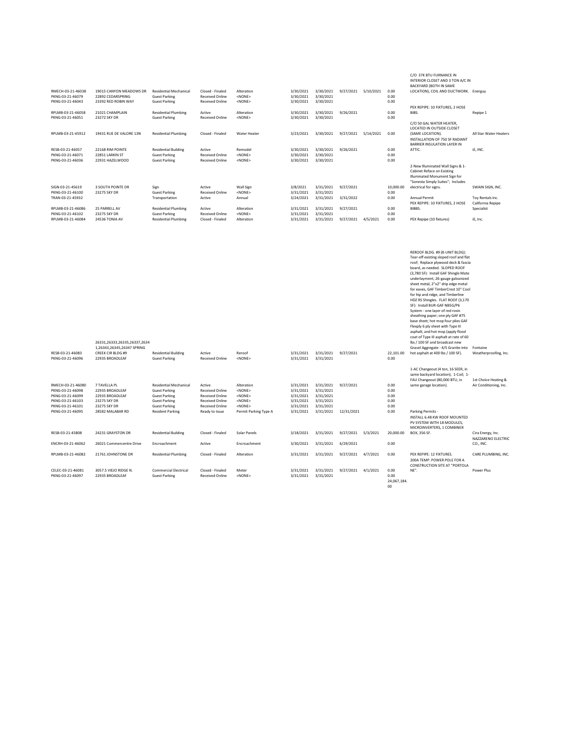| | | | | | | | | | | | |
|---|---|---|---|---|---|---|---|---|---|---|---|
| RMECH-03-21-46038 | 19015 CANYON MEADOWS DR | Residential Mechanical | Closed - Finaled | Alteration | 3/30/2021 | 3/30/2021 | 9/27/2021 | 5/10/2021 | 0.00 | C/O 37K BTU FURNANCE IN INTERIOR CLOSET AND 3 TON A/C IN BACKYARD (BOTH IN SAME LOCATION), COIL AND DUCTWORK. | Energuy |
| PKNG-03-21-46079 | 22892 CEDARSPRING | Guest Parking | Received Online | <NONE> | 3/30/2021 | 3/30/2021 | | | 0.00 | | |
| PKNG-03-21-46043 | 23392 RED ROBIN WAY | Guest Parking | Received Online | <NONE> | 3/30/2021 | 3/30/2021 | | | 0.00 | | |
| RPLMB-03-21-46058 | 21021 CHAMPLAIN | Residential Plumbing | Active | Alteration | 3/30/2021 | 3/30/2021 | 9/26/2021 | | 0.00 | PEX REPIPE: 10 FIXTURES, 2 HOSE BIBS. | Repipe 1 |
| PKNG-03-21-46051 | 23272 SKY DR | Guest Parking | Received Online | <NONE> | 3/30/2021 | 3/30/2021 | | | 0.00 | | |
| RPLMB-03-21-45912 | 19431 RUE DE VALORE 13N | Residential Plumbing | Closed - Finaled | Water Heater | 3/23/2021 | 3/30/2021 | 9/27/2021 | 5/14/2021 | 0.00 | C/O 50 GAL WATER HEATER, LOCATED IN OUTSIDE CLOSET (SAME LOCATION). | All Star Water Heaters |
| RESB-03-21-46057 | 22168 RIM POINTE | Residential Building | Active | Remodel | 3/30/2021 | 3/30/2021 | 9/26/2021 | | 0.00 | INSTALLATION OF 750 SF RADIANT BARRIER INSULATION LAYER IN ATTIC. | iE, INC. |
| PKNG-03-21-46071 | 22851 LARKIN ST | Guest Parking | Received Online | <NONE> | 3/30/2021 | 3/30/2021 | | | 0.00 | | |
| PKNG-03-21-46036 | 22931 HAZELWOOD | Guest Parking | Received Online | <NONE> | 3/30/2021 | 3/30/2021 | | | 0.00 | | |
| SIGN-03-21-45619 | 3 SOUTH POINTE DR | Sign | Active | Wall Sign | 3/8/2021 | 3/31/2021 | 9/27/2021 | | 10,000.00 | 2-New Illuminated Wall Signs & 1-Cabinet Reface on Existing Illuminated Monument Sign for "Sonesta Simply Suites"; Includes electrical for signs. | SWAIN SIGN, INC. |
| PKNG-03-21-46100 | 23275 SKY DR | Guest Parking | Received Online | <NONE> | 3/31/2021 | 3/31/2021 | | | 0.00 | | |
| TRAN-03-21-45932 | | Transportation | Active | Annual | 3/24/2021 | 3/31/2021 | 3/31/2022 | | 0.00 | Annual Permit | Toy Rentals Inc. |
| RPLMB-03-21-46086 | 25 PARRELL AV | Residential Plumbing | Active | Alteration | 3/31/2021 | 3/31/2021 | 9/27/2021 | | 0.00 | PEX REPIPE: 10 FIXTURES, 2 HOSE BIBBS. | California Repipe Specialist |
| PKNG-03-21-46102 | 23275 SKY DR | Guest Parking | Received Online | <NONE> | 3/31/2021 | 3/31/2021 | | | 0.00 | | |
| RPLMB-03-21-46084 | 24536 TONIA AV | Residential Plumbing | Closed - Finaled | Alteration | 3/31/2021 | 3/31/2021 | 9/27/2021 | 4/5/2021 | 0.00 | PEX Repipe (10 fixtures) | iE, Inc. |
| RESB-03-21-46083 | 26331,26333,26335,26337,26341,26343,26345,26347 SPRING CREEK CIR BLDG #9 | Residential Building | Active | Reroof | 3/31/2021 | 3/31/2021 | 9/27/2021 | | 22,101.00 | REROOF BLDG. #9 (8-UNIT BLDG): Tear-off existing sloped roof and flat roof; Replace plywood deck & fascia board, as needed. SLOPED ROOF (3,780 SF): Install GAF Shingle Mate underlayment, 26-gauge galvanized sheet metal, 2"x2" drip edge metal for eaves, GAF TimberCrest 10" Cool for hip and ridge, and Timberline HDZ RS Shingles. FLAT ROOF (3,170 SF): Install BUR-GAF NB5G/P6 System - one layer of red rosin sheathing paper; one ply GAF #75 base sheet; hot mop four plies GAF Flexply 6 ply sheet with Type III asphalt; and hot mop (apply flood coat of Type III asphalt at rate of 60 lbs / 100 SF and broadcast new Gravel Aggregate - 4/5 Granite into hot asphalt at 400 lbs / 100 SF). | Fontaine Weatherproofing, Inc. |
| PKNG-03-21-46096 | 22935 BROADLEAF | Guest Parking | Received Online | <NONE> | 3/31/2021 | 3/31/2021 | | | 0.00 | | |
| RMECH-03-21-46080 | 7 TAVELLA PL | Residential Mechanical | Active | Alteration | 3/31/2021 | 3/31/2021 | 9/27/2021 | | 0.00 | 1-AC Changeout (4 ton, 16 SEER, in same backyard location); 1-Coil; 1-FAU Changeout (80,000 BTU, in same garage location). | 1st Choice Heating & Air Conditioning, Inc. |
| PKNG-03-21-46098 | 22935 BROADLEAF | Guest Parking | Received Online | <NONE> | 3/31/2021 | 3/31/2021 | | | 0.00 | | |
| PKNG-03-21-46099 | 22935 BROADLEAF | Guest Parking | Received Online | <NONE> | 3/31/2021 | 3/31/2021 | | | 0.00 | | |
| PKNG-03-21-46103 | 23275 SKY DR | Guest Parking | Received Online | <NONE> | 3/31/2021 | 3/31/2021 | | | 0.00 | | |
| PKNG-03-21-46101 | 23275 SKY DR | Guest Parking | Received Online | <NONE> | 3/31/2021 | 3/31/2021 | | | 0.00 | | |
| PKNG-03-21-46095 | 28582 MALABAR RD | Resident Parking | Ready to Issue | Permit Parking Type A | 3/31/2021 | 3/31/2021 | 12/31/2021 | | 0.00 | Parking Permits - | |
| RESB-03-21-45808 | 24231 GRAYSTON DR | Residential Building | Closed - Finaled | Solar Panels | 3/18/2021 | 3/31/2021 | 9/27/2021 | 5/3/2021 | 20,000.00 | INSTALL 6.48 KW ROOF MOUNTED PV SYSTEM WITH 18 MODULES, MICROINVERTERS, 1 COMBINER BOX, 356 SF. | Cira Energy, Inc. |
| ENCRH-03-21-46062 | 26021 Commercentre Drive | Encroachment | Active | Encroachment | 3/30/2021 | 3/31/2021 | 6/29/2021 | | 0.00 | | NAZZARENO ELECTRIC CO., INC. |
| RPLMB-03-21-46082 | 21761 JOHNSTONE DR | Residential Plumbing | Closed - Finaled | Alteration | 3/31/2021 | 3/31/2021 | 9/27/2021 | 4/7/2021 | 0.00 | PEX REPIPE: 12 FIXTURES. | CARE PLUMBING, INC. |
| CELEC-03-21-46081 | 3057.5 VIEJO RIDGE N. | Commercial Electrical | Closed - Finaled | Meter | 3/31/2021 | 3/31/2021 | 9/27/2021 | 4/1/2021 | 0.00 | 200A TEMP. POWER POLE FOR A CONSTRUCTION SITE AT "PORTOLA NE". | Power Plus |
| PKNG-03-21-46097 | 22935 BROADLEAF | Guest Parking | Received Online | <NONE> | 3/31/2021 | 3/31/2021 | | | 0.00 | | |
| | | | | | | | | | 24,067,184.00 | | |